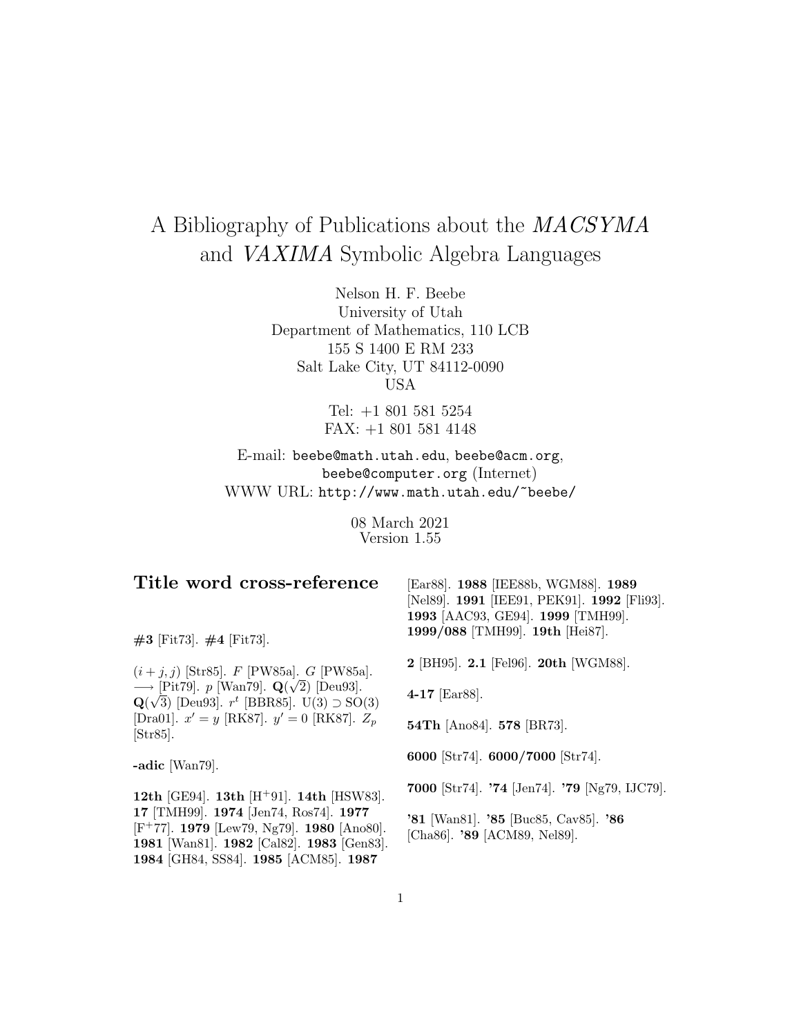# A Bibliography of Publications about the *MACSYMA* and *VAXIMA* Symbolic Algebra Languages

Nelson H. F. Beebe
University of Utah
Department of Mathematics, 110 LCB
155 S 1400 E RM 233
Salt Lake City, UT 84112-0090
USA

Tel: +1 801 581 5254
FAX: +1 801 581 4148

E-mail: beebe@math.utah.edu, beebe@acm.org, beebe@computer.org (Internet)
WWW URL: http://www.math.utah.edu/~beebe/

08 March 2021
Version 1.55

## Title word cross-reference

**#3** [Fit73]. **#4** [Fit73].

$(i+j,j)$ [Str85]. $F$ [PW85a]. $G$ [PW85a]. $\longrightarrow$ [Pit79]. $p$ [Wan79]. $\mathbf{Q}(\sqrt{2})$ [Deu93]. $\mathbf{Q}(\sqrt{3})$ [Deu93]. $r^t$ [BBR85]. $\mathrm{U}(3) \supset \mathrm{SO}(3)$ [Dra01]. $x' = y$ [RK87]. $y' = 0$ [RK87]. $Z_p$ [Str85].

**-adic** [Wan79].

**12th** [GE94]. **13th** [H+91]. **14th** [HSW83]. **17** [TMH99]. **1974** [Jen74, Ros74]. **1977** [F+77]. **1979** [Lew79, Ng79]. **1980** [Ano80]. **1981** [Wan81]. **1982** [Cal82]. **1983** [Gen83]. **1984** [GH84, SS84]. **1985** [ACM85]. **1987** [Ear88]. **1988** [IEE88b, WGM88]. **1989** [Nel89]. **1991** [IEE91, PEK91]. **1992** [Fli93]. **1993** [AAC93, GE94]. **1999** [TMH99]. **1999/088** [TMH99]. **19th** [Hei87].

**2** [BH95]. **2.1** [Fel96]. **20th** [WGM88].

**4-17** [Ear88].

**54Th** [Ano84]. **578** [BR73].

**6000** [Str74]. **6000/7000** [Str74].

**7000** [Str74]. **'74** [Jen74]. **'79** [Ng79, IJC79].

**'81** [Wan81]. **'85** [Buc85, Cav85]. **'86** [Cha86]. **'89** [ACM89, Nel89].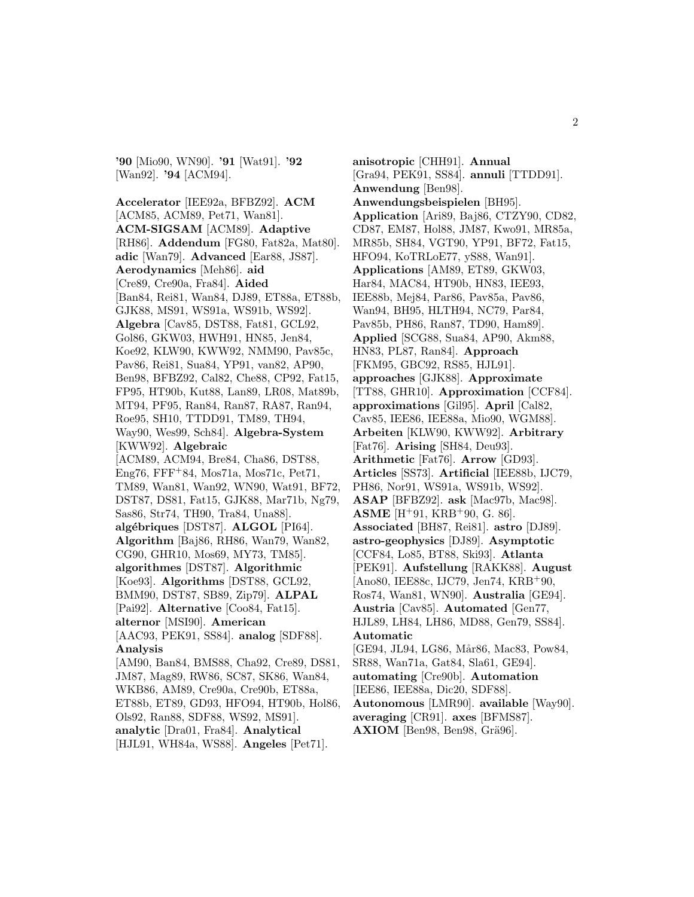**'90** [Mio90, WN90]. **'91** [Wat91]. **'92** [Wan92]. **'94** [ACM94].

**Accelerator** [IEE92a, BFBZ92]. **ACM** [ACM85, ACM89, Pet71, Wan81]. **ACM-SIGSAM** [ACM89]. **Adaptive** [RH86]. **Addendum** [FG80, Fat82a, Mat80]. **adic** [Wan79]. **Advanced** [Ear88, JS87]. **Aerodynamics** [Meh86]. **aid** [Cre89, Cre90a, Fra84]. **Aided** [Ban84, Rei81, Wan84, DJ89, ET88a, ET88b, GJK88, MS91, WS91a, WS91b, WS92]. **Algebra** [Cav85, DST88, Fat81, GCL92, Gol86, GKW03, HWH91, HN85, Jen84, Koe92, KLW90, KWW92, NMM90, Pav85c, Pav86, Rei81, Sua84, YP91, van82, AP90, Ben98, BFBZ92, Cal82, Che88, CP92, Fat15, FP95, HT90b, Kut88, Lan89, LR08, Mat89b, MT94, PF95, Ran84, Ran87, RA87, Ran94, Roe95, SH10, TTDD91, TM89, TH94, Way90, Wes99, Sch84]. **Algebra-System** [KWW92]. **Algebraic** [ACM89, ACM94, Bre84, Cha86, DST88, Eng76, FFF+84, Mos71a, Mos71c, Pet71, TM89, Wan81, Wan92, WN90, Wat91, BF72, DST87, DS81, Fat15, GJK88, Mar71b, Ng79, Sas86, Str74, TH90, Tra84, Una88]. **algébriques** [DST87]. **ALGOL** [PI64]. **Algorithm** [Baj86, RH86, Wan79, Wan82, CG90, GHR10, Mos69, MY73, TM85]. **algorithmes** [DST87]. **Algorithmic** [Koe93]. **Algorithms** [DST88, GCL92, BMM90, DST87, SB89, Zip79]. **ALPAL** [Pai92]. **Alternative** [Coo84, Fat15]. **alternor** [MSI90]. **American** [AAC93, PEK91, SS84]. **analog** [SDF88]. **Analysis** [AM90, Ban84, BMS88, Cha92, Cre89, DS81, JM87, Mag89, RW86, SC87, SK86, Wan84, WKB86, AM89, Cre90a, Cre90b, ET88a, ET88b, ET89, GD93, HFO94, HT90b, Hol86, Ols92, Ran88, SDF88, WS92, MS91]. **analytic** [Dra01, Fra84]. **Analytical** [HJL91, WH84a, WS88]. **Angeles** [Pet71].

**anisotropic** [CHH91]. **Annual** [Gra94, PEK91, SS84]. **annuli** [TTDD91]. **Anwendung** [Ben98]. **Anwendungsbeispielen** [BH95]. **Application** [Ari89, Baj86, CTZY90, CD82, CD87, EM87, Hol88, JM87, Kwo91, MR85a, MR85b, SH84, VGT90, YP91, BF72, Fat15, HFO94, KoTRLoE77, yS88, Wan91]. **Applications** [AM89, ET89, GKW03, Har84, MAC84, HT90b, HN83, IEE93, IEE88b, Mej84, Par86, Pav85a, Pav86, Wan94, BH95, HLTH94, NC79, Par84, Pav85b, PH86, Ran87, TD90, Ham89]. **Applied** [SCG88, Sua84, AP90, Akm88, HN83, PL87, Ran84]. **Approach** [FKM95, GBC92, RS85, HJL91]. **approaches** [GJK88]. **Approximate** [TT88, GHR10]. **Approximation** [CCF84]. **approximations** [Gil95]. **April** [Cal82, Cav85, IEE86, IEE88a, Mio90, WGM88]. **Arbeiten** [KLW90, KWW92]. **Arbitrary** [Fat76]. **Arising** [SH84, Deu93]. **Arithmetic** [Fat76]. **Arrow** [GD93]. **Articles** [SS73]. **Artificial** [IEE88b, IJC79, PH86, Nor91, WS91a, WS91b, WS92]. **ASAP** [BFBZ92]. **ask** [Mac97b, Mac98]. **ASME** [H+91, KRB+90, G. 86]. **Associated** [BH87, Rei81]. **astro** [DJ89]. **astro-geophysics** [DJ89]. **Asymptotic** [CCF84, Lo85, BT88, Ski93]. **Atlanta** [PEK91]. **Aufstellung** [RAKK88]. **August** [Ano80, IEE88c, IJC79, Jen74, KRB+90, Ros74, Wan81, WN90]. **Australia** [GE94]. **Austria** [Cav85]. **Automated** [Gen77, HJL89, LH84, LH86, MD88, Gen79, SS84]. **Automatic** [GE94, JL94, LG86, Mår86, Mac83, Pow84, SR88, Wan71a, Gat84, Sla61, GE94]. **automating** [Cre90b]. **Automation** [IEE86, IEE88a, Dic20, SDF88]. **Autonomous** [LMR90]. **available** [Way90]. **averaging** [CR91]. **axes** [BFMS87]. **AXIOM** [Ben98, Ben98, Grä96].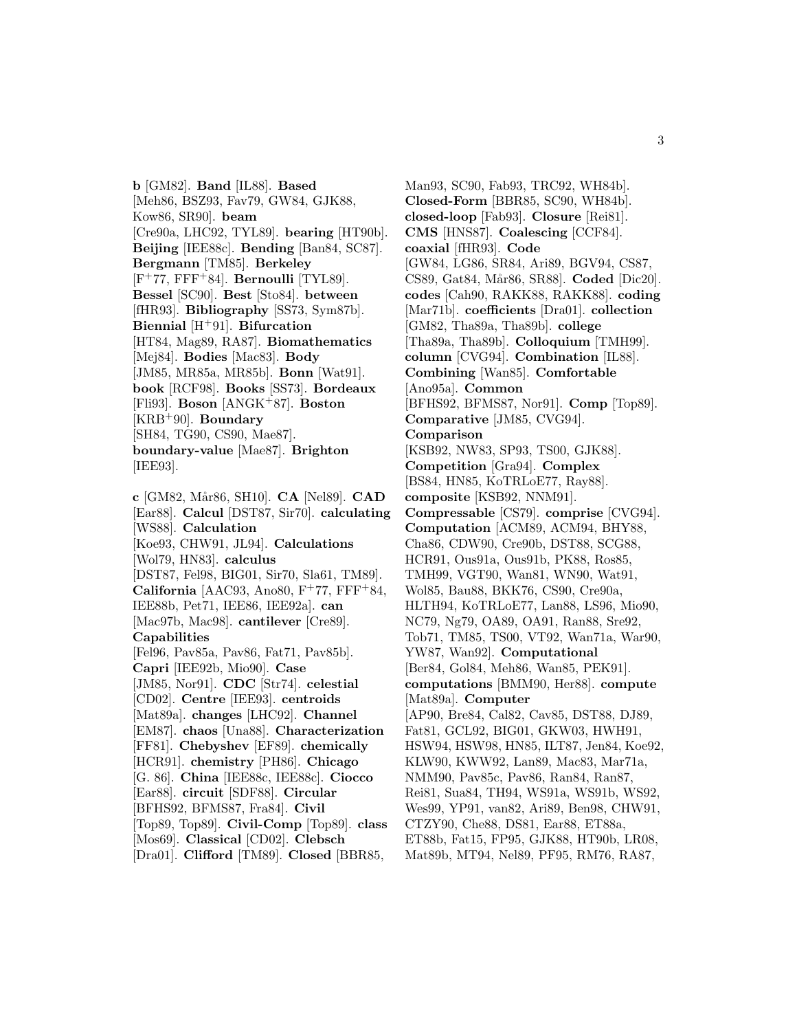**b** [GM82]. **Band** [IL88]. **Based** [Meh86, BSZ93, Fav79, GW84, GJK88, Kow86, SR90]. **beam** [Cre90a, LHC92, TYL89]. **bearing** [HT90b]. **Beijing** [IEE88c]. **Bending** [Ban84, SC87]. **Bergmann** [TM85]. **Berkeley** [F[+]77, FFF[+]84]. **Bernoulli** [TYL89]. **Bessel** [SC90]. **Best** [Sto84]. **between** [fHR93]. **Bibliography** [SS73, Sym87b]. **Biennial** [H[+]91]. **Bifurcation** [HT84, Mag89, RA87]. **Biomathematics** [Mej84]. **Bodies** [Mac83]. **Body** [JM85, MR85a, MR85b]. **Bonn** [Wat91]. **book** [RCF98]. **Books** [SS73]. **Bordeaux** [Fli93]. **Boson** [ANGK[+]87]. **Boston** [KRB[+]90]. **Boundary** [SH84, TG90, CS90, Mae87]. **boundary-value** [Mae87]. **Brighton** [IEE93].

**c** [GM82, Mår86, SH10]. **CA** [Nel89]. **CAD** [Ear88]. **Calcul** [DST87, Sir70]. **calculating** [WS88]. **Calculation** [Koe93, CHW91, JL94]. **Calculations** [Wol79, HN83]. **calculus** [DST87, Fel98, BIG01, Sir70, Sla61, TM89]. **California** [AAC93, Ano80, F[+]77, FFF[+]84, IEE88b, Pet71, IEE86, IEE92a]. **can** [Mac97b, Mac98]. **cantilever** [Cre89]. **Capabilities** [Fel96, Pav85a, Pav86, Fat71, Pav85b]. **Capri** [IEE92b, Mio90]. **Case** [JM85, Nor91]. **CDC** [Str74]. **celestial** [CD02]. **Centre** [IEE93]. **centroids** [Mat89a]. **changes** [LHC92]. **Channel** [EM87]. **chaos** [Una88]. **Characterization** [FF81]. **Chebyshev** [EF89]. **chemically** [HCR91]. **chemistry** [PH86]. **Chicago** [G. 86]. **China** [IEE88c, IEE88c]. **Ciocco** [Ear88]. **circuit** [SDF88]. **Circular** [BFHS92, BFMS87, Fra84]. **Civil** [Top89, Top89]. **Civil-Comp** [Top89]. **class** [Mos69]. **Classical** [CD02]. **Clebsch** [Dra01]. **Clifford** [TM89]. **Closed** [BBR85, Man93, SC90, Fab93, TRC92, WH84b]. **Closed-Form** [BBR85, SC90, WH84b]. **closed-loop** [Fab93]. **Closure** [Rei81]. **CMS** [HNS87]. **Coalescing** [CCF84]. **coaxial** [fHR93]. **Code** [GW84, LG86, SR84, Ari89, BGV94, CS87, CS89, Gat84, Mår86, SR88]. **Coded** [Dic20]. **codes** [Cah90, RAKK88, RAKK88]. **coding** [Mar71b]. **coefficients** [Dra01]. **collection** [GM82, Tha89a, Tha89b]. **college** [Tha89a, Tha89b]. **Colloquium** [TMH99]. **column** [CVG94]. **Combination** [IL88]. **Combining** [Wan85]. **Comfortable** [Ano95a]. **Common** [BFHS92, BFMS87, Nor91]. **Comp** [Top89]. **Comparative** [JM85, CVG94]. **Comparison** [KSB92, NW83, SP93, TS00, GJK88]. **Competition** [Gra94]. **Complex** [BS84, HN85, KoTRLoE77, Ray88]. **composite** [KSB92, NNM91]. **Compressable** [CS79]. **comprise** [CVG94]. **Computation** [ACM89, ACM94, BHY88, Cha86, CDW90, Cre90b, DST88, SCG88, HCR91, Ous91a, Ous91b, PK88, Ros85, TMH99, VGT90, Wan81, WN90, Wat91, Wol85, Bau88, BKK76, CS90, Cre90a, HLTH94, KoTRLoE77, Lan88, LS96, Mio90, NC79, Ng79, OA89, OA91, Ran88, Sre92, Tob71, TM85, TS00, VT92, Wan71a, War90, YW87, Wan92]. **Computational** [Ber84, Gol84, Meh86, Wan85, PEK91]. **computations** [BMM90, Her88]. **compute** [Mat89a]. **Computer** [AP90, Bre84, Cal82, Cav85, DST88, DJ89, Fat81, GCL92, BIG01, GKW03, HWH91, HSW94, HSW98, HN85, ILT87, Jen84, Koe92, KLW90, KWW92, Lan89, Mac83, Mar71a, NMM90, Pav85c, Pav86, Ran84, Ran87, Rei81, Sua84, TH94, WS91a, WS91b, WS92, Wes99, YP91, van82, Ari89, Ben98, CHW91, CTZY90, Che88, DS81, Ear88, ET88a, ET88b, Fat15, FP95, GJK88, HT90b, LR08, Mat89b, MT94, Nel89, PF95, RM76, RA87,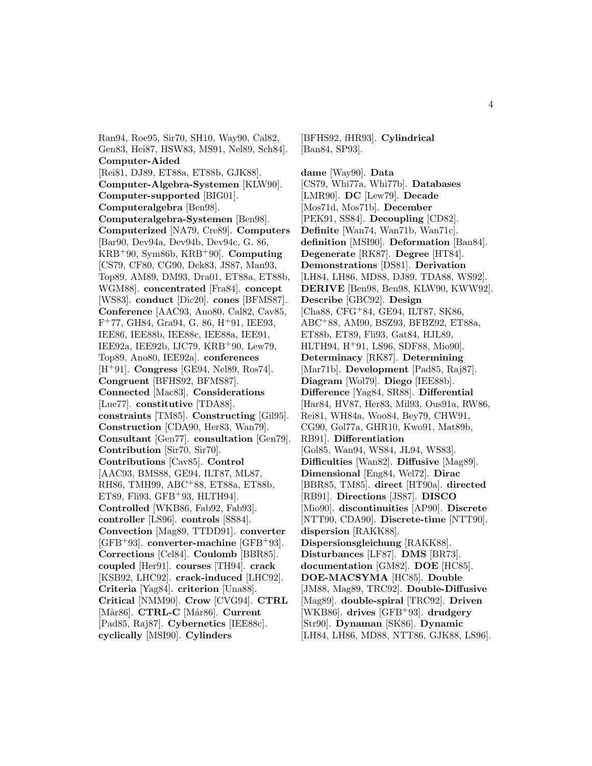Ran94, Roe95, Sir70, SH10, Way90, Cal82, Gen83, Hei87, HSW83, MS91, Nel89, Sch84]. **Computer-Aided** [Rei81, DJ89, ET88a, ET88b, GJK88]. **Computer-Algebra-Systemen** [KLW90]. **Computer-supported** [BIG01]. **Computeralgebra** [Ben98]. **Computeralgebra-Systemen** [Ben98]. **Computerized** [NA79, Cre89]. **Computers** [Bar90, Dev94a, Dev94b, Dev94c, G. 86, KRB+90, Sym86b, KRB+90]. **Computing** [CS79, CF80, CG90, Dek83, JS87, Man93, Top89, AM89, DM93, Dra01, ET88a, ET88b, WGM88]. **concentrated** [Fra84]. **concept** [WS83]. **conduct** [Dic20]. **cones** [BFMS87]. **Conference** [AAC93, Ano80, Cal82, Cav85, F+77, GH84, Gra94, G. 86, H+91, IEE93, IEE86, IEE88b, IEE88c, IEE88a, IEE91, IEE92a, IEE92b, IJC79, KRB+90, Lew79, Top89, Ano80, IEE92a]. **conferences** [H+91]. **Congress** [GE94, Nel89, Ros74]. **Congruent** [BFHS92, BFMS87]. **Connected** [Mac83]. **Considerations** [Lue77]. **constitutive** [TDA88]. **constraints** [TM85]. **Constructing** [Gil95]. **Construction** [CDA90, Her83, Wan79]. **Consultant** [Gen77]. **consultation** [Gen79]. **Contribution** [Sir70, Sir70]. **Contributions** [Cav85]. **Control** [AAC93, BMS88, GE94, ILT87, ML87, RH86, TMH99, ABC+88, ET88a, ET88b, ET89, Fli93, GFB+93, HLTH94]. **Controlled** [WKB86, Fab92, Fab93]. **controller** [LS96]. **controls** [SS84]. **Convection** [Mag89, TTDD91]. **converter** [GFB+93]. **converter-machine** [GFB+93]. **Corrections** [Cel84]. **Coulomb** [BBR85]. **coupled** [Her91]. **courses** [TH94]. **crack** [KSB92, LHC92]. **crack-induced** [LHC92]. **Criteria** [Yag84]. **criterion** [Una88]. **Critical** [NMM90]. **Crow** [CVG94]. **CTRL** [Mår86]. **CTRL-C** [Mår86]. **Current** [Pad85, Raj87]. **Cybernetics** [IEE88c]. **cyclically** [MSI90]. **Cylinders** [BFHS92, fHR93]. **Cylindrical** [Ban84, SP93].

**dame** [Way90]. **Data** [CS79, Whi77a, Whi77b]. **Databases** [LMR90]. **DC** [Lew79]. **Decade** [Mos71d, Mos71b]. **December** [PEK91, SS84]. **Decoupling** [CD82]. **Definite** [Wan74, Wan71b, Wan71c]. **definition** [MSI90]. **Deformation** [Ban84]. **Degenerate** [RK87]. **Degree** [HT84]. **Demonstrations** [DS81]. **Derivation** [LH84, LH86, MD88, DJ89, TDA88, WS92]. **DERIVE** [Ben98, Ben98, KLW90, KWW92]. **Describe** [GBC92]. **Design** [Cha88, CFG+84, GE94, ILT87, SK86, ABC+88, AM90, BSZ93, BFBZ92, ET88a, ET88b, ET89, Fli93, Gat84, HJL89, HLTH94, H+91, LS96, SDF88, Mio90]. **Determinacy** [RK87]. **Determining** [Mar71b]. **Development** [Pad85, Raj87]. **Diagram** [Wol79]. **Diego** [IEE88b]. **Difference** [Yag84, SR88]. **Differential** [Har84, HV87, Her83, Mil93, Ous91a, RW86, Rei81, WH84a, Woo84, Bey79, CHW91, CG90, Gol77a, GHR10, Kwo91, Mat89b, RB91]. **Differentiation** [Gol85, Wan94, WS84, JL94, WS83]. **Difficulties** [Wan82]. **Diffusive** [Mag89]. **Dimensional** [Eng84, Wel72]. **Dirac** [BBR85, TM85]. **direct** [HT90a]. **directed** [RB91]. **Directions** [JS87]. **DISCO** [Mio90]. **discontinuities** [AP90]. **Discrete** [NTT90, CDA90]. **Discrete-time** [NTT90]. **dispersion** [RAKK88]. **Dispersionsgleichung** [RAKK88]. **Disturbances** [LF87]. **DMS** [BR73]. **documentation** [GM82]. **DOE** [HC85]. **DOE-MACSYMA** [HC85]. **Double** [JM88, Mag89, TRC92]. **Double-Diffusive** [Mag89]. **double-spiral** [TRC92]. **Driven** [WKB86]. **drives** [GFB+93]. **drudgery** [Str90]. **Dynaman** [SK86]. **Dynamic** [LH84, LH86, MD88, NTT86, GJK88, LS96].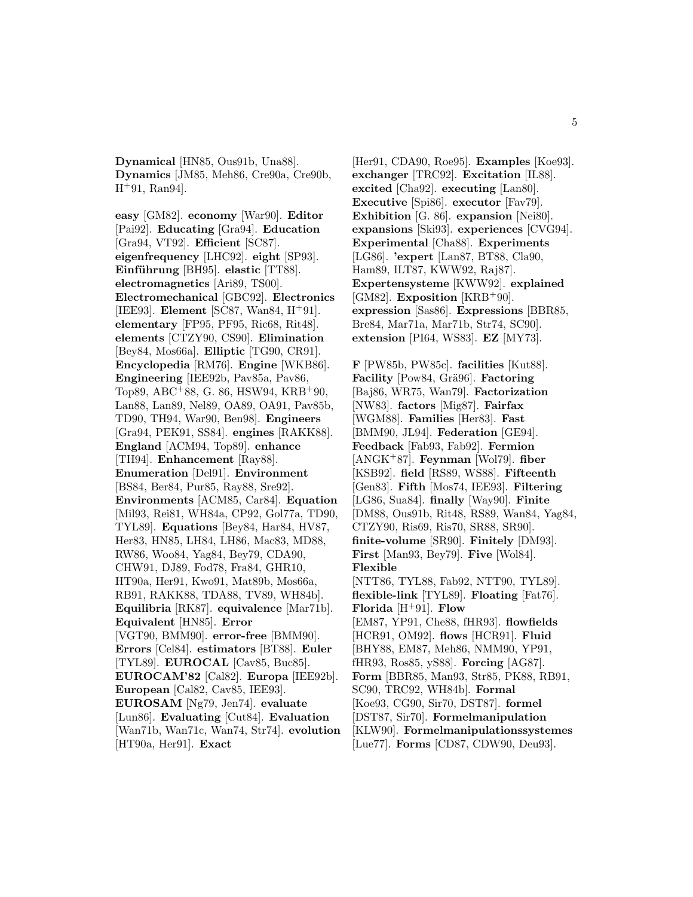**Dynamical** [HN85, Ous91b, Una88]. **Dynamics** [JM85, Meh86, Cre90a, Cre90b, H[+]91, Ran94].

**easy** [GM82]. **economy** [War90]. **Editor** [Pai92]. **Educating** [Gra94]. **Education** [Gra94, VT92]. **Efficient** [SC87]. **eigenfrequency** [LHC92]. **eight** [SP93]. **Einführung** [BH95]. **elastic** [TT88]. **electromagnetics** [Ari89, TS00]. **Electromechanical** [GBC92]. **Electronics** [IEE93]. **Element** [SC87, Wan84, H[+]91]. **elementary** [FP95, PF95, Ric68, Rit48]. **elements** [CTZY90, CS90]. **Elimination** [Bey84, Mos66a]. **Elliptic** [TG90, CR91]. **Encyclopedia** [RM76]. **Engine** [WKB86]. **Engineering** [IEE92b, Pav85a, Pav86, Top89, ABC[+]88, G. 86, HSW94, KRB[+]90, Lan88, Lan89, Nel89, OA89, OA91, Pav85b, TD90, TH94, War90, Ben98]. **Engineers** [Gra94, PEK91, SS84]. **engines** [RAKK88]. **England** [ACM94, Top89]. **enhance** [TH94]. **Enhancement** [Ray88]. **Enumeration** [Del91]. **Environment** [BS84, Ber84, Pur85, Ray88, Sre92]. **Environments** [ACM85, Car84]. **Equation** [Mil93, Rei81, WH84a, CP92, Gol77a, TD90, TYL89]. **Equations** [Bey84, Har84, HV87, Her83, HN85, LH84, LH86, Mac83, MD88, RW86, Woo84, Yag84, Bey79, CDA90, CHW91, DJ89, Fod78, Fra84, GHR10, HT90a, Her91, Kwo91, Mat89b, Mos66a, RB91, RAKK88, TDA88, TV89, WH84b]. **Equilibria** [RK87]. **equivalence** [Mar71b]. **Equivalent** [HN85]. **Error** [VGT90, BMM90]. **error-free** [BMM90]. **Errors** [Cel84]. **estimators** [BT88]. **Euler** [TYL89]. **EUROCAL** [Cav85, Buc85]. **EUROCAM'82** [Cal82]. **Europa** [IEE92b]. **European** [Cal82, Cav85, IEE93]. **EUROSAM** [Ng79, Jen74]. **evaluate** [Lun86]. **Evaluating** [Cut84]. **Evaluation** [Wan71b, Wan71c, Wan74, Str74]. **evolution** [HT90a, Her91]. **Exact** [Her91, CDA90, Roe95]. **Examples** [Koe93]. **exchanger** [TRC92]. **Excitation** [IL88]. **excited** [Cha92]. **executing** [Lan80]. **Executive** [Spi86]. **executor** [Fav79]. **Exhibition** [G. 86]. **expansion** [Nei80]. **expansions** [Ski93]. **experiences** [CVG94]. **Experimental** [Cha88]. **Experiments** [LG86]. **'expert** [Lan87, BT88, Cla90, Ham89, ILT87, KWW92, Raj87]. **Expertensysteme** [KWW92]. **explained** [GM82]. **Exposition** [KRB[+]90]. **expression** [Sas86]. **Expressions** [BBR85, Bre84, Mar71a, Mar71b, Str74, SC90]. **extension** [PI64, WS83]. **EZ** [MY73].

**F** [PW85b, PW85c]. **facilities** [Kut88]. **Facility** [Pow84, Grä96]. **Factoring** [Baj86, WR75, Wan79]. **Factorization** [NW83]. **factors** [Mig87]. **Fairfax** [WGM88]. **Families** [Her83]. **Fast** [BMM90, JL94]. **Federation** [GE94]. **Feedback** [Fab93, Fab92]. **Fermion** [ANGK[+]87]. **Feynman** [Wol79]. **fiber** [KSB92]. **field** [RS89, WS88]. **Fifteenth** [Gen83]. **Fifth** [Mos74, IEE93]. **Filtering** [LG86, Sua84]. **finally** [Way90]. **Finite** [DM88, Ous91b, Rit48, RS89, Wan84, Yag84, CTZY90, Ris69, Ris70, SR88, SR90]. **finite-volume** [SR90]. **Finitely** [DM93]. **First** [Man93, Bey79]. **Five** [Wol84]. **Flexible** [NTT86, TYL88, Fab92, NTT90, TYL89]. **flexible-link** [TYL89]. **Floating** [Fat76]. **Florida** [H[+]91]. **Flow** [EM87, YP91, Che88, fHR93]. **flowfields** [HCR91, OM92]. **flows** [HCR91]. **Fluid** [BHY88, EM87, Meh86, NMM90, YP91, fHR93, Ros85, yS88]. **Forcing** [AG87]. **Form** [BBR85, Man93, Str85, PK88, RB91, SC90, TRC92, WH84b]. **Formal** [Koe93, CG90, Sir70, DST87]. **formel** [DST87, Sir70]. **Formelmanipulation** [KLW90]. **Formelmanipulationssystemes** [Lue77]. **Forms** [CD87, CDW90, Deu93].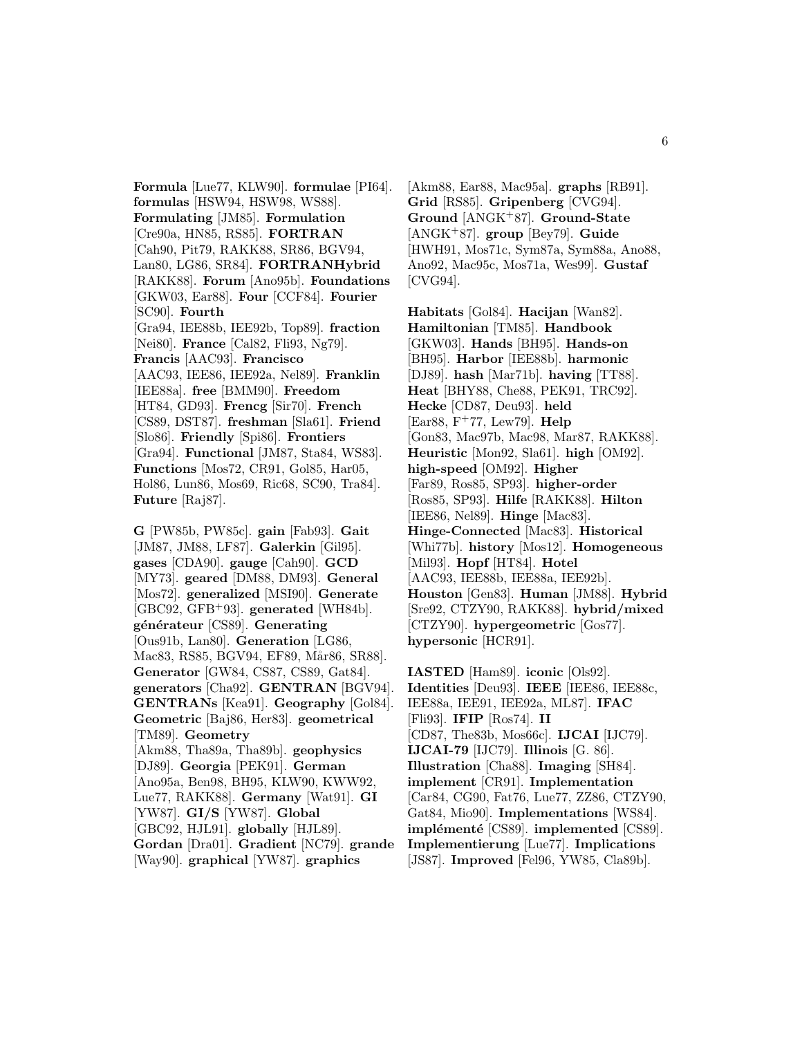**Formula** [Lue77, KLW90]. **formulae** [PI64]. **formulas** [HSW94, HSW98, WS88]. **Formulating** [JM85]. **Formulation** [Cre90a, HN85, RS85]. **FORTRAN** [Cah90, Pit79, RAKK88, SR86, BGV94, Lan80, LG86, SR84]. **FORTRANHybrid** [RAKK88]. **Forum** [Ano95b]. **Foundations** [GKW03, Ear88]. **Four** [CCF84]. **Fourier** [SC90]. **Fourth** [Gra94, IEE88b, IEE92b, Top89]. **fraction** [Nei80]. **France** [Cal82, Fli93, Ng79]. **Francis** [AAC93]. **Francisco** [AAC93, IEE86, IEE92a, Nel89]. **Franklin** [IEE88a]. **free** [BMM90]. **Freedom** [HT84, GD93]. **Frencg** [Sir70]. **French** [CS89, DST87]. **freshman** [Sla61]. **Friend** [Slo86]. **Friendly** [Spi86]. **Frontiers** [Gra94]. **Functional** [JM87, Sta84, WS83]. **Functions** [Mos72, CR91, Gol85, Har05, Hol86, Lun86, Mos69, Ric68, SC90, Tra84]. **Future** [Raj87].

**G** [PW85b, PW85c]. **gain** [Fab93]. **Gait** [JM87, JM88, LF87]. **Galerkin** [Gil95]. **gases** [CDA90]. **gauge** [Cah90]. **GCD** [MY73]. **geared** [DM88, DM93]. **General** [Mos72]. **generalized** [MSI90]. **Generate** [GBC92, GFB+93]. **generated** [WH84b]. **générateur** [CS89]. **Generating** [Ous91b, Lan80]. **Generation** [LG86, Mac83, RS85, BGV94, EF89, Mår86, SR88]. **Generator** [GW84, CS87, CS89, Gat84]. **generators** [Cha92]. **GENTRAN** [BGV94]. **GENTRANs** [Kea91]. **Geography** [Gol84]. **Geometric** [Baj86, Her83]. **geometrical** [TM89]. **Geometry** [Akm88, Tha89a, Tha89b]. **geophysics** [DJ89]. **Georgia** [PEK91]. **German** [Ano95a, Ben98, BH95, KLW90, KWW92, Lue77, RAKK88]. **Germany** [Wat91]. **GI** [YW87]. **GI/S** [YW87]. **Global** [GBC92, HJL91]. **globally** [HJL89]. **Gordan** [Dra01]. **Gradient** [NC79]. **grande** [Way90]. **graphical** [YW87]. **graphics** [Akm88, Ear88, Mac95a]. **graphs** [RB91]. **Grid** [RS85]. **Gripenberg** [CVG94]. **Ground** [ANGK+87]. **Ground-State** [ANGK+87]. **group** [Bey79]. **Guide** [HWH91, Mos71c, Sym87a, Sym88a, Ano88, Ano92, Mac95c, Mos71a, Wes99]. **Gustaf** [CVG94].

**Habitats** [Gol84]. **Hacijan** [Wan82]. **Hamiltonian** [TM85]. **Handbook** [GKW03]. **Hands** [BH95]. **Hands-on** [BH95]. **Harbor** [IEE88b]. **harmonic** [DJ89]. **hash** [Mar71b]. **having** [TT88]. **Heat** [BHY88, Che88, PEK91, TRC92]. **Hecke** [CD87, Deu93]. **held** [Ear88, F+77, Lew79]. **Help** [Gon83, Mac97b, Mac98, Mar87, RAKK88]. **Heuristic** [Mon92, Sla61]. **high** [OM92]. **high-speed** [OM92]. **Higher** [Far89, Ros85, SP93]. **higher-order** [Ros85, SP93]. **Hilfe** [RAKK88]. **Hilton** [IEE86, Nel89]. **Hinge** [Mac83]. **Hinge-Connected** [Mac83]. **Historical** [Whi77b]. **history** [Mos12]. **Homogeneous** [Mil93]. **Hopf** [HT84]. **Hotel** [AAC93, IEE88b, IEE88a, IEE92b]. **Houston** [Gen83]. **Human** [JM88]. **Hybrid** [Sre92, CTZY90, RAKK88]. **hybrid/mixed** [CTZY90]. **hypergeometric** [Gos77]. **hypersonic** [HCR91].

**IASTED** [Ham89]. **iconic** [Ols92]. **Identities** [Deu93]. **IEEE** [IEE86, IEE88c, IEE88a, IEE91, IEE92a, ML87]. **IFAC** [Fli93]. **IFIP** [Ros74]. **II** [CD87, The83b, Mos66c]. **IJCAI** [IJC79]. **IJCAI-79** [IJC79]. **Illinois** [G. 86]. **Illustration** [Cha88]. **Imaging** [SH84]. **implement** [CR91]. **Implementation** [Car84, CG90, Fat76, Lue77, ZZ86, CTZY90, Gat84, Mio90]. **Implementations** [WS84]. **implémenté** [CS89]. **implemented** [CS89]. **Implementierung** [Lue77]. **Implications** [JS87]. **Improved** [Fel96, YW85, Cla89b].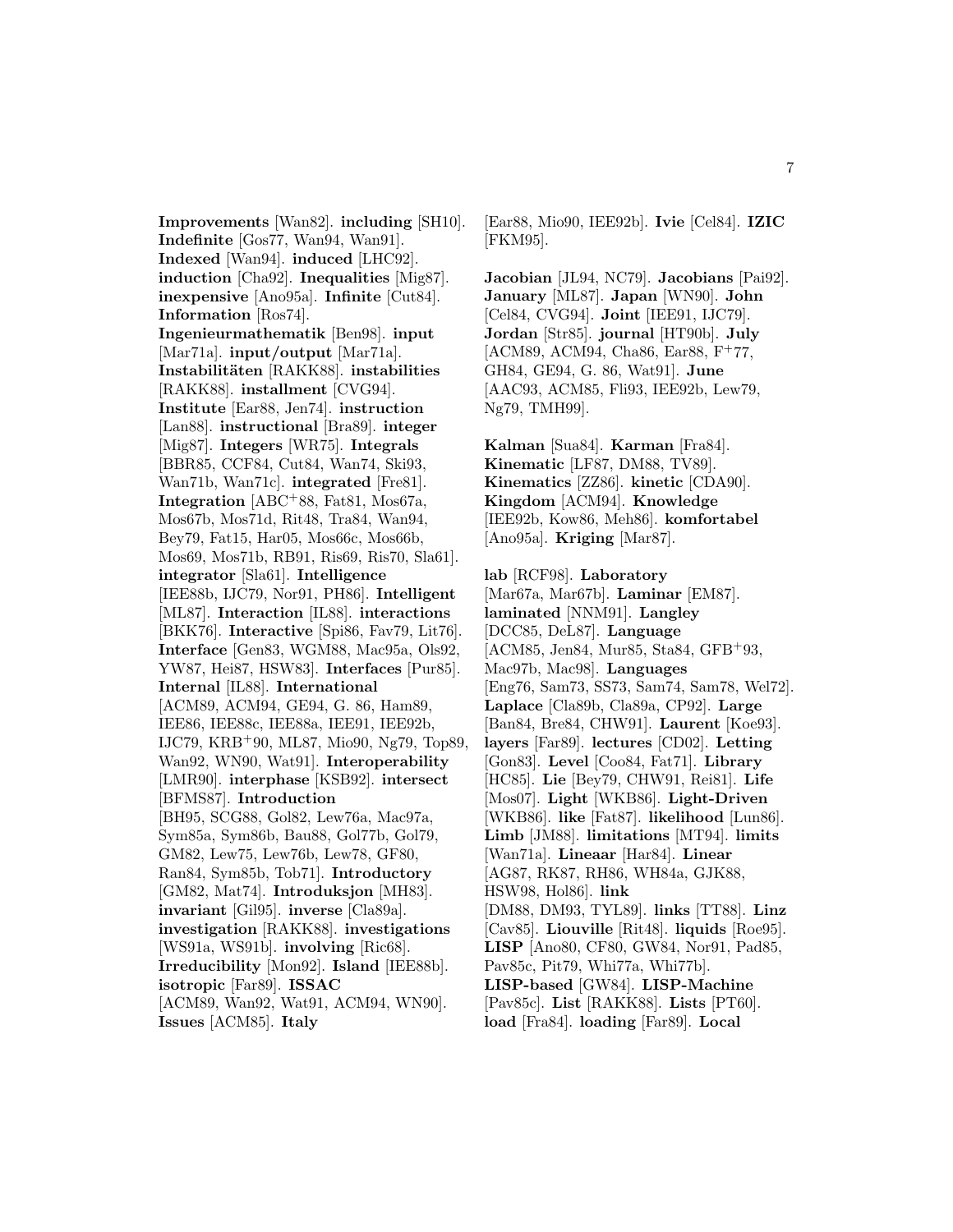**Improvements** [Wan82]. **including** [SH10]. **Indefinite** [Gos77, Wan94, Wan91]. **Indexed** [Wan94]. **induced** [LHC92]. **induction** [Cha92]. **Inequalities** [Mig87]. **inexpensive** [Ano95a]. **Infinite** [Cut84]. **Information** [Ros74]. **Ingenieurmathematik** [Ben98]. **input** [Mar71a]. **input/output** [Mar71a]. **Instabilitäten** [RAKK88]. **instabilities** [RAKK88]. **installment** [CVG94]. **Institute** [Ear88, Jen74]. **instruction** [Lan88]. **instructional** [Bra89]. **integer** [Mig87]. **Integers** [WR75]. **Integrals** [BBR85, CCF84, Cut84, Wan74, Ski93, Wan71b, Wan71c]. **integrated** [Fre81]. **Integration** [ABC+88, Fat81, Mos67a, Mos67b, Mos71d, Rit48, Tra84, Wan94, Bey79, Fat15, Har05, Mos66c, Mos66b, Mos69, Mos71b, RB91, Ris69, Ris70, Sla61]. **integrator** [Sla61]. **Intelligence** [IEE88b, IJC79, Nor91, PH86]. **Intelligent** [ML87]. **Interaction** [IL88]. **interactions** [BKK76]. **Interactive** [Spi86, Fav79, Lit76]. **Interface** [Gen83, WGM88, Mac95a, Ols92, YW87, Hei87, HSW83]. **Interfaces** [Pur85]. **Internal** [IL88]. **International** [ACM89, ACM94, GE94, G. 86, Ham89, IEE86, IEE88c, IEE88a, IEE91, IEE92b, IJC79, KRB+90, ML87, Mio90, Ng79, Top89, Wan92, WN90, Wat91]. **Interoperability** [LMR90]. **interphase** [KSB92]. **intersect** [BFMS87]. **Introduction** [BH95, SCG88, Gol82, Lew76a, Mac97a, Sym85a, Sym86b, Bau88, Gol77b, Gol79, GM82, Lew75, Lew76b, Lew78, GF80, Ran84, Sym85b, Tob71]. **Introductory** [GM82, Mat74]. **Introduksjon** [MH83]. **invariant** [Gil95]. **inverse** [Cla89a]. **investigation** [RAKK88]. **investigations** [WS91a, WS91b]. **involving** [Ric68]. **Irreducibility** [Mon92]. **Island** [IEE88b]. **isotropic** [Far89]. **ISSAC** [ACM89, Wan92, Wat91, ACM94, WN90]. **Issues** [ACM85]. **Italy** [Ear88, Mio90, IEE92b]. **Ivie** [Cel84]. **IZIC** [FKM95].

**Jacobian** [JL94, NC79]. **Jacobians** [Pai92]. **January** [ML87]. **Japan** [WN90]. **John** [Cel84, CVG94]. **Joint** [IEE91, IJC79]. **Jordan** [Str85]. **journal** [HT90b]. **July** [ACM89, ACM94, Cha86, Ear88, F+77, GH84, GE94, G. 86, Wat91]. **June** [AAC93, ACM85, Fli93, IEE92b, Lew79, Ng79, TMH99].

**Kalman** [Sua84]. **Karman** [Fra84]. **Kinematic** [LF87, DM88, TV89]. **Kinematics** [ZZ86]. **kinetic** [CDA90]. **Kingdom** [ACM94]. **Knowledge** [IEE92b, Kow86, Meh86]. **komfortabel** [Ano95a]. **Kriging** [Mar87].

**lab** [RCF98]. **Laboratory** [Mar67a, Mar67b]. **Laminar** [EM87]. **laminated** [NNM91]. **Langley** [DCC85, DeL87]. **Language** [ACM85, Jen84, Mur85, Sta84, GFB+93, Mac97b, Mac98]. **Languages** [Eng76, Sam73, SS73, Sam74, Sam78, Wel72]. **Laplace** [Cla89b, Cla89a, CP92]. **Large** [Ban84, Bre84, CHW91]. **Laurent** [Koe93]. **layers** [Far89]. **lectures** [CD02]. **Letting** [Gon83]. **Level** [Coo84, Fat71]. **Library** [HC85]. **Lie** [Bey79, CHW91, Rei81]. **Life** [Mos07]. **Light** [WKB86]. **Light-Driven** [WKB86]. **like** [Fat87]. **likelihood** [Lun86]. **Limb** [JM88]. **limitations** [MT94]. **limits** [Wan71a]. **Lineaar** [Har84]. **Linear** [AG87, RK87, RH86, WH84a, GJK88, HSW98, Hol86]. **link** [DM88, DM93, TYL89]. **links** [TT88]. **Linz** [Cav85]. **Liouville** [Rit48]. **liquids** [Roe95]. **LISP** [Ano80, CF80, GW84, Nor91, Pad85, Pav85c, Pit79, Whi77a, Whi77b]. **LISP-based** [GW84]. **LISP-Machine** [Pav85c]. **List** [RAKK88]. **Lists** [PT60]. **load** [Fra84]. **loading** [Far89]. **Local**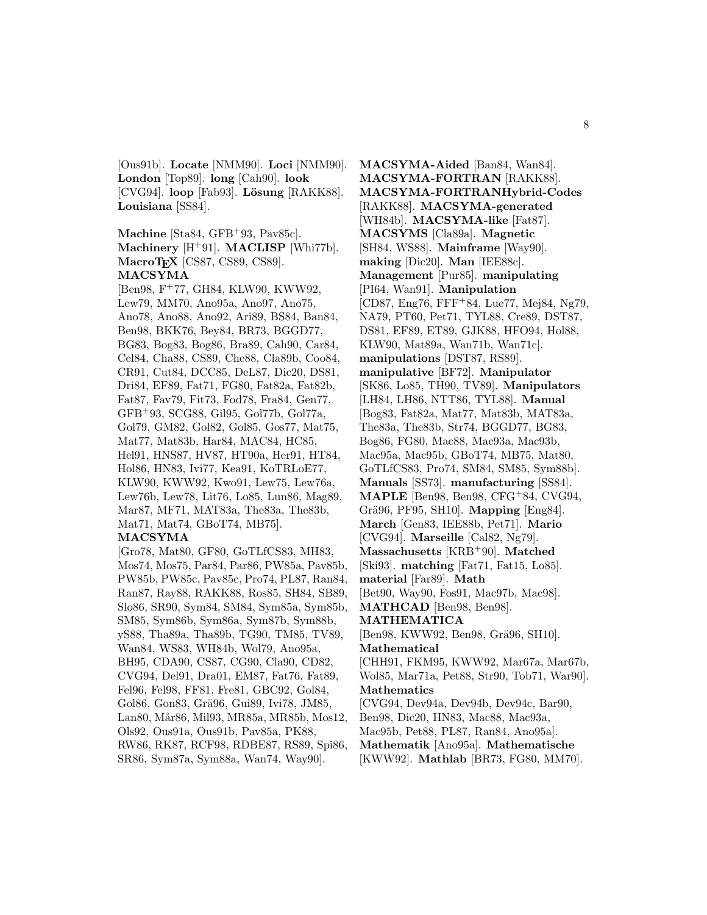[Ous91b]. **Locate** [NMM90]. **Loci** [NMM90]. **London** [Top89]. **long** [Cah90]. **look** [CVG94]. **loop** [Fab93]. **Lösung** [RAKK88]. **Louisiana** [SS84].

**Machine** [Sta84, GFB+93, Pav85c]. **Machinery** [H+91]. **MACLISP** [Whi77b]. **MacroTEX** [CS87, CS89, CS89]. **MACSYMA** [Ben98, F+77, GH84, KLW90, KWW92, Lew79, MM70, Ano95a, Ano97, Ano75, Ano78, Ano88, Ano92, Ari89, BS84, Ban84, Ben98, BKK76, Bey84, BR73, BGGD77, BG83, Bog83, Bog86, Bra89, Cah90, Car84, Cel84, Cha88, CS89, Che88, Cla89b, Coo84, CR91, Cut84, DCC85, DeL87, Dic20, DS81, Dri84, EF89, Fat71, FG80, Fat82a, Fat82b, Fat87, Fav79, Fit73, Fod78, Fra84, Gen77, GFB+93, SCG88, Gil95, Gol77b, Gol77a, Gol79, GM82, Gol82, Gol85, Gos77, Mat75, Mat77, Mat83b, Har84, MAC84, HC85, Hel91, HNS87, HV87, HT90a, Her91, HT84, Hol86, HN83, Ivi77, Kea91, KoTRLoE77, KLW90, KWW92, Kwo91, Lew75, Lew76a, Lew76b, Lew78, Lit76, Lo85, Lun86, Mag89, Mar87, MF71, MAT83a, The83a, The83b, Mat71, Mat74, GBoT74, MB75]. **MACSYMA** [Gro78, Mat80, GF80, GoTLfCS83, MH83, Mos74, Mos75, Par84, Par86, PW85a, Pav85b, PW85b, PW85c, Pav85c, Pro74, PL87, Ran84, Ran87, Ray88, RAKK88, Ros85, SH84, SB89, Slo86, SR90, Sym84, SM84, Sym85a, Sym85b, SM85, Sym86b, Sym86a, Sym87b, Sym88b, yS88, Tha89a, Tha89b, TG90, TM85, TV89, Wan84, WS83, WH84b, Wol79, Ano95a, BH95, CDA90, CS87, CG90, Cla90, CD82, CVG94, Del91, Dra01, EM87, Fat76, Fat89, Fel96, Fel98, FF81, Fre81, GBC92, Gol84, Gol86, Gon83, Grä96, Gui89, Ivi78, JM85, Lan80, Mår86, Mil93, MR85a, MR85b, Mos12, Ols92, Ous91a, Ous91b, Pav85a, PK88, RW86, RK87, RCF98, RDBE87, RS89, Spi86, SR86, Sym87a, Sym88a, Wan74, Way90].

**MACSYMA-Aided** [Ban84, Wan84]. **MACSYMA-FORTRAN** [RAKK88]. **MACSYMA-FORTRANHybrid-Codes** [RAKK88]. **MACSYMA-generated** [WH84b]. **MACSYMA-like** [Fat87]. **MACSYMS** [Cla89a]. **Magnetic** [SH84, WS88]. **Mainframe** [Way90]. **making** [Dic20]. **Man** [IEE88c]. **Management** [Pur85]. **manipulating** [PI64, Wan91]. **Manipulation** [CD87, Eng76, FFF+84, Lue77, Mej84, Ng79, NA79, PT60, Pet71, TYL88, Cre89, DST87, DS81, EF89, ET89, GJK88, HFO94, Hol88, KLW90, Mat89a, Wan71b, Wan71c]. **manipulations** [DST87, RS89]. **manipulative** [BF72]. **Manipulator** [SK86, Lo85, TH90, TV89]. **Manipulators** [LH84, LH86, NTT86, TYL88]. **Manual** [Bog83, Fat82a, Mat77, Mat83b, MAT83a, The83a, The83b, Str74, BGGD77, BG83, Bog86, FG80, Mac88, Mac93a, Mac93b, Mac95a, Mac95b, GBoT74, MB75, Mat80, GoTLfCS83, Pro74, SM84, SM85, Sym88b]. **Manuals** [SS73]. **manufacturing** [SS84]. **MAPLE** [Ben98, Ben98, CFG+84, CVG94, Grä96, PF95, SH10]. **Mapping** [Eng84]. **March** [Gen83, IEE88b, Pet71]. **Mario** [CVG94]. **Marseille** [Cal82, Ng79]. **Massachusetts** [KRB+90]. **Matched** [Ski93]. **matching** [Fat71, Fat15, Lo85]. **material** [Far89]. **Math** [Bet90, Way90, Fos91, Mac97b, Mac98]. **MATHCAD** [Ben98, Ben98]. **MATHEMATICA** [Ben98, KWW92, Ben98, Grä96, SH10]. **Mathematical** [CHH91, FKM95, KWW92, Mar67a, Mar67b, Wol85, Mar71a, Pet88, Str90, Tob71, War90]. **Mathematics** [CVG94, Dev94a, Dev94b, Dev94c, Bar90, Ben98, Dic20, HN83, Mac88, Mac93a, Mac95b, Pet88, PL87, Ran84, Ano95a]. **Mathematik** [Ano95a]. **Mathematische** [KWW92]. **Mathlab** [BR73, FG80, MM70].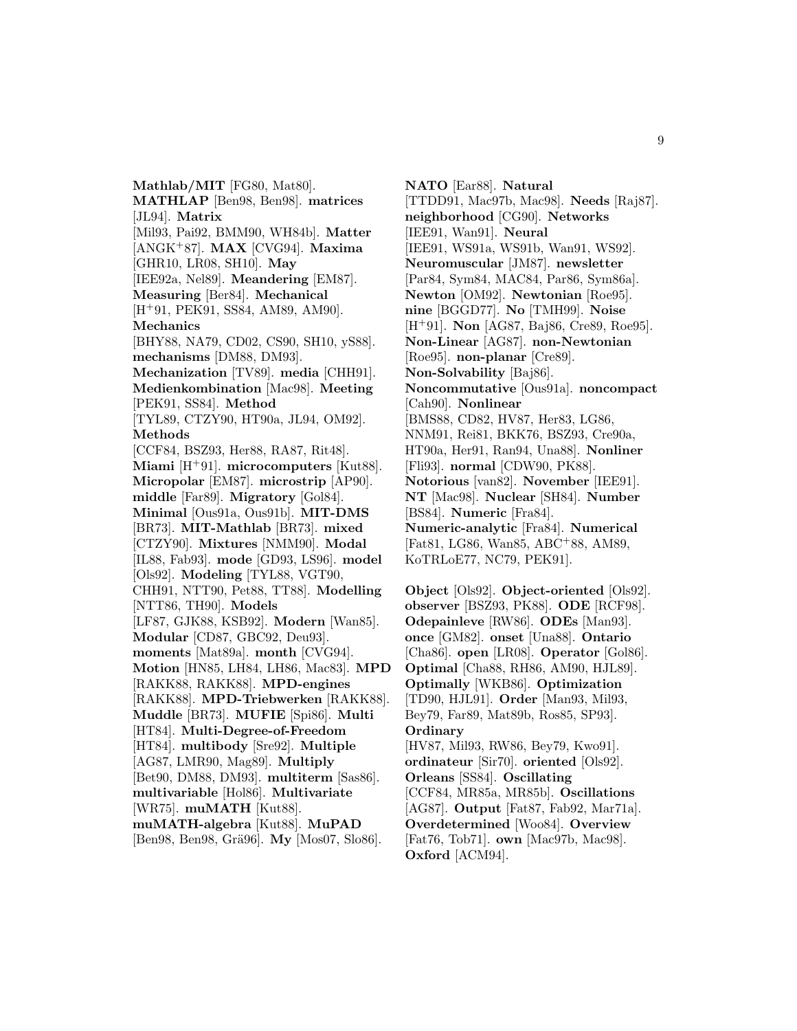**Mathlab/MIT** [FG80, Mat80]. **MATHLAP** [Ben98, Ben98]. **matrices** [JL94]. **Matrix** [Mil93, Pai92, BMM90, WH84b]. **Matter** [ANGK+87]. **MAX** [CVG94]. **Maxima** [GHR10, LR08, SH10]. **May** [IEE92a, Nel89]. **Meandering** [EM87]. **Measuring** [Ber84]. **Mechanical** [H+91, PEK91, SS84, AM89, AM90]. **Mechanics** [BHY88, NA79, CD02, CS90, SH10, yS88]. **mechanisms** [DM88, DM93]. **Mechanization** [TV89]. **media** [CHH91]. **Medienkombination** [Mac98]. **Meeting** [PEK91, SS84]. **Method** [TYL89, CTZY90, HT90a, JL94, OM92]. **Methods** [CCF84, BSZ93, Her88, RA87, Rit48]. **Miami** [H+91]. **microcomputers** [Kut88]. **Micropolar** [EM87]. **microstrip** [AP90]. **middle** [Far89]. **Migratory** [Gol84]. **Minimal** [Ous91a, Ous91b]. **MIT-DMS** [BR73]. **MIT-Mathlab** [BR73]. **mixed** [CTZY90]. **Mixtures** [NMM90]. **Modal** [IL88, Fab93]. **mode** [GD93, LS96]. **model** [Ols92]. **Modeling** [TYL88, VGT90, CHH91, NTT90, Pet88, TT88]. **Modelling** [NTT86, TH90]. **Models** [LF87, GJK88, KSB92]. **Modern** [Wan85]. **Modular** [CD87, GBC92, Deu93]. **moments** [Mat89a]. **month** [CVG94]. **Motion** [HN85, LH84, LH86, Mac83]. **MPD** [RAKK88, RAKK88]. **MPD-engines** [RAKK88]. **MPD-Triebwerken** [RAKK88]. **Muddle** [BR73]. **MUFIE** [Spi86]. **Multi** [HT84]. **Multi-Degree-of-Freedom** [HT84]. **multibody** [Sre92]. **Multiple** [AG87, LMR90, Mag89]. **Multiply** [Bet90, DM88, DM93]. **multiterm** [Sas86]. **multivariable** [Hol86]. **Multivariate** [WR75]. **muMATH** [Kut88]. **muMATH-algebra** [Kut88]. **MuPAD** [Ben98, Ben98, Grä96]. **My** [Mos07, Slo86].

**NATO** [Ear88]. **Natural** [TTDD91, Mac97b, Mac98]. **Needs** [Raj87]. **neighborhood** [CG90]. **Networks** [IEE91, Wan91]. **Neural** [IEE91, WS91a, WS91b, Wan91, WS92]. **Neuromuscular** [JM87]. **newsletter** [Par84, Sym84, MAC84, Par86, Sym86a]. **Newton** [OM92]. **Newtonian** [Roe95]. **nine** [BGGD77]. **No** [TMH99]. **Noise** [H+91]. **Non** [AG87, Baj86, Cre89, Roe95]. **Non-Linear** [AG87]. **non-Newtonian** [Roe95]. **non-planar** [Cre89]. **Non-Solvability** [Baj86]. **Noncommutative** [Ous91a]. **noncompact** [Cah90]. **Nonlinear** [BMS88, CD82, HV87, Her83, LG86, NNM91, Rei81, BKK76, BSZ93, Cre90a, HT90a, Her91, Ran94, Una88]. **Nonliner** [Fli93]. **normal** [CDW90, PK88]. **Notorious** [van82]. **November** [IEE91]. **NT** [Mac98]. **Nuclear** [SH84]. **Number** [BS84]. **Numeric** [Fra84]. **Numeric-analytic** [Fra84]. **Numerical** [Fat81, LG86, Wan85, ABC+88, AM89, KoTRLoE77, NC79, PEK91].

**Object** [Ols92]. **Object-oriented** [Ols92]. **observer** [BSZ93, PK88]. **ODE** [RCF98]. **Odepainleve** [RW86]. **ODEs** [Man93]. **once** [GM82]. **onset** [Una88]. **Ontario** [Cha86]. **open** [LR08]. **Operator** [Gol86]. **Optimal** [Cha88, RH86, AM90, HJL89]. **Optimally** [WKB86]. **Optimization** [TD90, HJL91]. **Order** [Man93, Mil93, Bey79, Far89, Mat89b, Ros85, SP93]. **Ordinary** [HV87, Mil93, RW86, Bey79, Kwo91]. **ordinateur** [Sir70]. **oriented** [Ols92]. **Orleans** [SS84]. **Oscillating** [CCF84, MR85a, MR85b]. **Oscillations** [AG87]. **Output** [Fat87, Fab92, Mar71a]. **Overdetermined** [Woo84]. **Overview** [Fat76, Tob71]. **own** [Mac97b, Mac98]. **Oxford** [ACM94].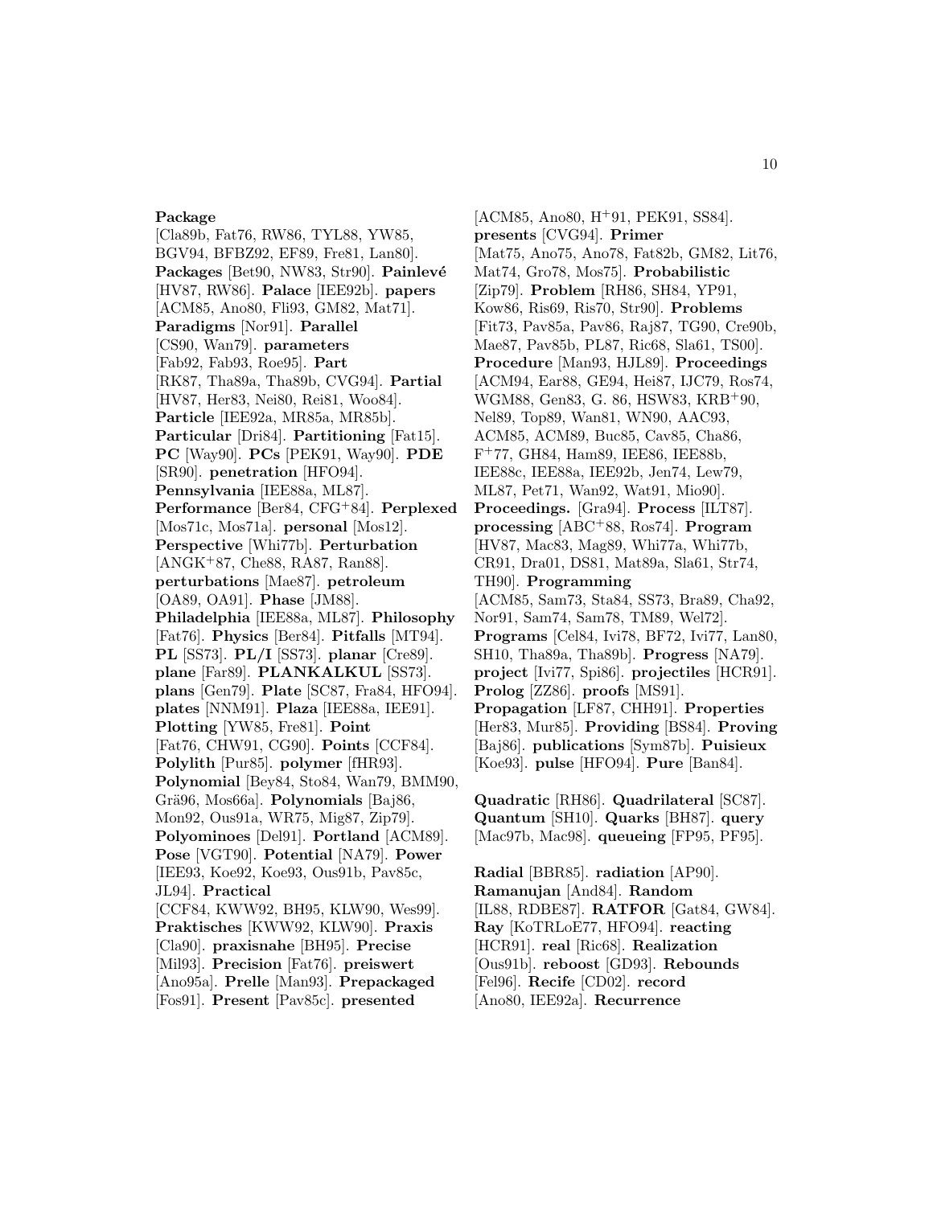**Package** [Cla89b, Fat76, RW86, TYL88, YW85, BGV94, BFBZ92, EF89, Fre81, Lan80]. **Packages** [Bet90, NW83, Str90]. **Painlevé** [HV87, RW86]. **Palace** [IEE92b]. **papers** [ACM85, Ano80, Fli93, GM82, Mat71]. **Paradigms** [Nor91]. **Parallel** [CS90, Wan79]. **parameters** [Fab92, Fab93, Roe95]. **Part** [RK87, Tha89a, Tha89b, CVG94]. **Partial** [HV87, Her83, Nei80, Rei81, Woo84]. **Particle** [IEE92a, MR85a, MR85b]. **Particular** [Dri84]. **Partitioning** [Fat15]. **PC** [Way90]. **PCs** [PEK91, Way90]. **PDE** [SR90]. **penetration** [HFO94]. **Pennsylvania** [IEE88a, ML87]. **Performance** [Ber84, CFG+84]. **Perplexed** [Mos71c, Mos71a]. **personal** [Mos12]. **Perspective** [Whi77b]. **Perturbation** [ANGK+87, Che88, RA87, Ran88]. **perturbations** [Mae87]. **petroleum** [OA89, OA91]. **Phase** [JM88]. **Philadelphia** [IEE88a, ML87]. **Philosophy** [Fat76]. **Physics** [Ber84]. **Pitfalls** [MT94]. **PL** [SS73]. **PL/I** [SS73]. **planar** [Cre89]. **plane** [Far89]. **PLANKALKUL** [SS73]. **plans** [Gen79]. **Plate** [SC87, Fra84, HFO94]. **plates** [NNM91]. **Plaza** [IEE88a, IEE91]. **Plotting** [YW85, Fre81]. **Point** [Fat76, CHW91, CG90]. **Points** [CCF84]. **Polylith** [Pur85]. **polymer** [fHR93]. **Polynomial** [Bey84, Sto84, Wan79, BMM90, Grä96, Mos66a]. **Polynomials** [Baj86, Mon92, Ous91a, WR75, Mig87, Zip79]. **Polyominoes** [Del91]. **Portland** [ACM89]. **Pose** [VGT90]. **Potential** [NA79]. **Power** [IEE93, Koe92, Koe93, Ous91b, Pav85c, JL94]. **Practical** [CCF84, KWW92, BH95, KLW90, Wes99]. **Praktisches** [KWW92, KLW90]. **Praxis** [Cla90]. **praxisnahe** [BH95]. **Precise** [Mil93]. **Precision** [Fat76]. **preiswert** [Ano95a]. **Prelle** [Man93]. **Prepackaged** [Fos91]. **Present** [Pav85c]. **presented** [ACM85, Ano80, H+91, PEK91, SS84]. **presents** [CVG94]. **Primer** [Mat75, Ano75, Ano78, Fat82b, GM82, Lit76, Mat74, Gro78, Mos75]. **Probabilistic** [Zip79]. **Problem** [RH86, SH84, YP91, Kow86, Ris69, Ris70, Str90]. **Problems** [Fit73, Pav85a, Pav86, Raj87, TG90, Cre90b, Mae87, Pav85b, PL87, Ric68, Sla61, TS00]. **Procedure** [Man93, HJL89]. **Proceedings** [ACM94, Ear88, GE94, Hei87, IJC79, Ros74, WGM88, Gen83, G. 86, HSW83, KRB+90, Nel89, Top89, Wan81, WN90, AAC93, ACM85, ACM89, Buc85, Cav85, Cha86, F+77, GH84, Ham89, IEE86, IEE88b, IEE88c, IEE88a, IEE92b, Jen74, Lew79, ML87, Pet71, Wan92, Wat91, Mio90]. **Proceedings.** [Gra94]. **Process** [ILT87]. **processing** [ABC+88, Ros74]. **Program** [HV87, Mac83, Mag89, Whi77a, Whi77b, CR91, Dra01, DS81, Mat89a, Sla61, Str74, TH90]. **Programming** [ACM85, Sam73, Sta84, SS73, Bra89, Cha92, Nor91, Sam74, Sam78, TM89, Wel72]. **Programs** [Cel84, Ivi78, BF72, Ivi77, Lan80, SH10, Tha89a, Tha89b]. **Progress** [NA79]. **project** [Ivi77, Spi86]. **projectiles** [HCR91]. **Prolog** [ZZ86]. **proofs** [MS91]. **Propagation** [LF87, CHH91]. **Properties** [Her83, Mur85]. **Providing** [BS84]. **Proving** [Baj86]. **publications** [Sym87b]. **Puisieux** [Koe93]. **pulse** [HFO94]. **Pure** [Ban84].

**Quadratic** [RH86]. **Quadrilateral** [SC87]. **Quantum** [SH10]. **Quarks** [BH87]. **query** [Mac97b, Mac98]. **queueing** [FP95, PF95].

**Radial** [BBR85]. **radiation** [AP90]. **Ramanujan** [And84]. **Random** [IL88, RDBE87]. **RATFOR** [Gat84, GW84]. **Ray** [KoTRLoE77, HFO94]. **reacting** [HCR91]. **real** [Ric68]. **Realization** [Ous91b]. **reboost** [GD93]. **Rebounds** [Fel96]. **Recife** [CD02]. **record** [Ano80, IEE92a]. **Recurrence**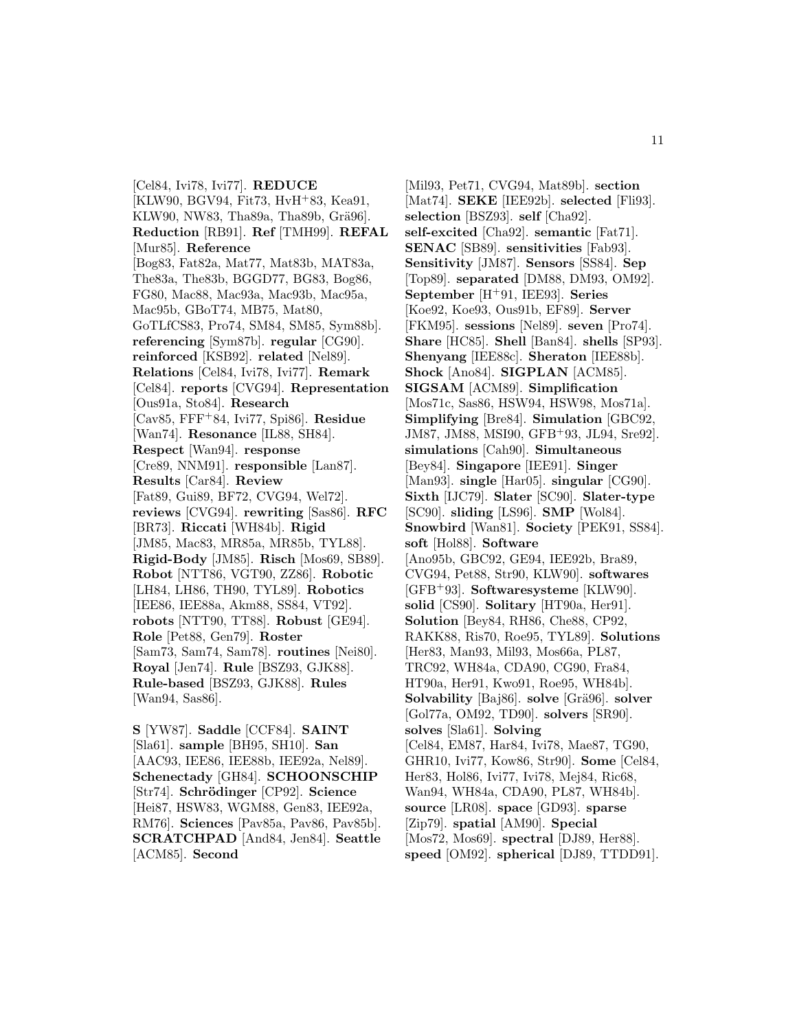[Cel84, Ivi78, Ivi77]. **REDUCE** [KLW90, BGV94, Fit73, HvH[+]83, Kea91, KLW90, NW83, Tha89a, Tha89b, Grä96]. **Reduction** [RB91]. **Ref** [TMH99]. **REFAL** [Mur85]. **Reference** [Bog83, Fat82a, Mat77, Mat83b, MAT83a, The83a, The83b, BGGD77, BG83, Bog86, FG80, Mac88, Mac93a, Mac93b, Mac95a, Mac95b, GBoT74, MB75, Mat80, GoTLfCS83, Pro74, SM84, SM85, Sym88b]. **referencing** [Sym87b]. **regular** [CG90]. **reinforced** [KSB92]. **related** [Nel89]. **Relations** [Cel84, Ivi78, Ivi77]. **Remark** [Cel84]. **reports** [CVG94]. **Representation** [Ous91a, Sto84]. **Research** [Cav85, FFF[+]84, Ivi77, Spi86]. **Residue** [Wan74]. **Resonance** [IL88, SH84]. **Respect** [Wan94]. **response** [Cre89, NNM91]. **responsible** [Lan87]. **Results** [Car84]. **Review** [Fat89, Gui89, BF72, CVG94, Wel72]. **reviews** [CVG94]. **rewriting** [Sas86]. **RFC** [BR73]. **Riccati** [WH84b]. **Rigid** [JM85, Mac83, MR85a, MR85b, TYL88]. **Rigid-Body** [JM85]. **Risch** [Mos69, SB89]. **Robot** [NTT86, VGT90, ZZ86]. **Robotic** [LH84, LH86, TH90, TYL89]. **Robotics** [IEE86, IEE88a, Akm88, SS84, VT92]. **robots** [NTT90, TT88]. **Robust** [GE94]. **Role** [Pet88, Gen79]. **Roster** [Sam73, Sam74, Sam78]. **routines** [Nei80]. **Royal** [Jen74]. **Rule** [BSZ93, GJK88]. **Rule-based** [BSZ93, GJK88]. **Rules** [Wan94, Sas86].

**S** [YW87]. **Saddle** [CCF84]. **SAINT** [Sla61]. **sample** [BH95, SH10]. **San** [AAC93, IEE86, IEE88b, IEE92a, Nel89]. **Schenectady** [GH84]. **SCHOONSCHIP** [Str74]. **Schrödinger** [CP92]. **Science** [Hei87, HSW83, WGM88, Gen83, IEE92a, RM76]. **Sciences** [Pav85a, Pav86, Pav85b]. **SCRATCHPAD** [And84, Jen84]. **Seattle** [ACM85]. **Second** [Mil93, Pet71, CVG94, Mat89b]. **section** [Mat74]. **SEKE** [IEE92b]. **selected** [Fli93]. **selection** [BSZ93]. **self** [Cha92]. **self-excited** [Cha92]. **semantic** [Fat71]. **SENAC** [SB89]. **sensitivities** [Fab93]. **Sensitivity** [JM87]. **Sensors** [SS84]. **Sep** [Top89]. **separated** [DM88, DM93, OM92]. **September** [H[+]91, IEE93]. **Series** [Koe92, Koe93, Ous91b, EF89]. **Server** [FKM95]. **sessions** [Nel89]. **seven** [Pro74]. **Share** [HC85]. **Shell** [Ban84]. **shells** [SP93]. **Shenyang** [IEE88c]. **Sheraton** [IEE88b]. **Shock** [Ano84]. **SIGPLAN** [ACM85]. **SIGSAM** [ACM89]. **Simplification** [Mos71c, Sas86, HSW94, HSW98, Mos71a]. **Simplifying** [Bre84]. **Simulation** [GBC92, JM87, JM88, MSI90, GFB[+]93, JL94, Sre92]. **simulations** [Cah90]. **Simultaneous** [Bey84]. **Singapore** [IEE91]. **Singer** [Man93]. **single** [Har05]. **singular** [CG90]. **Sixth** [IJC79]. **Slater** [SC90]. **Slater-type** [SC90]. **sliding** [LS96]. **SMP** [Wol84]. **Snowbird** [Wan81]. **Society** [PEK91, SS84]. **soft** [Hol88]. **Software** [Ano95b, GBC92, GE94, IEE92b, Bra89, CVG94, Pet88, Str90, KLW90]. **softwares** [GFB[+]93]. **Softwaresysteme** [KLW90]. **solid** [CS90]. **Solitary** [HT90a, Her91]. **Solution** [Bey84, RH86, Che88, CP92, RAKK88, Ris70, Roe95, TYL89]. **Solutions** [Her83, Man93, Mil93, Mos66a, PL87, TRC92, WH84a, CDA90, CG90, Fra84, HT90a, Her91, Kwo91, Roe95, WH84b]. **Solvability** [Baj86]. **solve** [Grä96]. **solver** [Gol77a, OM92, TD90]. **solvers** [SR90]. **solves** [Sla61]. **Solving** [Cel84, EM87, Har84, Ivi78, Mae87, TG90, GHR10, Ivi77, Kow86, Str90]. **Some** [Cel84, Her83, Hol86, Ivi77, Ivi78, Mej84, Ric68, Wan94, WH84a, CDA90, PL87, WH84b]. **source** [LR08]. **space** [GD93]. **sparse** [Zip79]. **spatial** [AM90]. **Special** [Mos72, Mos69]. **spectral** [DJ89, Her88]. **speed** [OM92]. **spherical** [DJ89, TTDD91].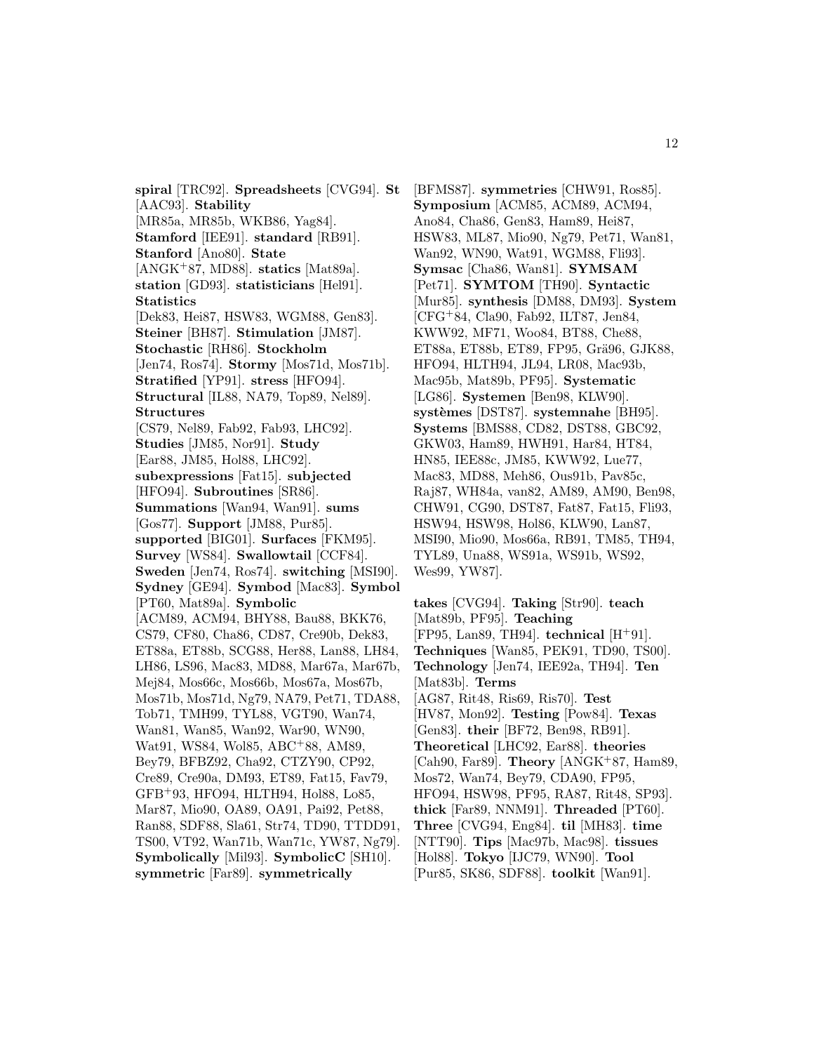**spiral** [TRC92]. **Spreadsheets** [CVG94]. **St** [AAC93]. **Stability** [MR85a, MR85b, WKB86, Yag84]. **Stamford** [IEE91]. **standard** [RB91]. **Stanford** [Ano80]. **State** [ANGK[+]87, MD88]. **statics** [Mat89a]. **station** [GD93]. **statisticians** [Hel91]. **Statistics** [Dek83, Hei87, HSW83, WGM88, Gen83]. **Steiner** [BH87]. **Stimulation** [JM87]. **Stochastic** [RH86]. **Stockholm** [Jen74, Ros74]. **Stormy** [Mos71d, Mos71b]. **Stratified** [YP91]. **stress** [HFO94]. **Structural** [IL88, NA79, Top89, Nel89]. **Structures** [CS79, Nel89, Fab92, Fab93, LHC92]. **Studies** [JM85, Nor91]. **Study** [Ear88, JM85, Hol88, LHC92]. **subexpressions** [Fat15]. **subjected** [HFO94]. **Subroutines** [SR86]. **Summations** [Wan94, Wan91]. **sums** [Gos77]. **Support** [JM88, Pur85]. **supported** [BIG01]. **Surfaces** [FKM95]. **Survey** [WS84]. **Swallowtail** [CCF84]. **Sweden** [Jen74, Ros74]. **switching** [MSI90]. **Sydney** [GE94]. **Symbod** [Mac83]. **Symbol** [PT60, Mat89a]. **Symbolic** [ACM89, ACM94, BHY88, Bau88, BKK76, CS79, CF80, Cha86, CD87, Cre90b, Dek83, ET88a, ET88b, SCG88, Her88, Lan88, LH84, LH86, LS96, Mac83, MD88, Mar67a, Mar67b, Mej84, Mos66c, Mos66b, Mos67a, Mos67b, Mos71b, Mos71d, Ng79, NA79, Pet71, TDA88, Tob71, TMH99, TYL88, VGT90, Wan74, Wan81, Wan85, Wan92, War90, WN90, Wat91, WS84, Wol85, ABC[+]88, AM89, Bey79, BFBZ92, Cha92, CTZY90, CP92, Cre89, Cre90a, DM93, ET89, Fat15, Fav79, GFB[+]93, HFO94, HLTH94, Hol88, Lo85, Mar87, Mio90, OA89, OA91, Pai92, Pet88, Ran88, SDF88, Sla61, Str74, TD90, TTDD91, TS00, VT92, Wan71b, Wan71c, YW87, Ng79]. **Symbolically** [Mil93]. **SymbolicC** [SH10]. **symmetric** [Far89]. **symmetrically** [BFMS87]. **symmetries** [CHW91, Ros85]. **Symposium** [ACM85, ACM89, ACM94, Ano84, Cha86, Gen83, Ham89, Hei87, HSW83, ML87, Mio90, Ng79, Pet71, Wan81, Wan92, WN90, Wat91, WGM88, Fli93]. **Symsac** [Cha86, Wan81]. **SYMSAM** [Pet71]. **SYMTOM** [TH90]. **Syntactic** [Mur85]. **synthesis** [DM88, DM93]. **System** [CFG[+]84, Cla90, Fab92, ILT87, Jen84, KWW92, MF71, Woo84, BT88, Che88, ET88a, ET88b, ET89, FP95, Grä96, GJK88, HFO94, HLTH94, JL94, LR08, Mac93b, Mac95b, Mat89b, PF95]. **Systematic** [LG86]. **Systemen** [Ben98, KLW90]. **systèmes** [DST87]. **systemnahe** [BH95]. **Systems** [BMS88, CD82, DST88, GBC92, GKW03, Ham89, HWH91, Har84, HT84, HN85, IEE88c, JM85, KWW92, Lue77, Mac83, MD88, Meh86, Ous91b, Pav85c, Raj87, WH84a, van82, AM89, AM90, Ben98, CHW91, CG90, DST87, Fat87, Fat15, Fli93, HSW94, HSW98, Hol86, KLW90, Lan87, MSI90, Mio90, Mos66a, RB91, TM85, TH94, TYL89, Una88, WS91a, WS91b, WS92, Wes99, YW87].

**takes** [CVG94]. **Taking** [Str90]. **teach** [Mat89b, PF95]. **Teaching** [FP95, Lan89, TH94]. **technical** [H[+]91]. **Techniques** [Wan85, PEK91, TD90, TS00]. **Technology** [Jen74, IEE92a, TH94]. **Ten** [Mat83b]. **Terms** [AG87, Rit48, Ris69, Ris70]. **Test** [HV87, Mon92]. **Testing** [Pow84]. **Texas** [Gen83]. **their** [BF72, Ben98, RB91]. **Theoretical** [LHC92, Ear88]. **theories** [Cah90, Far89]. **Theory** [ANGK[+]87, Ham89, Mos72, Wan74, Bey79, CDA90, FP95, HFO94, HSW98, PF95, RA87, Rit48, SP93]. **thick** [Far89, NNM91]. **Threaded** [PT60]. **Three** [CVG94, Eng84]. **til** [MH83]. **time** [NTT90]. **Tips** [Mac97b, Mac98]. **tissues** [Hol88]. **Tokyo** [IJC79, WN90]. **Tool** [Pur85, SK86, SDF88]. **toolkit** [Wan91].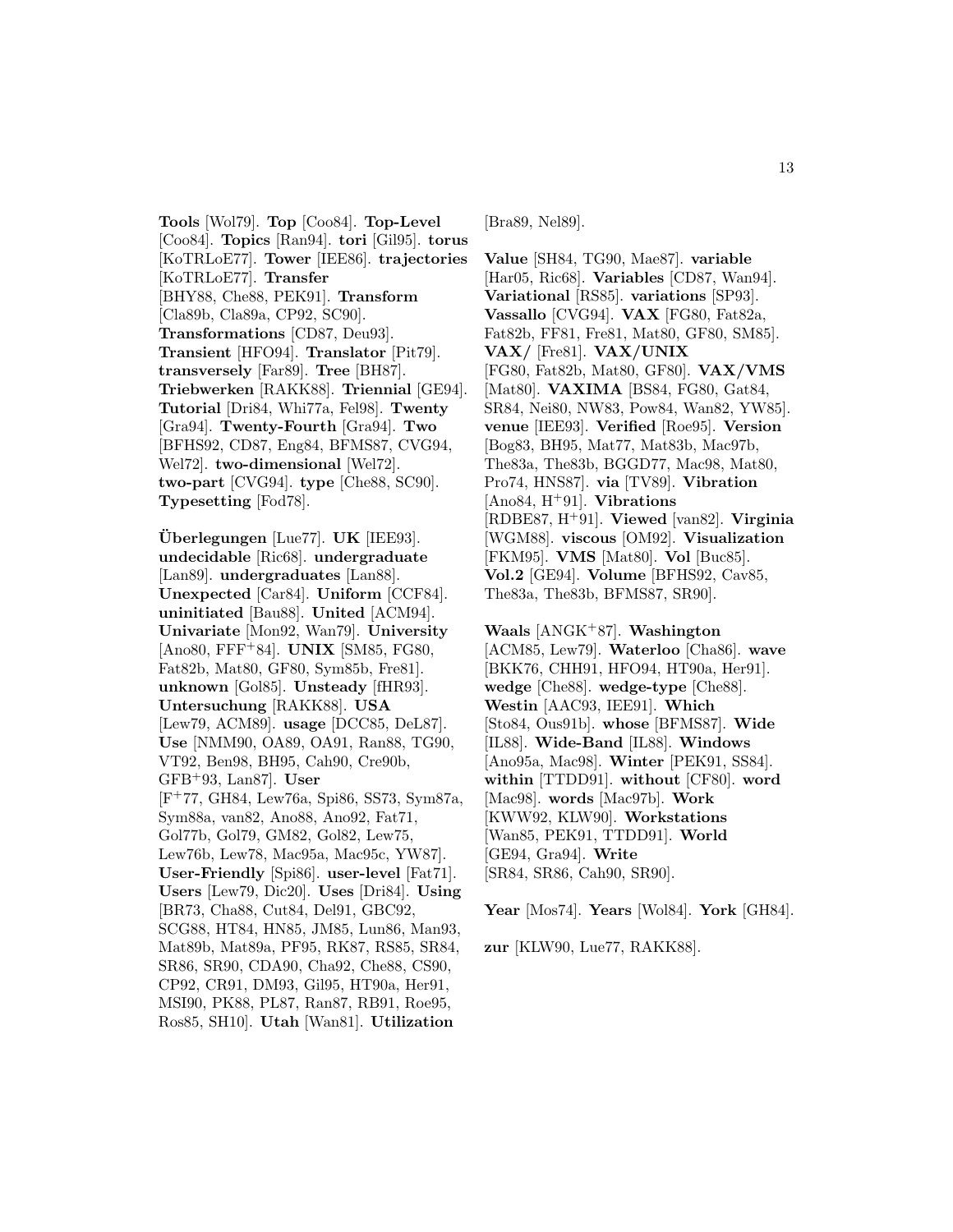**Tools** [Wol79]. **Top** [Coo84]. **Top-Level** [Coo84]. **Topics** [Ran94]. **tori** [Gil95]. **torus** [KoTRLoE77]. **Tower** [IEE86]. **trajectories** [KoTRLoE77]. **Transfer** [BHY88, Che88, PEK91]. **Transform** [Cla89b, Cla89a, CP92, SC90]. **Transformations** [CD87, Deu93]. **Transient** [HFO94]. **Translator** [Pit79]. **transversely** [Far89]. **Tree** [BH87]. **Triebwerken** [RAKK88]. **Triennial** [GE94]. **Tutorial** [Dri84, Whi77a, Fel98]. **Twenty** [Gra94]. **Twenty-Fourth** [Gra94]. **Two** [BFHS92, CD87, Eng84, BFMS87, CVG94, Wel72]. **two-dimensional** [Wel72]. **two-part** [CVG94]. **type** [Che88, SC90]. **Typesetting** [Fod78].

**Überlegungen** [Lue77]. **UK** [IEE93]. **undecidable** [Ric68]. **undergraduate** [Lan89]. **undergraduates** [Lan88]. **Unexpected** [Car84]. **Uniform** [CCF84]. **uninitiated** [Bau88]. **United** [ACM94]. **Univariate** [Mon92, Wan79]. **University** [Ano80, FFF+84]. **UNIX** [SM85, FG80, Fat82b, Mat80, GF80, Sym85b, Fre81]. **unknown** [Gol85]. **Unsteady** [fHR93]. **Untersuchung** [RAKK88]. **USA** [Lew79, ACM89]. **usage** [DCC85, DeL87]. **Use** [NMM90, OA89, OA91, Ran88, TG90, VT92, Ben98, BH95, Cah90, Cre90b, GFB+93, Lan87]. **User** [F+77, GH84, Lew76a, Spi86, SS73, Sym87a, Sym88a, van82, Ano88, Ano92, Fat71, Gol77b, Gol79, GM82, Gol82, Lew75, Lew76b, Lew78, Mac95a, Mac95c, YW87]. **User-Friendly** [Spi86]. **user-level** [Fat71]. **Users** [Lew79, Dic20]. **Uses** [Dri84]. **Using** [BR73, Cha88, Cut84, Del91, GBC92, SCG88, HT84, HN85, JM85, Lun86, Man93, Mat89b, Mat89a, PF95, RK87, RS85, SR84, SR86, SR90, CDA90, Cha92, Che88, CS90, CP92, CR91, DM93, Gil95, HT90a, Her91, MSI90, PK88, PL87, Ran87, RB91, Roe95, Ros85, SH10]. **Utah** [Wan81]. **Utilization** [Bra89, Nel89].

**Value** [SH84, TG90, Mae87]. **variable** [Har05, Ric68]. **Variables** [CD87, Wan94]. **Variational** [RS85]. **variations** [SP93]. **Vassallo** [CVG94]. **VAX** [FG80, Fat82a, Fat82b, FF81, Fre81, Mat80, GF80, SM85]. **VAX/** [Fre81]. **VAX/UNIX** [FG80, Fat82b, Mat80, GF80]. **VAX/VMS** [Mat80]. **VAXIMA** [BS84, FG80, Gat84, SR84, Nei80, NW83, Pow84, Wan82, YW85]. **venue** [IEE93]. **Verified** [Roe95]. **Version** [Bog83, BH95, Mat77, Mat83b, Mac97b, The83a, The83b, BGGD77, Mac98, Mat80, Pro74, HNS87]. **via** [TV89]. **Vibration** [Ano84, H+91]. **Vibrations** [RDBE87, H+91]. **Viewed** [van82]. **Virginia** [WGM88]. **viscous** [OM92]. **Visualization** [FKM95]. **VMS** [Mat80]. **Vol** [Buc85]. **Vol.2** [GE94]. **Volume** [BFHS92, Cav85, The83a, The83b, BFMS87, SR90].

**Waals** [ANGK+87]. **Washington** [ACM85, Lew79]. **Waterloo** [Cha86]. **wave** [BKK76, CHH91, HFO94, HT90a, Her91]. **wedge** [Che88]. **wedge-type** [Che88]. **Westin** [AAC93, IEE91]. **Which** [Sto84, Ous91b]. **whose** [BFMS87]. **Wide** [IL88]. **Wide-Band** [IL88]. **Windows** [Ano95a, Mac98]. **Winter** [PEK91, SS84]. **within** [TTDD91]. **without** [CF80]. **word** [Mac98]. **words** [Mac97b]. **Work** [KWW92, KLW90]. **Workstations** [Wan85, PEK91, TTDD91]. **World** [GE94, Gra94]. **Write** [SR84, SR86, Cah90, SR90].

**Year** [Mos74]. **Years** [Wol84]. **York** [GH84].

**zur** [KLW90, Lue77, RAKK88].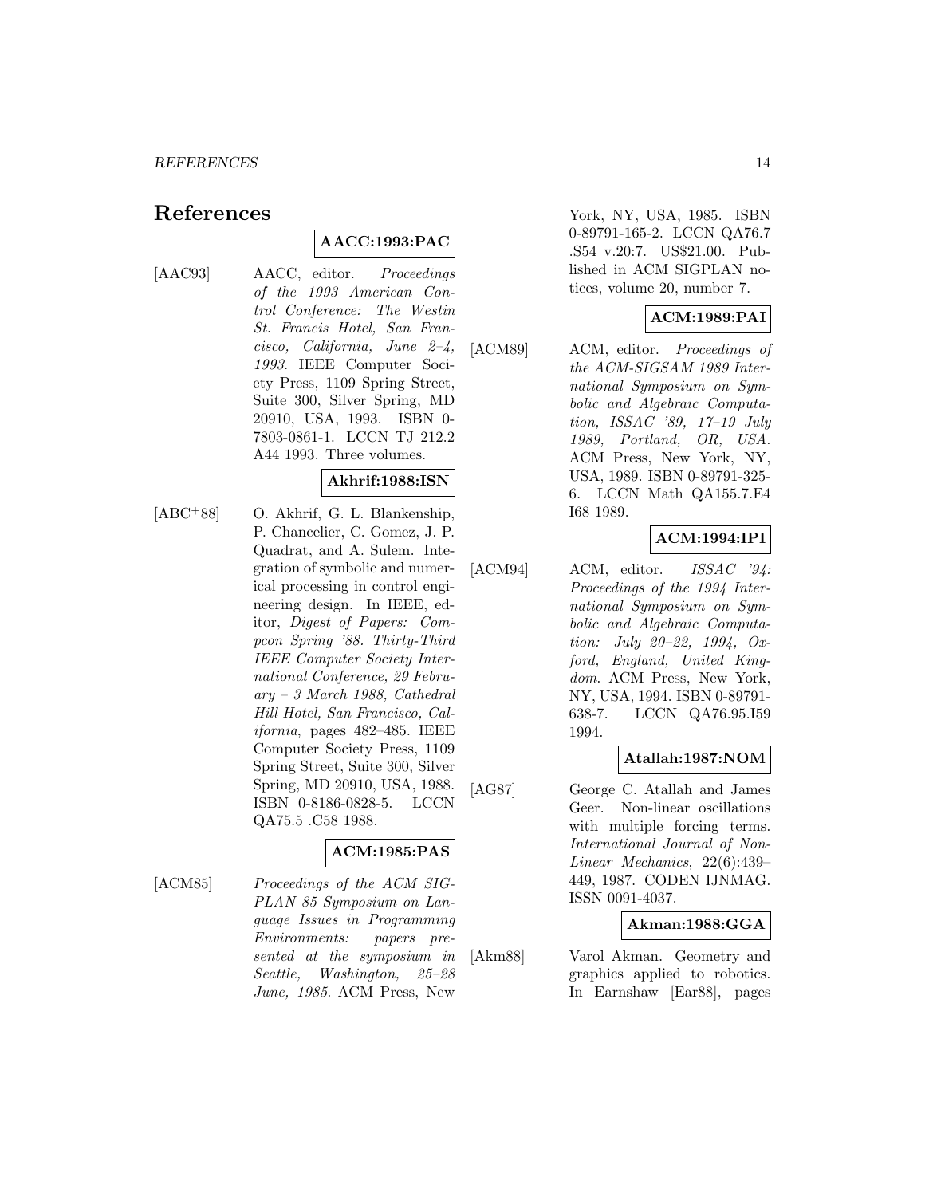# References

**AACC:1993:PAC**

[AAC93] AACC, editor. *Proceedings of the 1993 American Control Conference: The Westin St. Francis Hotel, San Francisco, California, June 2–4, 1993*. IEEE Computer Society Press, 1109 Spring Street, Suite 300, Silver Spring, MD 20910, USA, 1993. ISBN 0-7803-0861-1. LCCN TJ 212.2 A44 1993. Three volumes.

**Akhrif:1988:ISN**

[ABC+88] O. Akhrif, G. L. Blankenship, P. Chancelier, C. Gomez, J. P. Quadrat, and A. Sulem. Integration of symbolic and numerical processing in control engineering design. In IEEE, editor, *Digest of Papers: Compcon Spring '88. Thirty-Third IEEE Computer Society International Conference, 29 February – 3 March 1988, Cathedral Hill Hotel, San Francisco, California*, pages 482–485. IEEE Computer Society Press, 1109 Spring Street, Suite 300, Silver Spring, MD 20910, USA, 1988. ISBN 0-8186-0828-5. LCCN QA75.5 .C58 1988.

**ACM:1985:PAS**

[ACM85] *Proceedings of the ACM SIGPLAN 85 Symposium on Language Issues in Programming Environments: papers presented at the symposium in Seattle, Washington, 25–28 June, 1985*. ACM Press, New York, NY, USA, 1985. ISBN 0-89791-165-2. LCCN QA76.7 .S54 v.20:7. US$21.00. Published in ACM SIGPLAN notices, volume 20, number 7.

**ACM:1989:PAI**

[ACM89] ACM, editor. *Proceedings of the ACM-SIGSAM 1989 International Symposium on Symbolic and Algebraic Computation, ISSAC '89, 17–19 July 1989, Portland, OR, USA*. ACM Press, New York, NY, USA, 1989. ISBN 0-89791-325-6. LCCN Math QA155.7.E4 I68 1989.

**ACM:1994:IPI**

[ACM94] ACM, editor. *ISSAC '94: Proceedings of the 1994 International Symposium on Symbolic and Algebraic Computation: July 20–22, 1994, Oxford, England, United Kingdom*. ACM Press, New York, NY, USA, 1994. ISBN 0-89791-638-7. LCCN QA76.95.I59 1994.

**Atallah:1987:NOM**

[AG87] George C. Atallah and James Geer. Non-linear oscillations with multiple forcing terms. *International Journal of Non-Linear Mechanics*, 22(6):439–449, 1987. CODEN IJNMAG. ISSN 0091-4037.

**Akman:1988:GGA**

[Akm88] Varol Akman. Geometry and graphics applied to robotics. In Earnshaw [Ear88], pages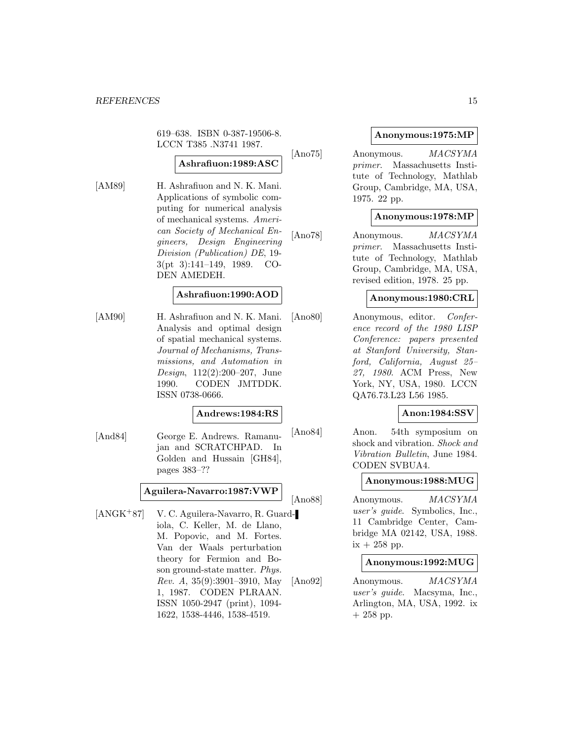619–638. ISBN 0-387-19506-8. LCCN T385 .N3741 1987.

**Ashrafiuon:1989:ASC**

[AM89] H. Ashrafiuon and N. K. Mani. Applications of symbolic computing for numerical analysis of mechanical systems. *American Society of Mechanical Engineers, Design Engineering Division (Publication) DE*, 19-3(pt 3):141–149, 1989. CODEN AMEDEH.

**Ashrafiuon:1990:AOD**

[AM90] H. Ashrafiuon and N. K. Mani. Analysis and optimal design of spatial mechanical systems. *Journal of Mechanisms, Transmissions, and Automation in Design*, 112(2):200–207, June 1990. CODEN JMTDDK. ISSN 0738-0666.

**Andrews:1984:RS**

[And84] George E. Andrews. Ramanujan and SCRATCHPAD. In Golden and Hussain [GH84], pages 383–??

**Aguilera-Navarro:1987:VWP**

[ANGK+87] V. C. Aguilera-Navarro, R. Guardiola, C. Keller, M. de Llano, M. Popovic, and M. Fortes. Van der Waals perturbation theory for Fermion and Boson ground-state matter. *Phys. Rev. A*, 35(9):3901–3910, May 1, 1987. CODEN PLRAAN. ISSN 1050-2947 (print), 1094-1622, 1538-4446, 1538-4519.

**Anonymous:1975:MP**

[Ano75] Anonymous. *MACSYMA primer*. Massachusetts Institute of Technology, Mathlab Group, Cambridge, MA, USA, 1975. 22 pp.

**Anonymous:1978:MP**

[Ano78] Anonymous. *MACSYMA primer*. Massachusetts Institute of Technology, Mathlab Group, Cambridge, MA, USA, revised edition, 1978. 25 pp.

**Anonymous:1980:CRL**

[Ano80] Anonymous, editor. *Conference record of the 1980 LISP Conference: papers presented at Stanford University, Stanford, California, August 25–27, 1980*. ACM Press, New York, NY, USA, 1980. LCCN QA76.73.L23 L56 1985.

**Anon:1984:SSV**

[Ano84] Anon. 54th symposium on shock and vibration. *Shock and Vibration Bulletin*, June 1984. CODEN SVBUA4.

**Anonymous:1988:MUG**

[Ano88] Anonymous. *MACSYMA user's guide*. Symbolics, Inc., 11 Cambridge Center, Cambridge MA 02142, USA, 1988. ix + 258 pp.

**Anonymous:1992:MUG**

[Ano92] Anonymous. *MACSYMA user's guide*. Macsyma, Inc., Arlington, MA, USA, 1992. ix + 258 pp.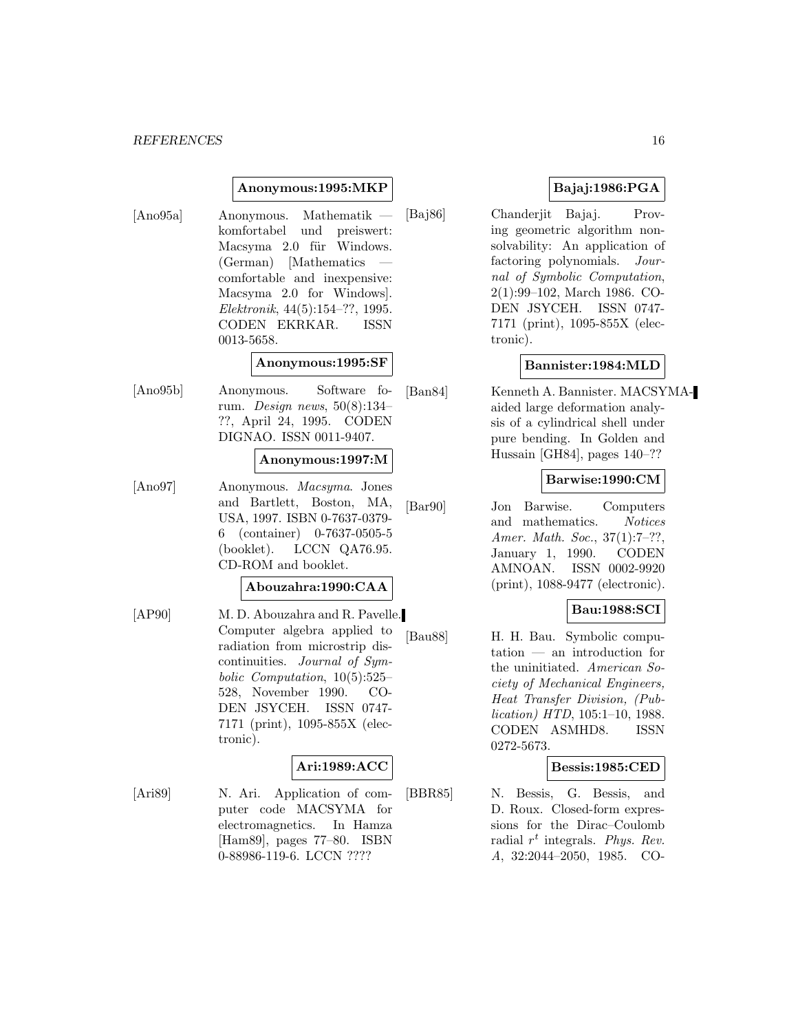**Anonymous:1995:MKP**

[Ano95a] Anonymous. Mathematik — komfortabel und preiswert: Macsyma 2.0 für Windows. (German) [Mathematics — comfortable and inexpensive: Macsyma 2.0 for Windows]. *Elektronik*, 44(5):154–??, 1995. CODEN EKRKAR. ISSN 0013-5658.

**Anonymous:1995:SF**

[Ano95b] Anonymous. Software forum. *Design news*, 50(8):134–??, April 24, 1995. CODEN DIGNAO. ISSN 0011-9407.

**Anonymous:1997:M**

[Ano97] Anonymous. *Macsyma*. Jones and Bartlett, Boston, MA, USA, 1997. ISBN 0-7637-0379-6 (container) 0-7637-0505-5 (booklet). LCCN QA76.95. CD-ROM and booklet.

**Abouzahra:1990:CAA**

[AP90] M. D. Abouzahra and R. Pavelle. Computer algebra applied to radiation from microstrip discontinuities. *Journal of Symbolic Computation*, 10(5):525–528, November 1990. CODEN JSYCEH. ISSN 0747-7171 (print), 1095-855X (electronic).

**Ari:1989:ACC**

[Ari89] N. Ari. Application of computer code MACSYMA for electromagnetics. In Hamza [Ham89], pages 77–80. ISBN 0-88986-119-6. LCCN ????

**Bajaj:1986:PGA**

[Baj86] Chanderjit Bajaj. Proving geometric algorithm nonsolvability: An application of factoring polynomials. *Journal of Symbolic Computation*, 2(1):99–102, March 1986. CODEN JSYCEH. ISSN 0747-7171 (print), 1095-855X (electronic).

**Bannister:1984:MLD**

[Ban84] Kenneth A. Bannister. MACSYMA-aided large deformation analysis of a cylindrical shell under pure bending. In Golden and Hussain [GH84], pages 140–??

**Barwise:1990:CM**

[Bar90] Jon Barwise. Computers and mathematics. *Notices Amer. Math. Soc.*, 37(1):7–??, January 1, 1990. CODEN AMNOAN. ISSN 0002-9920 (print), 1088-9477 (electronic).

**Bau:1988:SCI**

[Bau88] H. H. Bau. Symbolic computation — an introduction for the uninitiated. *American Society of Mechanical Engineers, Heat Transfer Division, (Publication) HTD*, 105:1–10, 1988. CODEN ASMHD8. ISSN 0272-5673.

**Bessis:1985:CED**

[BBR85] N. Bessis, G. Bessis, and D. Roux. Closed-form expressions for the Dirac–Coulomb radial $r^t$ integrals. *Phys. Rev. A*, 32:2044–2050, 1985. CO-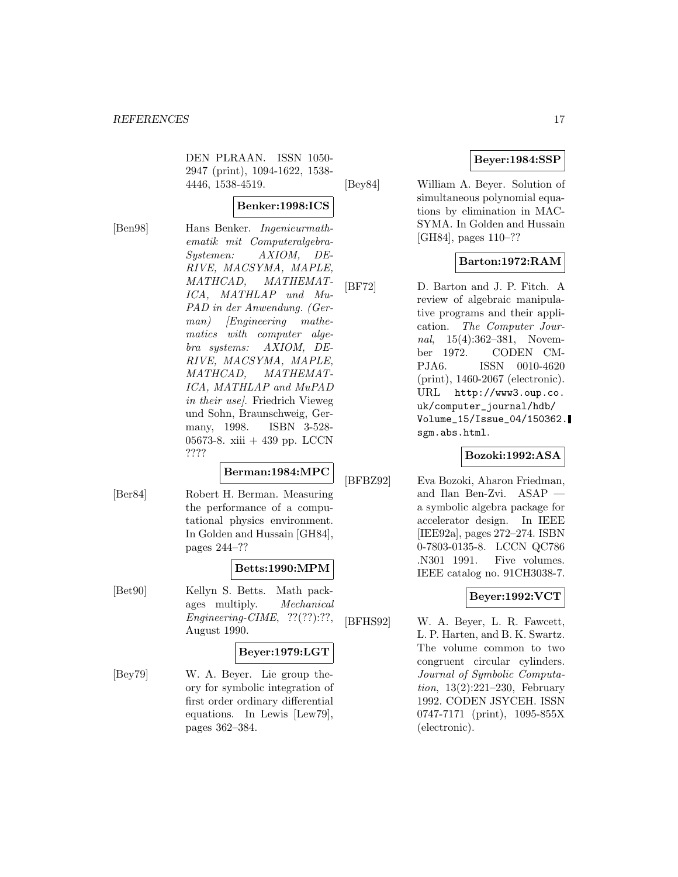DEN PLRAAN. ISSN 1050-2947 (print), 1094-1622, 1538-4446, 1538-4519.

**Benker:1998:ICS**

[Ben98] Hans Benker. *Ingenieurmathematik mit Computeralgebra-Systemen: AXIOM, DERIVE, MACSYMA, MAPLE, MATHCAD, MATHEMATICA, MATHLAP und MuPAD in der Anwendung. (German) [Engineering mathematics with computer algebra systems: AXIOM, DERIVE, MACSYMA, MAPLE, MATHCAD, MATHEMATICA, MATHLAP and MuPAD in their use]*. Friedrich Vieweg und Sohn, Braunschweig, Germany, 1998. ISBN 3-528-05673-8. xiii + 439 pp. LCCN ????

**Berman:1984:MPC**

[Ber84] Robert H. Berman. Measuring the performance of a computational physics environment. In Golden and Hussain [GH84], pages 244–??

**Betts:1990:MPM**

[Bet90] Kellyn S. Betts. Math packages multiply. *Mechanical Engineering-CIME*, ??(??):??, August 1990.

**Beyer:1979:LGT**

[Bey79] W. A. Beyer. Lie group theory for symbolic integration of first order ordinary differential equations. In Lewis [Lew79], pages 362–384.

**Beyer:1984:SSP**

[Bey84] William A. Beyer. Solution of simultaneous polynomial equations by elimination in MACSYMA. In Golden and Hussain [GH84], pages 110–??

**Barton:1972:RAM**

[BF72] D. Barton and J. P. Fitch. A review of algebraic manipulative programs and their application. *The Computer Journal*, 15(4):362–381, November 1972. CODEN CMPJA6. ISSN 0010-4620 (print), 1460-2067 (electronic). URL http://www3.oup.co.uk/computer_journal/hdb/Volume_15/Issue_04/150362.sgm.abs.html.

**Bozoki:1992:ASA**

[BFBZ92] Eva Bozoki, Aharon Friedman, and Ilan Ben-Zvi. ASAP — a symbolic algebra package for accelerator design. In IEEE [IEE92a], pages 272–274. ISBN 0-7803-0135-8. LCCN QC786 .N301 1991. Five volumes. IEEE catalog no. 91CH3038-7.

**Beyer:1992:VCT**

[BFHS92] W. A. Beyer, L. R. Fawcett, L. P. Harten, and B. K. Swartz. The volume common to two congruent circular cylinders. *Journal of Symbolic Computation*, 13(2):221–230, February 1992. CODEN JSYCEH. ISSN 0747-7171 (print), 1095-855X (electronic).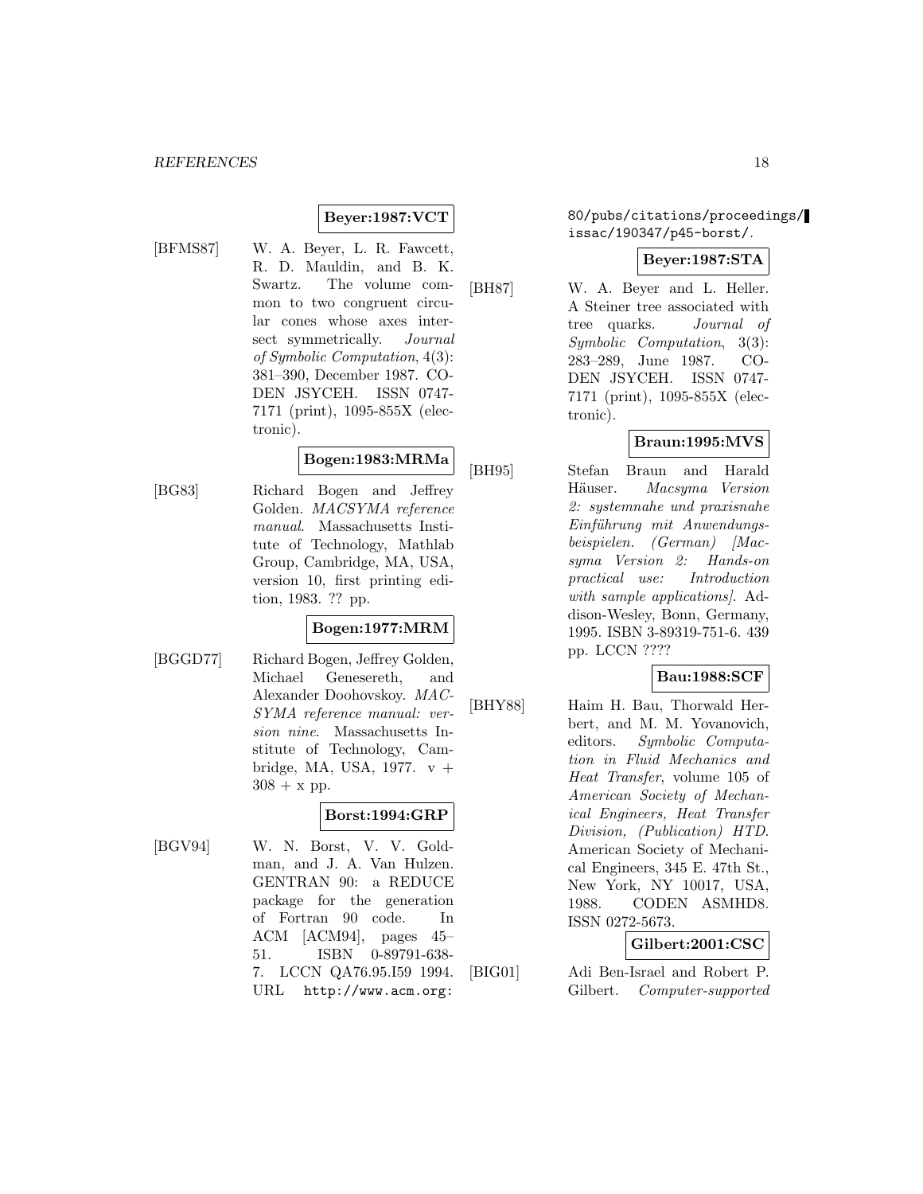**Beyer:1987:VCT**

[BFMS87] W. A. Beyer, L. R. Fawcett, R. D. Mauldin, and B. K. Swartz. The volume common to two congruent circular cones whose axes intersect symmetrically. *Journal of Symbolic Computation*, 4(3): 381–390, December 1987. CODEN JSYCEH. ISSN 0747-7171 (print), 1095-855X (electronic).

**Bogen:1983:MRMa**

[BG83] Richard Bogen and Jeffrey Golden. *MACSYMA reference manual*. Massachusetts Institute of Technology, Mathlab Group, Cambridge, MA, USA, version 10, first printing edition, 1983. ?? pp.

**Bogen:1977:MRM**

[BGGD77] Richard Bogen, Jeffrey Golden, Michael Genesereth, and Alexander Doohovskoy. *MACSYMA reference manual: version nine*. Massachusetts Institute of Technology, Cambridge, MA, USA, 1977. v + 308 + x pp.

**Borst:1994:GRP**

[BGV94] W. N. Borst, V. V. Goldman, and J. A. Van Hulzen. GENTRAN 90: a REDUCE package for the generation of Fortran 90 code. In ACM [ACM94], pages 45–51. ISBN 0-89791-638-7. LCCN QA76.95.I59 1994. URL http://www.acm.org:80/pubs/citations/proceedings/issac/190347/p45-borst/.

**Beyer:1987:STA**

[BH87] W. A. Beyer and L. Heller. A Steiner tree associated with tree quarks. *Journal of Symbolic Computation*, 3(3): 283–289, June 1987. CODEN JSYCEH. ISSN 0747-7171 (print), 1095-855X (electronic).

**Braun:1995:MVS**

[BH95] Stefan Braun and Harald Häuser. *Macsyma Version 2: systemnahe und praxisnahe Einführung mit Anwendungsbeispielen. (German) [Macsyma Version 2: Hands-on practical use: Introduction with sample applications]*. Addison-Wesley, Bonn, Germany, 1995. ISBN 3-89319-751-6. 439 pp. LCCN ????

**Bau:1988:SCF**

[BHY88] Haim H. Bau, Thorwald Herbert, and M. M. Yovanovich, editors. *Symbolic Computation in Fluid Mechanics and Heat Transfer*, volume 105 of *American Society of Mechanical Engineers, Heat Transfer Division, (Publication) HTD*. American Society of Mechanical Engineers, 345 E. 47th St., New York, NY 10017, USA, 1988. CODEN ASMHD8. ISSN 0272-5673.

**Gilbert:2001:CSC**

[BIG01] Adi Ben-Israel and Robert P. Gilbert. *Computer-supported*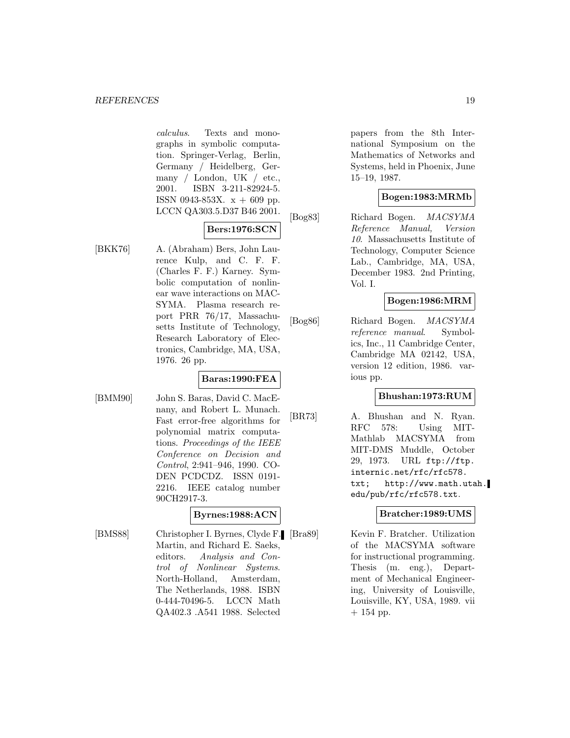*calculus*. Texts and monographs in symbolic computation. Springer-Verlag, Berlin, Germany / Heidelberg, Germany / London, UK / etc., 2001. ISBN 3-211-82924-5. ISSN 0943-853X. x + 609 pp. LCCN QA303.5.D37 B46 2001.

**Bers:1976:SCN**

[BKK76] A. (Abraham) Bers, John Laurence Kulp, and C. F. F. (Charles F. F.) Karney. Symbolic computation of nonlinear wave interactions on MACSYMA. Plasma research report PRR 76/17, Massachusetts Institute of Technology, Research Laboratory of Electronics, Cambridge, MA, USA, 1976. 26 pp.

**Baras:1990:FEA**

[BMM90] John S. Baras, David C. MacEnany, and Robert L. Munach. Fast error-free algorithms for polynomial matrix computations. *Proceedings of the IEEE Conference on Decision and Control*, 2:941–946, 1990. CODEN PCDCDZ. ISSN 0191-2216. IEEE catalog number 90CH2917-3.

**Byrnes:1988:ACN**

[BMS88] Christopher I. Byrnes, Clyde F. Martin, and Richard E. Saeks, editors. *Analysis and Control of Nonlinear Systems*. North-Holland, Amsterdam, The Netherlands, 1988. ISBN 0-444-70496-5. LCCN Math QA402.3 .A541 1988. Selected papers from the 8th International Symposium on the Mathematics of Networks and Systems, held in Phoenix, June 15–19, 1987.

**Bogen:1983:MRMb**

[Bog83] Richard Bogen. *MACSYMA Reference Manual, Version 10*. Massachusetts Institute of Technology, Computer Science Lab., Cambridge, MA, USA, December 1983. 2nd Printing, Vol. I.

**Bogen:1986:MRM**

[Bog86] Richard Bogen. *MACSYMA reference manual*. Symbolics, Inc., 11 Cambridge Center, Cambridge MA 02142, USA, version 12 edition, 1986. various pp.

**Bhushan:1973:RUM**

[BR73] A. Bhushan and N. Ryan. RFC 578: Using MIT-Mathlab MACSYMA from MIT-DMS Muddle, October 29, 1973. URL ftp://ftp.internic.net/rfc/rfc578.txt; http://www.math.utah.edu/pub/rfc/rfc578.txt.

**Bratcher:1989:UMS**

[Bra89] Kevin F. Bratcher. Utilization of the MACSYMA software for instructional programming. Thesis (m. eng.), Department of Mechanical Engineering, University of Louisville, Louisville, KY, USA, 1989. vii + 154 pp.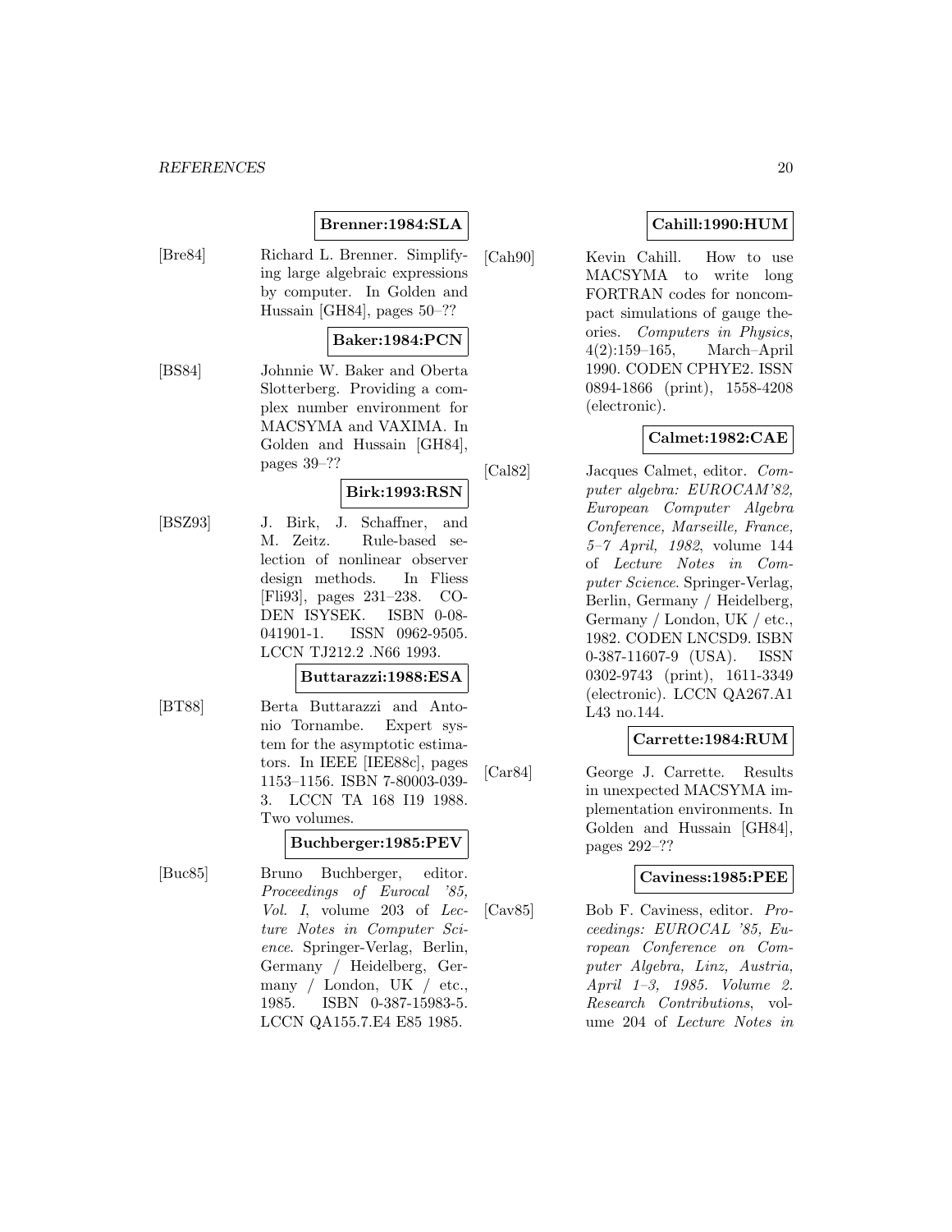**Brenner:1984:SLA**

[Bre84] Richard L. Brenner. Simplifying large algebraic expressions by computer. In Golden and Hussain [GH84], pages 50–??

**Baker:1984:PCN**

[BS84] Johnnie W. Baker and Oberta Slotterberg. Providing a complex number environment for MACSYMA and VAXIMA. In Golden and Hussain [GH84], pages 39–??

**Birk:1993:RSN**

[BSZ93] J. Birk, J. Schaffner, and M. Zeitz. Rule-based selection of nonlinear observer design methods. In Fliess [Fli93], pages 231–238. CODEN ISYSEK. ISBN 0-08-041901-1. ISSN 0962-9505. LCCN TJ212.2 .N66 1993.

**Buttarazzi:1988:ESA**

[BT88] Berta Buttarazzi and Antonio Tornambe. Expert system for the asymptotic estimators. In IEEE [IEE88c], pages 1153–1156. ISBN 7-80003-039-3. LCCN TA 168 I19 1988. Two volumes.

**Buchberger:1985:PEV**

[Buc85] Bruno Buchberger, editor. *Proceedings of Eurocal '85, Vol. I*, volume 203 of *Lecture Notes in Computer Science*. Springer-Verlag, Berlin, Germany / Heidelberg, Germany / London, UK / etc., 1985. ISBN 0-387-15983-5. LCCN QA155.7.E4 E85 1985.

**Cahill:1990:HUM**

[Cah90] Kevin Cahill. How to use MACSYMA to write long FORTRAN codes for noncompact simulations of gauge theories. *Computers in Physics*, 4(2):159–165, March–April 1990. CODEN CPHYE2. ISSN 0894-1866 (print), 1558-4208 (electronic).

**Calmet:1982:CAE**

[Cal82] Jacques Calmet, editor. *Computer algebra: EUROCAM'82, European Computer Algebra Conference, Marseille, France, 5–7 April, 1982*, volume 144 of *Lecture Notes in Computer Science*. Springer-Verlag, Berlin, Germany / Heidelberg, Germany / London, UK / etc., 1982. CODEN LNCSD9. ISBN 0-387-11607-9 (USA). ISSN 0302-9743 (print), 1611-3349 (electronic). LCCN QA267.A1 L43 no.144.

**Carrette:1984:RUM**

[Car84] George J. Carrette. Results in unexpected MACSYMA implementation environments. In Golden and Hussain [GH84], pages 292–??

**Caviness:1985:PEE**

[Cav85] Bob F. Caviness, editor. *Proceedings: EUROCAL '85, European Conference on Computer Algebra, Linz, Austria, April 1–3, 1985. Volume 2. Research Contributions*, volume 204 of *Lecture Notes in*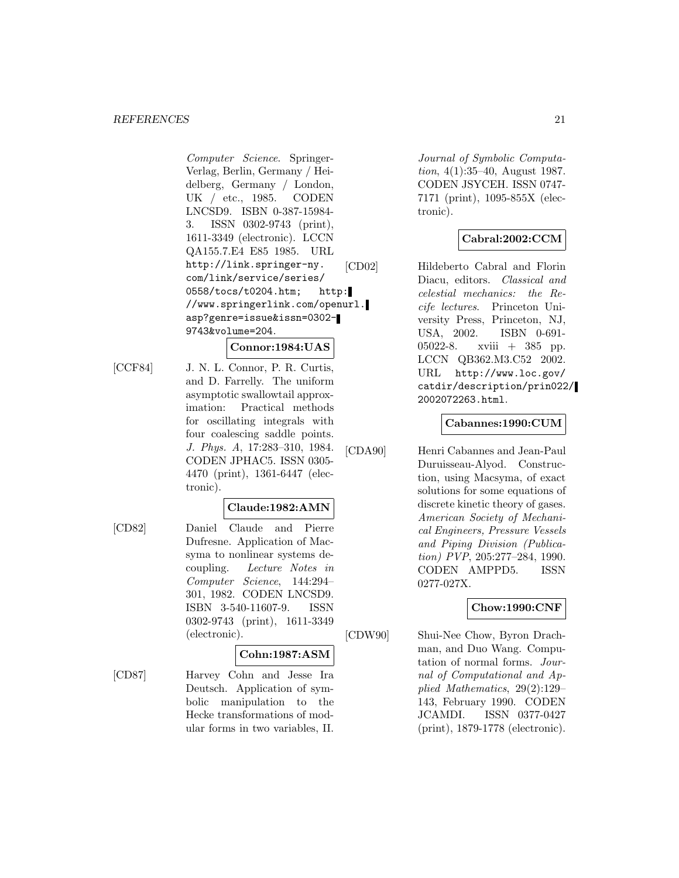*Computer Science*. Springer-Verlag, Berlin, Germany / Heidelberg, Germany / London, UK / etc., 1985. CODEN LNCSD9. ISBN 0-387-15984-3. ISSN 0302-9743 (print), 1611-3349 (electronic). LCCN QA155.7.E4 E85 1985. URL http://link.springer-ny.com/link/service/series/0558/tocs/t0204.htm; http://www.springerlink.com/openurl.asp?genre=issue&issn=0302-9743&volume=204.

**Connor:1984:UAS**

[CCF84] J. N. L. Connor, P. R. Curtis, and D. Farrelly. The uniform asymptotic swallowtail approximation: Practical methods for oscillating integrals with four coalescing saddle points. *J. Phys. A*, 17:283–310, 1984. CODEN JPHAC5. ISSN 0305-4470 (print), 1361-6447 (electronic).

**Claude:1982:AMN**

[CD82] Daniel Claude and Pierre Dufresne. Application of Macsyma to nonlinear systems decoupling. *Lecture Notes in Computer Science*, 144:294–301, 1982. CODEN LNCSD9. ISBN 3-540-11607-9. ISSN 0302-9743 (print), 1611-3349 (electronic).

**Cohn:1987:ASM**

[CD87] Harvey Cohn and Jesse Ira Deutsch. Application of symbolic manipulation to the Hecke transformations of modular forms in two variables, II. *Journal of Symbolic Computation*, 4(1):35–40, August 1987. CODEN JSYCEH. ISSN 0747-7171 (print), 1095-855X (electronic).

**Cabral:2002:CCM**

[CD02] Hildeberto Cabral and Florin Diacu, editors. *Classical and celestial mechanics: the Recife lectures*. Princeton University Press, Princeton, NJ, USA, 2002. ISBN 0-691-05022-8. xviii + 385 pp. LCCN QB362.M3.C52 2002. URL http://www.loc.gov/catdir/description/prin022/2002072263.html.

**Cabannes:1990:CUM**

[CDA90] Henri Cabannes and Jean-Paul Duruisseau-Alyod. Construction, using Macsyma, of exact solutions for some equations of discrete kinetic theory of gases. *American Society of Mechanical Engineers, Pressure Vessels and Piping Division (Publication) PVP*, 205:277–284, 1990. CODEN AMPPD5. ISSN 0277-027X.

**Chow:1990:CNF**

[CDW90] Shui-Nee Chow, Byron Drachman, and Duo Wang. Computation of normal forms. *Journal of Computational and Applied Mathematics*, 29(2):129–143, February 1990. CODEN JCAMDI. ISSN 0377-0427 (print), 1879-1778 (electronic).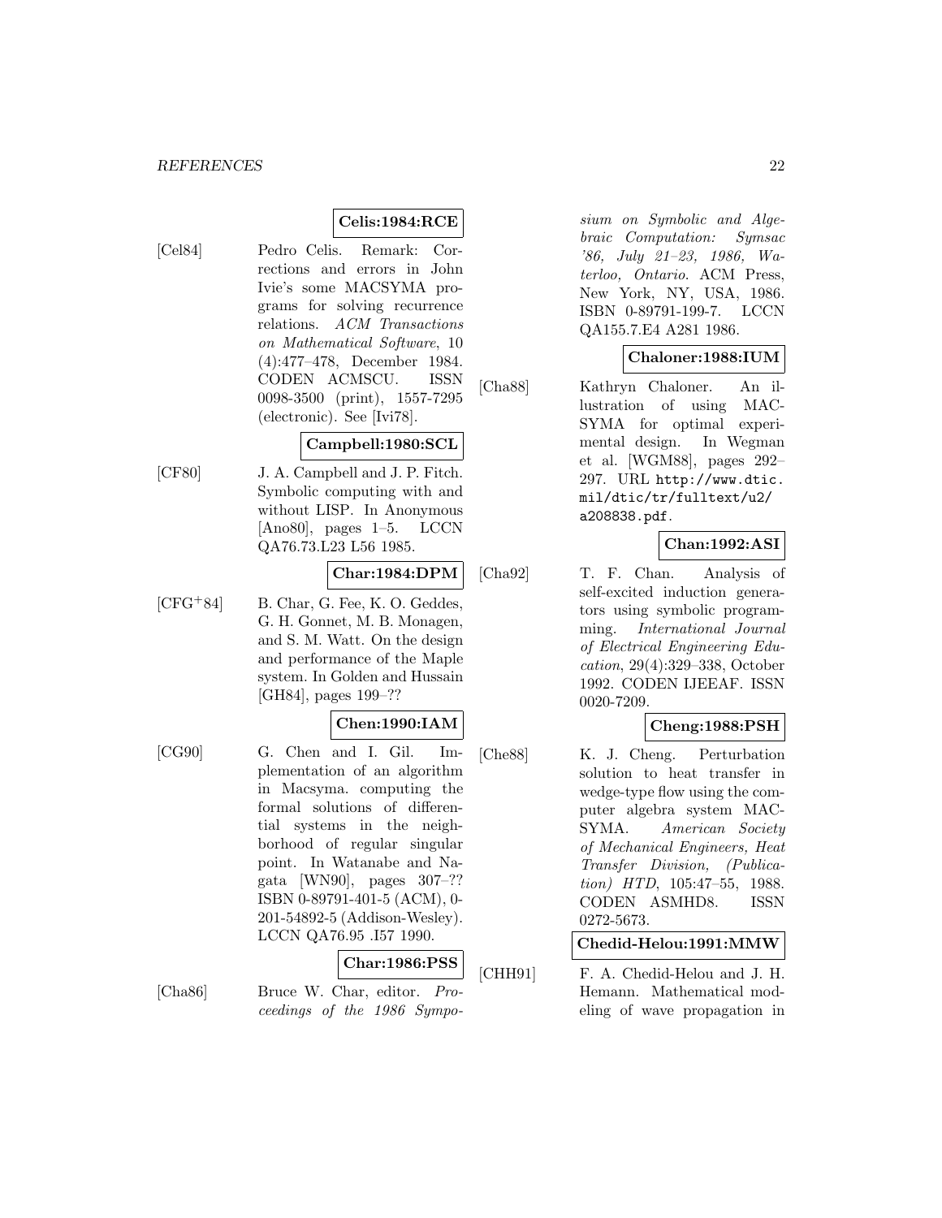**Celis:1984:RCE**

[Cel84] Pedro Celis. Remark: Corrections and errors in John Ivie's some MACSYMA programs for solving recurrence relations. *ACM Transactions on Mathematical Software*, 10 (4):477–478, December 1984. CODEN ACMSCU. ISSN 0098-3500 (print), 1557-7295 (electronic). See [Ivi78].

**Campbell:1980:SCL**

[CF80] J. A. Campbell and J. P. Fitch. Symbolic computing with and without LISP. In Anonymous [Ano80], pages 1–5. LCCN QA76.73.L23 L56 1985.

**Char:1984:DPM**

[CFG+84] B. Char, G. Fee, K. O. Geddes, G. H. Gonnet, M. B. Monagen, and S. M. Watt. On the design and performance of the Maple system. In Golden and Hussain [GH84], pages 199–??

**Chen:1990:IAM**

[CG90] G. Chen and I. Gil. Implementation of an algorithm in Macsyma. computing the formal solutions of differential systems in the neighborhood of regular singular point. In Watanabe and Nagata [WN90], pages 307–?? ISBN 0-89791-401-5 (ACM), 0-201-54892-5 (Addison-Wesley). LCCN QA76.95 .I57 1990.

**Char:1986:PSS**

[Cha86] Bruce W. Char, editor. *Proceedings of the 1986 Symposium on Symbolic and Algebraic Computation: Symsac '86, July 21–23, 1986, Waterloo, Ontario*. ACM Press, New York, NY, USA, 1986. ISBN 0-89791-199-7. LCCN QA155.7.E4 A281 1986.

**Chaloner:1988:IUM**

[Cha88] Kathryn Chaloner. An illustration of using MACSYMA for optimal experimental design. In Wegman et al. [WGM88], pages 292–297. URL http://www.dtic.mil/dtic/tr/fulltext/u2/a208838.pdf.

**Chan:1992:ASI**

[Cha92] T. F. Chan. Analysis of self-excited induction generators using symbolic programming. *International Journal of Electrical Engineering Education*, 29(4):329–338, October 1992. CODEN IJEEAF. ISSN 0020-7209.

**Cheng:1988:PSH**

[Che88] K. J. Cheng. Perturbation solution to heat transfer in wedge-type flow using the computer algebra system MACSYMA. *American Society of Mechanical Engineers, Heat Transfer Division, (Publication) HTD*, 105:47–55, 1988. CODEN ASMHD8. ISSN 0272-5673.

**Chedid-Helou:1991:MMW**

[CHH91] F. A. Chedid-Helou and J. H. Hemann. Mathematical modeling of wave propagation in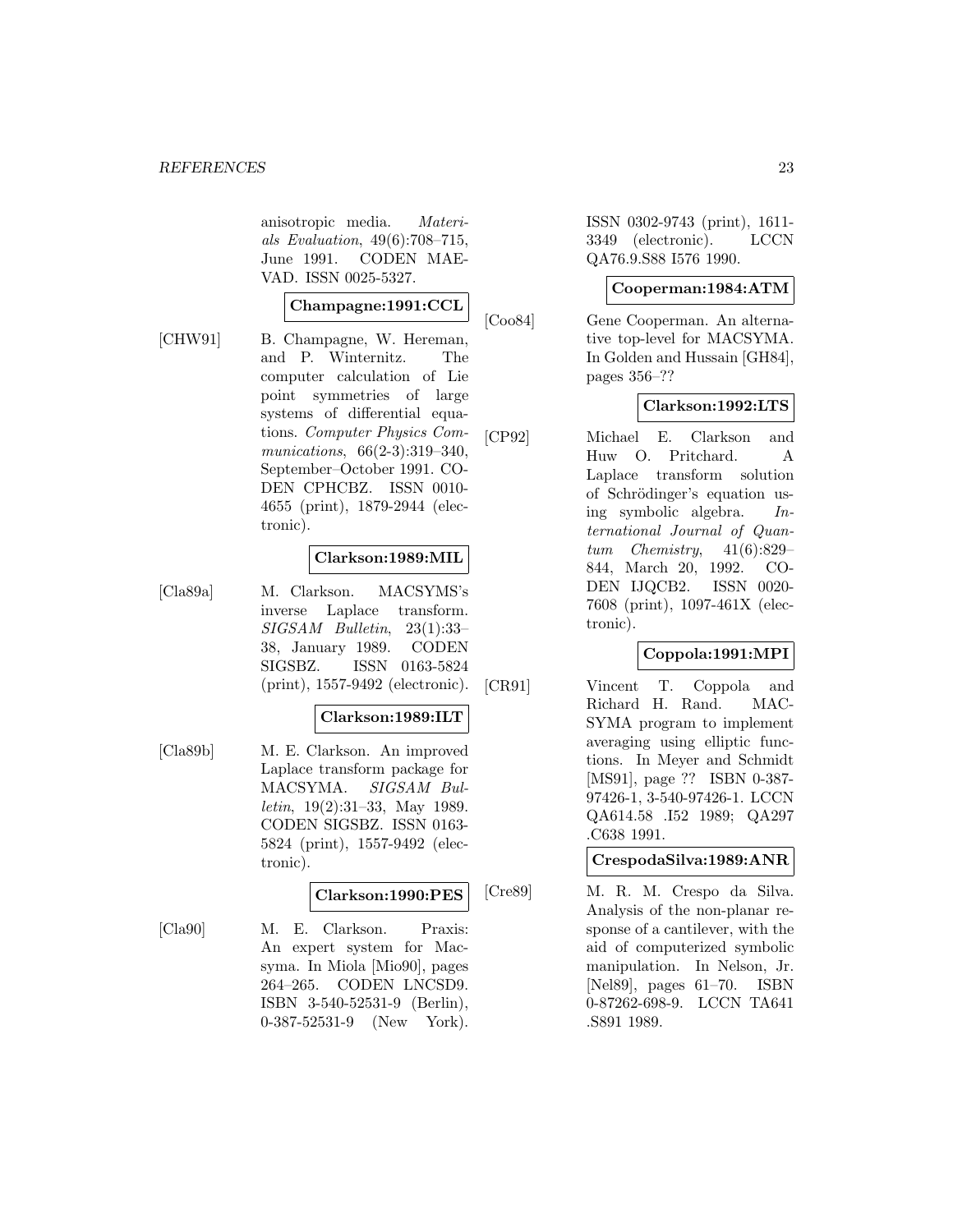anisotropic media. *Materials Evaluation*, 49(6):708–715, June 1991. CODEN MAEVAD. ISSN 0025-5327.

**Champagne:1991:CCL**

[CHW91] B. Champagne, W. Hereman, and P. Winternitz. The computer calculation of Lie point symmetries of large systems of differential equations. *Computer Physics Communications*, 66(2-3):319–340, September–October 1991. CODEN CPHCBZ. ISSN 0010-4655 (print), 1879-2944 (electronic).

**Clarkson:1989:MIL**

[Cla89a] M. Clarkson. MACSYMS's inverse Laplace transform. *SIGSAM Bulletin*, 23(1):33–38, January 1989. CODEN SIGSBZ. ISSN 0163-5824 (print), 1557-9492 (electronic).

**Clarkson:1989:ILT**

[Cla89b] M. E. Clarkson. An improved Laplace transform package for MACSYMA. *SIGSAM Bulletin*, 19(2):31–33, May 1989. CODEN SIGSBZ. ISSN 0163-5824 (print), 1557-9492 (electronic).

**Clarkson:1990:PES**

[Cla90] M. E. Clarkson. Praxis: An expert system for Macsyma. In Miola [Mio90], pages 264–265. CODEN LNCSD9. ISBN 3-540-52531-9 (Berlin), 0-387-52531-9 (New York). ISSN 0302-9743 (print), 1611-3349 (electronic). LCCN QA76.9.S88 I576 1990.

**Cooperman:1984:ATM**

[Coo84] Gene Cooperman. An alternative top-level for MACSYMA. In Golden and Hussain [GH84], pages 356–??

**Clarkson:1992:LTS**

[CP92] Michael E. Clarkson and Huw O. Pritchard. A Laplace transform solution of Schrödinger's equation using symbolic algebra. *International Journal of Quantum Chemistry*, 41(6):829–844, March 20, 1992. CODEN IJQCB2. ISSN 0020-7608 (print), 1097-461X (electronic).

**Coppola:1991:MPI**

[CR91] Vincent T. Coppola and Richard H. Rand. MACSYMA program to implement averaging using elliptic functions. In Meyer and Schmidt [MS91], page ?? ISBN 0-387-97426-1, 3-540-97426-1. LCCN QA614.58 .I52 1989; QA297 .C638 1991.

**CrespodaSilva:1989:ANR**

[Cre89] M. R. M. Crespo da Silva. Analysis of the non-planar response of a cantilever, with the aid of computerized symbolic manipulation. In Nelson, Jr. [Nel89], pages 61–70. ISBN 0-87262-698-9. LCCN TA641 .S891 1989.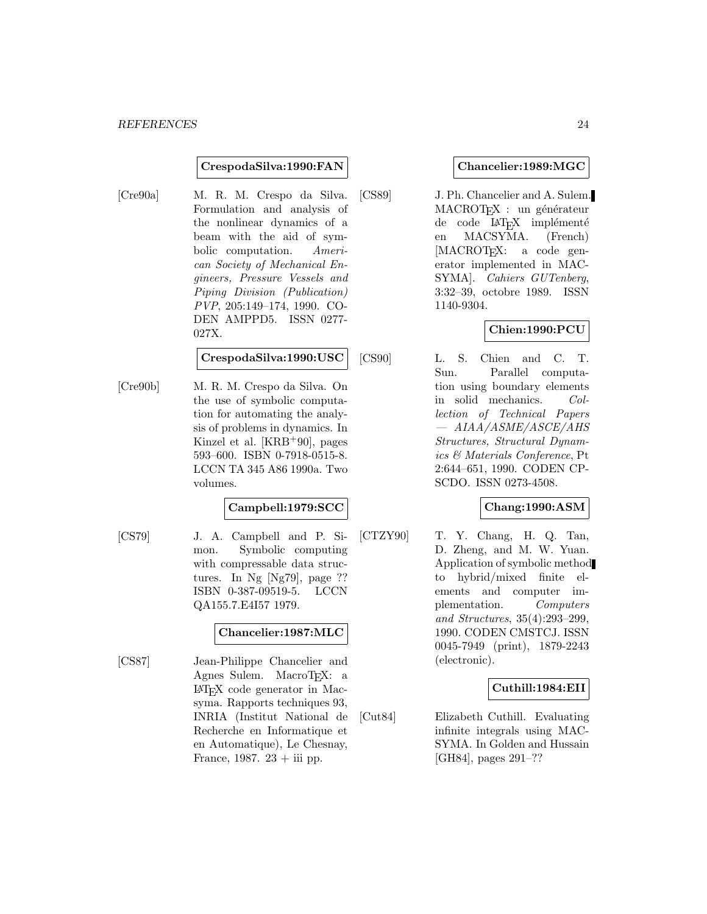**CrespodaSilva:1990:FAN**

[Cre90a] M. R. M. Crespo da Silva. Formulation and analysis of the nonlinear dynamics of a beam with the aid of symbolic computation. *American Society of Mechanical Engineers, Pressure Vessels and Piping Division (Publication) PVP*, 205:149–174, 1990. CODEN AMPPD5. ISSN 0277-027X.

**CrespodaSilva:1990:USC**

[Cre90b] M. R. M. Crespo da Silva. On the use of symbolic computation for automating the analysis of problems in dynamics. In Kinzel et al. [KRB+90], pages 593–600. ISBN 0-7918-0515-8. LCCN TA 345 A86 1990a. Two volumes.

**Campbell:1979:SCC**

[CS79] J. A. Campbell and P. Simon. Symbolic computing with compressable data structures. In Ng [Ng79], page ?? ISBN 0-387-09519-5. LCCN QA155.7.E4I57 1979.

**Chancelier:1987:MLC**

[CS87] Jean-Philippe Chancelier and Agnes Sulem. MacroTEX: a LATEX code generator in Macsyma. Rapports techniques 93, INRIA (Institut National de Recherche en Informatique et en Automatique), Le Chesnay, France, 1987. 23 + iii pp.

**Chancelier:1989:MGC**

[CS89] J. Ph. Chancelier and A. Sulem. MACROTEX : un générateur de code LATEX implémenté en MACSYMA. (French) [MACROTEX: a code generator implemented in MACSYMA]. *Cahiers GUTenberg*, 3:32–39, octobre 1989. ISSN 1140-9304.

**Chien:1990:PCU**

[CS90] L. S. Chien and C. T. Sun. Parallel computation using boundary elements in solid mechanics. *Collection of Technical Papers — AIAA/ASME/ASCE/AHS Structures, Structural Dynamics & Materials Conference*, Pt 2:644–651, 1990. CODEN CPSCDO. ISSN 0273-4508.

**Chang:1990:ASM**

[CTZY90] T. Y. Chang, H. Q. Tan, D. Zheng, and M. W. Yuan. Application of symbolic method to hybrid/mixed finite elements and computer implementation. *Computers and Structures*, 35(4):293–299, 1990. CODEN CMSTCJ. ISSN 0045-7949 (print), 1879-2243 (electronic).

**Cuthill:1984:EII**

[Cut84] Elizabeth Cuthill. Evaluating infinite integrals using MACSYMA. In Golden and Hussain [GH84], pages 291–??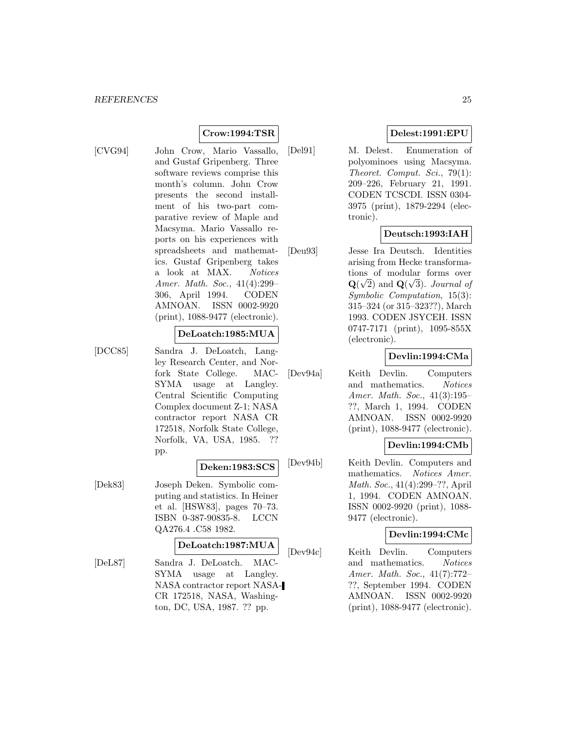**Crow:1994:TSR**

[CVG94] John Crow, Mario Vassallo, and Gustaf Gripenberg. Three software reviews comprise this month's column. John Crow presents the second installment of his two-part comparative review of Maple and Macsyma. Mario Vassallo reports on his experiences with spreadsheets and mathematics. Gustaf Gripenberg takes a look at MAX. *Notices Amer. Math. Soc.*, 41(4):299–306, April 1994. CODEN AMNOAN. ISSN 0002-9920 (print), 1088-9477 (electronic).

**DeLoatch:1985:MUA**

[DCC85] Sandra J. DeLoatch, Langley Research Center, and Norfork State College. MACSYMA usage at Langley. Central Scientific Computing Complex document Z-1; NASA contractor report NASA CR 172518, Norfolk State College, Norfolk, VA, USA, 1985. ?? pp.

**Deken:1983:SCS**

[Dek83] Joseph Deken. Symbolic computing and statistics. In Heiner et al. [HSW83], pages 70–73. ISBN 0-387-90835-8. LCCN QA276.4 .C58 1982.

**DeLoatch:1987:MUA**

[DeL87] Sandra J. DeLoatch. MACSYMA usage at Langley. NASA contractor report NASA-CR 172518, NASA, Washington, DC, USA, 1987. ?? pp.

**Delest:1991:EPU**

[Del91] M. Delest. Enumeration of polyominoes using Macsyma. *Theoret. Comput. Sci.*, 79(1): 209–226, February 21, 1991. CODEN TCSCDI. ISSN 0304-3975 (print), 1879-2294 (electronic).

**Deutsch:1993:IAH**

[Deu93] Jesse Ira Deutsch. Identities arising from Hecke transformations of modular forms over $\mathbf{Q}(\sqrt{2})$ and $\mathbf{Q}(\sqrt{3})$. *Journal of Symbolic Computation*, 15(3): 315–324 (or 315–323??), March 1993. CODEN JSYCEH. ISSN 0747-7171 (print), 1095-855X (electronic).

**Devlin:1994:CMa**

[Dev94a] Keith Devlin. Computers and mathematics. *Notices Amer. Math. Soc.*, 41(3):195–??, March 1, 1994. CODEN AMNOAN. ISSN 0002-9920 (print), 1088-9477 (electronic).

**Devlin:1994:CMb**

[Dev94b] Keith Devlin. Computers and mathematics. *Notices Amer. Math. Soc.*, 41(4):299–??, April 1, 1994. CODEN AMNOAN. ISSN 0002-9920 (print), 1088-9477 (electronic).

**Devlin:1994:CMc**

[Dev94c] Keith Devlin. Computers and mathematics. *Notices Amer. Math. Soc.*, 41(7):772–??, September 1994. CODEN AMNOAN. ISSN 0002-9920 (print), 1088-9477 (electronic).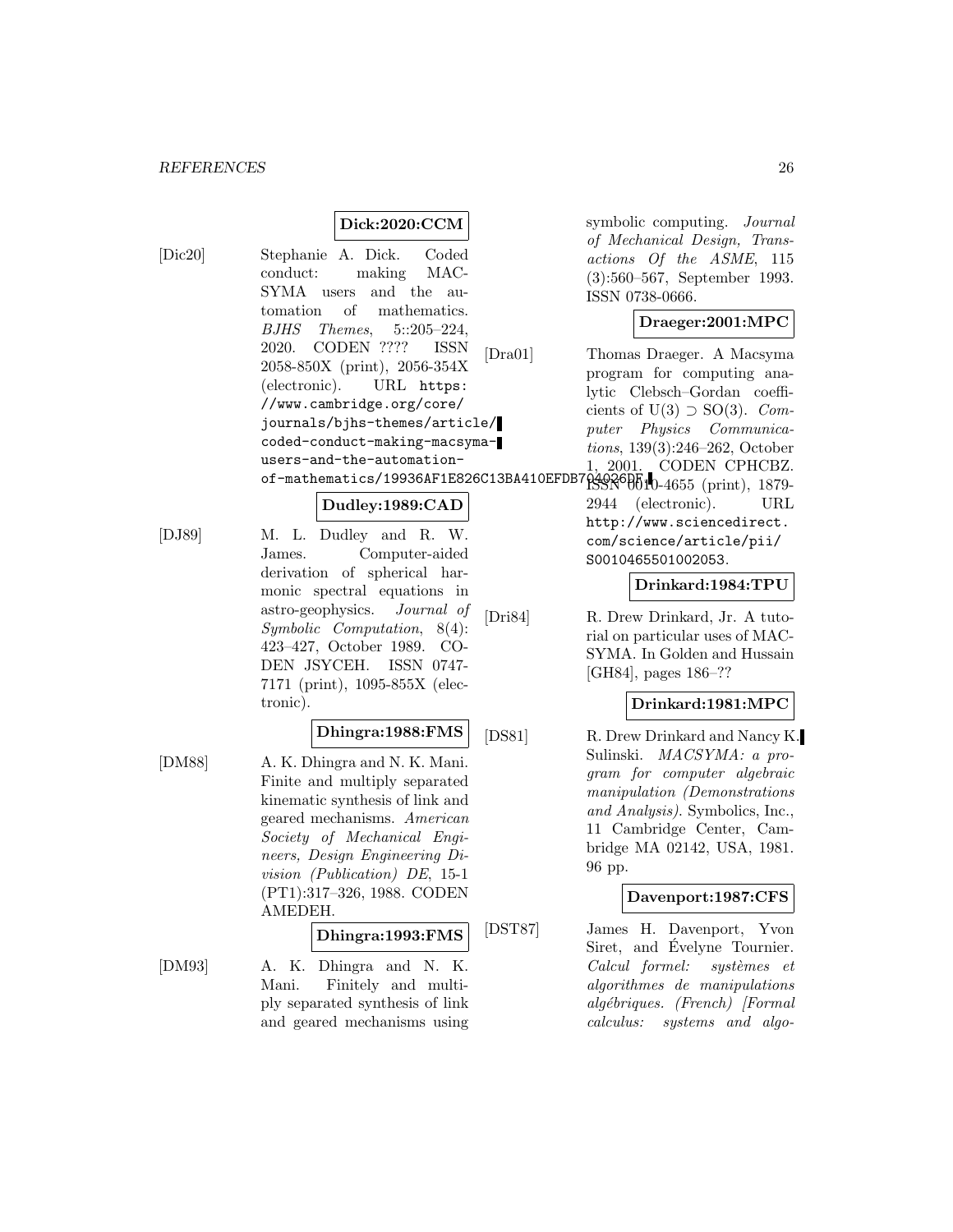**Dick:2020:CCM**

[Dic20] Stephanie A. Dick. Coded conduct: making MACSYMA users and the automation of mathematics. *BJHS Themes*, 5::205–224, 2020. CODEN ???? ISSN 2058-850X (print), 2056-354X (electronic). URL https://www.cambridge.org/core/journals/bjhs-themes/article/coded-conduct-making-macsyma-users-and-the-automation-of-mathematics/19936AF1E826C13BA410EFDB704026DF.

**Dudley:1989:CAD**

[DJ89] M. L. Dudley and R. W. James. Computer-aided derivation of spherical harmonic spectral equations in astro-geophysics. *Journal of Symbolic Computation*, 8(4): 423–427, October 1989. CODEN JSYCEH. ISSN 0747-7171 (print), 1095-855X (electronic).

**Dhingra:1988:FMS**

[DM88] A. K. Dhingra and N. K. Mani. Finite and multiply separated kinematic synthesis of link and geared mechanisms. *American Society of Mechanical Engineers, Design Engineering Division (Publication) DE*, 15-1 (PT1):317–326, 1988. CODEN AMEDEH.

**Dhingra:1993:FMS**

[DM93] A. K. Dhingra and N. K. Mani. Finitely and multiply separated synthesis of link and geared mechanisms using symbolic computing. *Journal of Mechanical Design, Transactions Of the ASME*, 115 (3):560–567, September 1993. ISSN 0738-0666.

**Draeger:2001:MPC**

[Dra01] Thomas Draeger. A Macsyma program for computing analytic Clebsch–Gordan coefficients of $U(3) \supset SO(3)$. *Computer Physics Communications*, 139(3):246–262, October 1, 2001. CODEN CPHCBZ. ISSN 0010-4655 (print), 1879-2944 (electronic). URL http://www.sciencedirect.com/science/article/pii/S0010465501002053.

**Drinkard:1984:TPU**

[Dri84] R. Drew Drinkard, Jr. A tutorial on particular uses of MACSYMA. In Golden and Hussain [GH84], pages 186–??

**Drinkard:1981:MPC**

[DS81] R. Drew Drinkard and Nancy K. Sulinski. *MACSYMA: a program for computer algebraic manipulation (Demonstrations and Analysis)*. Symbolics, Inc., 11 Cambridge Center, Cambridge MA 02142, USA, 1981. 96 pp.

**Davenport:1987:CFS**

[DST87] James H. Davenport, Yvon Siret, and Évelyne Tournier. *Calcul formel: systèmes et algorithmes de manipulations algébriques. (French) [Formal calculus: systems and algo-*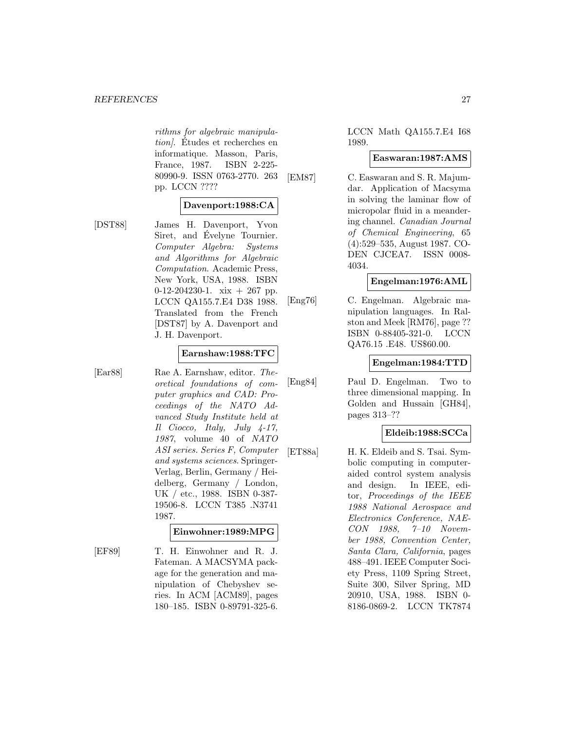*rithms for algebraic manipulation]*. Études et recherches en informatique. Masson, Paris, France, 1987. ISBN 2-225-80990-9. ISSN 0763-2770. 263 pp. LCCN ????

**Davenport:1988:CA**

[DST88] James H. Davenport, Yvon Siret, and Évelyne Tournier. *Computer Algebra: Systems and Algorithms for Algebraic Computation*. Academic Press, New York, USA, 1988. ISBN 0-12-204230-1. xix + 267 pp. LCCN QA155.7.E4 D38 1988. Translated from the French [DST87] by A. Davenport and J. H. Davenport.

**Earnshaw:1988:TFC**

[Ear88] Rae A. Earnshaw, editor. *Theoretical foundations of computer graphics and CAD: Proceedings of the NATO Advanced Study Institute held at Il Ciocco, Italy, July 4-17, 1987*, volume 40 of *NATO ASI series. Series F, Computer and systems sciences*. Springer-Verlag, Berlin, Germany / Heidelberg, Germany / London, UK / etc., 1988. ISBN 0-387-19506-8. LCCN T385 .N3741 1987.

**Einwohner:1989:MPG**

[EF89] T. H. Einwohner and R. J. Fateman. A MACSYMA package for the generation and manipulation of Chebyshev series. In ACM [ACM89], pages 180–185. ISBN 0-89791-325-6. LCCN Math QA155.7.E4 I68 1989.

**Easwaran:1987:AMS**

[EM87] C. Easwaran and S. R. Majumdar. Application of Macsyma in solving the laminar flow of micropolar fluid in a meandering channel. *Canadian Journal of Chemical Engineering*, 65 (4):529–535, August 1987. CODEN CJCEA7. ISSN 0008-4034.

**Engelman:1976:AML**

[Eng76] C. Engelman. Algebraic manipulation languages. In Ralston and Meek [RM76], page ?? ISBN 0-88405-321-0. LCCN QA76.15 .E48. US$60.00.

**Engelman:1984:TTD**

[Eng84] Paul D. Engelman. Two to three dimensional mapping. In Golden and Hussain [GH84], pages 313–??

**Eldeib:1988:SCCa**

[ET88a] H. K. Eldeib and S. Tsai. Symbolic computing in computer-aided control system analysis and design. In IEEE, editor, *Proceedings of the IEEE 1988 National Aerospace and Electronics Conference, NAECON 1988, 7–10 November 1988, Convention Center, Santa Clara, California*, pages 488–491. IEEE Computer Society Press, 1109 Spring Street, Suite 300, Silver Spring, MD 20910, USA, 1988. ISBN 0-8186-0869-2. LCCN TK7874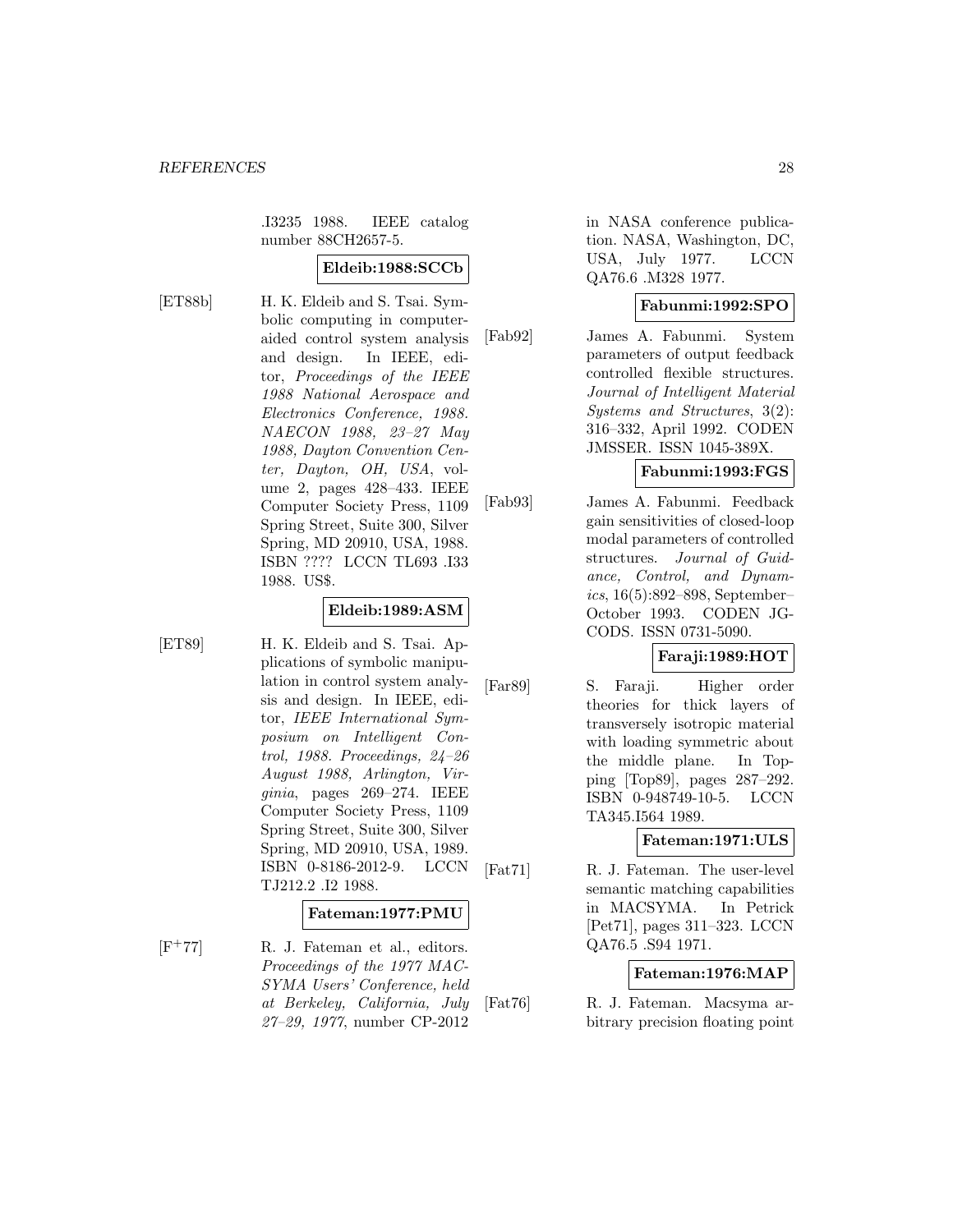.I3235 1988. IEEE catalog number 88CH2657-5.

**Eldeib:1988:SCCb**

[ET88b] H. K. Eldeib and S. Tsai. Symbolic computing in computer-aided control system analysis and design. In IEEE, editor, *Proceedings of the IEEE 1988 National Aerospace and Electronics Conference, 1988. NAECON 1988, 23–27 May 1988, Dayton Convention Center, Dayton, OH, USA*, volume 2, pages 428–433. IEEE Computer Society Press, 1109 Spring Street, Suite 300, Silver Spring, MD 20910, USA, 1988. ISBN ???? LCCN TL693 .I33 1988. US$.

**Eldeib:1989:ASM**

[ET89] H. K. Eldeib and S. Tsai. Applications of symbolic manipulation in control system analysis and design. In IEEE, editor, *IEEE International Symposium on Intelligent Control, 1988. Proceedings, 24–26 August 1988, Arlington, Virginia*, pages 269–274. IEEE Computer Society Press, 1109 Spring Street, Suite 300, Silver Spring, MD 20910, USA, 1989. ISBN 0-8186-2012-9. LCCN TJ212.2 .I2 1988.

**Fateman:1977:PMU**

[F+77] R. J. Fateman et al., editors. *Proceedings of the 1977 MACSYMA Users' Conference, held at Berkeley, California, July 27–29, 1977*, number CP-2012 in NASA conference publication. NASA, Washington, DC, USA, July 1977. LCCN QA76.6 .M328 1977.

**Fabunmi:1992:SPO**

[Fab92] James A. Fabunmi. System parameters of output feedback controlled flexible structures. *Journal of Intelligent Material Systems and Structures*, 3(2): 316–332, April 1992. CODEN JMSSER. ISSN 1045-389X.

**Fabunmi:1993:FGS**

[Fab93] James A. Fabunmi. Feedback gain sensitivities of closed-loop modal parameters of controlled structures. *Journal of Guidance, Control, and Dynamics*, 16(5):892–898, September–October 1993. CODEN JGCODS. ISSN 0731-5090.

**Faraji:1989:HOT**

[Far89] S. Faraji. Higher order theories for thick layers of transversely isotropic material with loading symmetric about the middle plane. In Topping [Top89], pages 287–292. ISBN 0-948749-10-5. LCCN TA345.I564 1989.

**Fateman:1971:ULS**

[Fat71] R. J. Fateman. The user-level semantic matching capabilities in MACSYMA. In Petrick [Pet71], pages 311–323. LCCN QA76.5 .S94 1971.

**Fateman:1976:MAP**

[Fat76] R. J. Fateman. Macsyma arbitrary precision floating point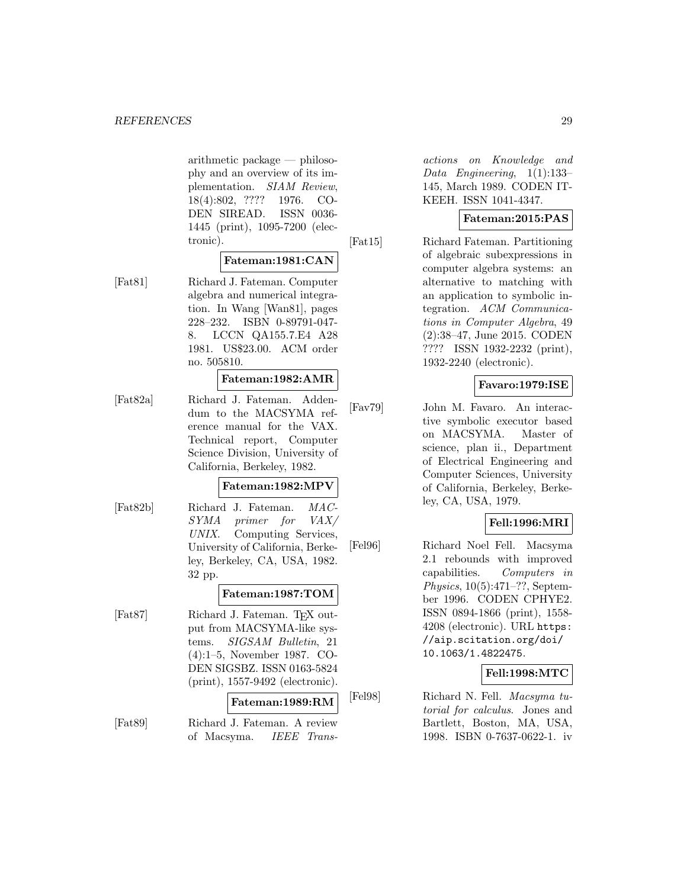arithmetic package — philosophy and an overview of its implementation. *SIAM Review*, 18(4):802, ???? 1976. CODEN SIREAD. ISSN 0036-1445 (print), 1095-7200 (electronic).

**Fateman:1981:CAN**

[Fat81] Richard J. Fateman. Computer algebra and numerical integration. In Wang [Wan81], pages 228–232. ISBN 0-89791-047-8. LCCN QA155.7.E4 A28 1981. US$23.00. ACM order no. 505810.

**Fateman:1982:AMR**

[Fat82a] Richard J. Fateman. Addendum to the MACSYMA reference manual for the VAX. Technical report, Computer Science Division, University of California, Berkeley, 1982.

**Fateman:1982:MPV**

[Fat82b] Richard J. Fateman. *MACSYMA primer for VAX/ UNIX*. Computing Services, University of California, Berkeley, Berkeley, CA, USA, 1982. 32 pp.

**Fateman:1987:TOM**

[Fat87] Richard J. Fateman. TEX output from MACSYMA-like systems. *SIGSAM Bulletin*, 21 (4):1–5, November 1987. CODEN SIGSBZ. ISSN 0163-5824 (print), 1557-9492 (electronic).

**Fateman:1989:RM**

[Fat89] Richard J. Fateman. A review of Macsyma. *IEEE Transactions on Knowledge and Data Engineering*, 1(1):133–145, March 1989. CODEN ITKEEH. ISSN 1041-4347.

**Fateman:2015:PAS**

[Fat15] Richard Fateman. Partitioning of algebraic subexpressions in computer algebra systems: an alternative to matching with an application to symbolic integration. *ACM Communications in Computer Algebra*, 49 (2):38–47, June 2015. CODEN ???? ISSN 1932-2232 (print), 1932-2240 (electronic).

**Favaro:1979:ISE**

[Fav79] John M. Favaro. An interactive symbolic executor based on MACSYMA. Master of science, plan ii., Department of Electrical Engineering and Computer Sciences, University of California, Berkeley, Berkeley, CA, USA, 1979.

**Fell:1996:MRI**

[Fel96] Richard Noel Fell. Macsyma 2.1 rebounds with improved capabilities. *Computers in Physics*, 10(5):471–??, September 1996. CODEN CPHYE2. ISSN 0894-1866 (print), 1558-4208 (electronic). URL https://aip.scitation.org/doi/10.1063/1.4822475.

**Fell:1998:MTC**

[Fel98] Richard N. Fell. *Macsyma tutorial for calculus*. Jones and Bartlett, Boston, MA, USA, 1998. ISBN 0-7637-0622-1. iv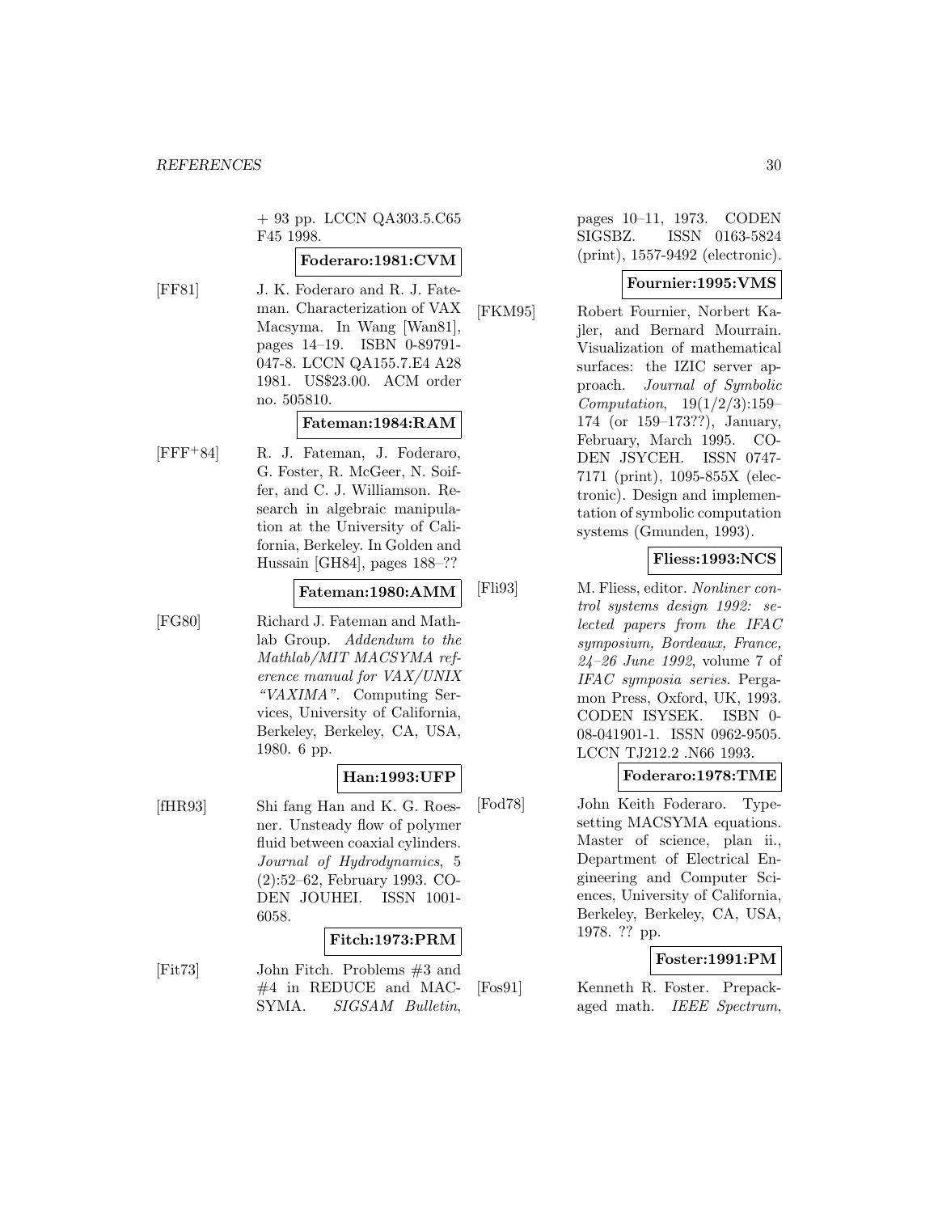+ 93 pp. LCCN QA303.5.C65 F45 1998.

**Foderaro:1981:CVM**

[FF81] J. K. Foderaro and R. J. Fateman. Characterization of VAX Macsyma. In Wang [Wan81], pages 14–19. ISBN 0-89791-047-8. LCCN QA155.7.E4 A28 1981. US$23.00. ACM order no. 505810.

**Fateman:1984:RAM**

[FFF+84] R. J. Fateman, J. Foderaro, G. Foster, R. McGeer, N. Soiffer, and C. J. Williamson. Research in algebraic manipulation at the University of California, Berkeley. In Golden and Hussain [GH84], pages 188–??

**Fateman:1980:AMM**

[FG80] Richard J. Fateman and Mathlab Group. *Addendum to the Mathlab/MIT MACSYMA reference manual for VAX/UNIX "VAXIMA"*. Computing Services, University of California, Berkeley, Berkeley, CA, USA, 1980. 6 pp.

**Han:1993:UFP**

[fHR93] Shi fang Han and K. G. Roesner. Unsteady flow of polymer fluid between coaxial cylinders. *Journal of Hydrodynamics*, 5 (2):52–62, February 1993. CODEN JOUHEI. ISSN 1001-6058.

**Fitch:1973:PRM**

[Fit73] John Fitch. Problems #3 and #4 in REDUCE and MACSYMA. *SIGSAM Bulletin*, pages 10–11, 1973. CODEN SIGSBZ. ISSN 0163-5824 (print), 1557-9492 (electronic).

**Fournier:1995:VMS**

[FKM95] Robert Fournier, Norbert Kajler, and Bernard Mourrain. Visualization of mathematical surfaces: the IZIC server approach. *Journal of Symbolic Computation*, 19(1/2/3):159–174 (or 159–173??), January, February, March 1995. CODEN JSYCEH. ISSN 0747-7171 (print), 1095-855X (electronic). Design and implementation of symbolic computation systems (Gmunden, 1993).

**Fliess:1993:NCS**

[Fli93] M. Fliess, editor. *Nonliner control systems design 1992: selected papers from the IFAC symposium, Bordeaux, France, 24–26 June 1992*, volume 7 of *IFAC symposia series*. Pergamon Press, Oxford, UK, 1993. CODEN ISYSEK. ISBN 0-08-041901-1. ISSN 0962-9505. LCCN TJ212.2 .N66 1993.

**Foderaro:1978:TME**

[Fod78] John Keith Foderaro. Typesetting MACSYMA equations. Master of science, plan ii., Department of Electrical Engineering and Computer Sciences, University of California, Berkeley, Berkeley, CA, USA, 1978. ?? pp.

**Foster:1991:PM**

[Fos91] Kenneth R. Foster. Prepackaged math. *IEEE Spectrum*,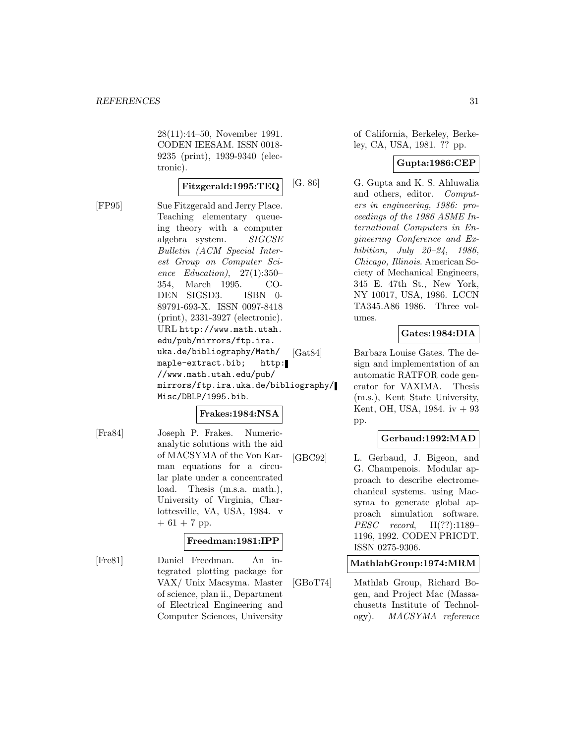28(11):44–50, November 1991. CODEN IEESAM. ISSN 0018-9235 (print), 1939-9340 (electronic).

**Fitzgerald:1995:TEQ**

[FP95] Sue Fitzgerald and Jerry Place. Teaching elementary queueing theory with a computer algebra system. *SIGCSE Bulletin (ACM Special Interest Group on Computer Science Education)*, 27(1):350–354, March 1995. CODEN SIGSD3. ISBN 0-89791-693-X. ISSN 0097-8418 (print), 2331-3927 (electronic). URL `http://www.math.utah.edu/pub/mirrors/ftp.ira.uka.de/bibliography/Math/maple-extract.bib; http://www.math.utah.edu/pub/mirrors/ftp.ira.uka.de/bibliography/Misc/DBLP/1995.bib`.

**Frakes:1984:NSA**

[Fra84] Joseph P. Frakes. Numeric-analytic solutions with the aid of MACSYMA of the Von Karman equations for a circular plate under a concentrated load. Thesis (m.s.a. math.), University of Virginia, Charlottesville, VA, USA, 1984. v + 61 + 7 pp.

**Freedman:1981:IPP**

[Fre81] Daniel Freedman. An integrated plotting package for VAX/ Unix Macsyma. Master of science, plan ii., Department of Electrical Engineering and Computer Sciences, University of California, Berkeley, Berkeley, CA, USA, 1981. ?? pp.

**Gupta:1986:CEP**

[G. 86] G. Gupta and K. S. Ahluwalia and others, editor. *Computers in engineering, 1986: proceedings of the 1986 ASME International Computers in Engineering Conference and Exhibition, July 20–24, 1986, Chicago, Illinois*. American Society of Mechanical Engineers, 345 E. 47th St., New York, NY 10017, USA, 1986. LCCN TA345.A86 1986. Three volumes.

**Gates:1984:DIA**

[Gat84] Barbara Louise Gates. The design and implementation of an automatic RATFOR code generator for VAXIMA. Thesis (m.s.), Kent State University, Kent, OH, USA, 1984. iv + 93 pp.

**Gerbaud:1992:MAD**

[GBC92] L. Gerbaud, J. Bigeon, and G. Champenois. Modular approach to describe electromechanical systems. using Macsyma to generate global approach simulation software. *PESC record*, II(??):1189–1196, 1992. CODEN PRICDT. ISSN 0275-9306.

**MathlabGroup:1974:MRM**

[GBoT74] Mathlab Group, Richard Bogen, and Project Mac (Massachusetts Institute of Technology). *MACSYMA reference*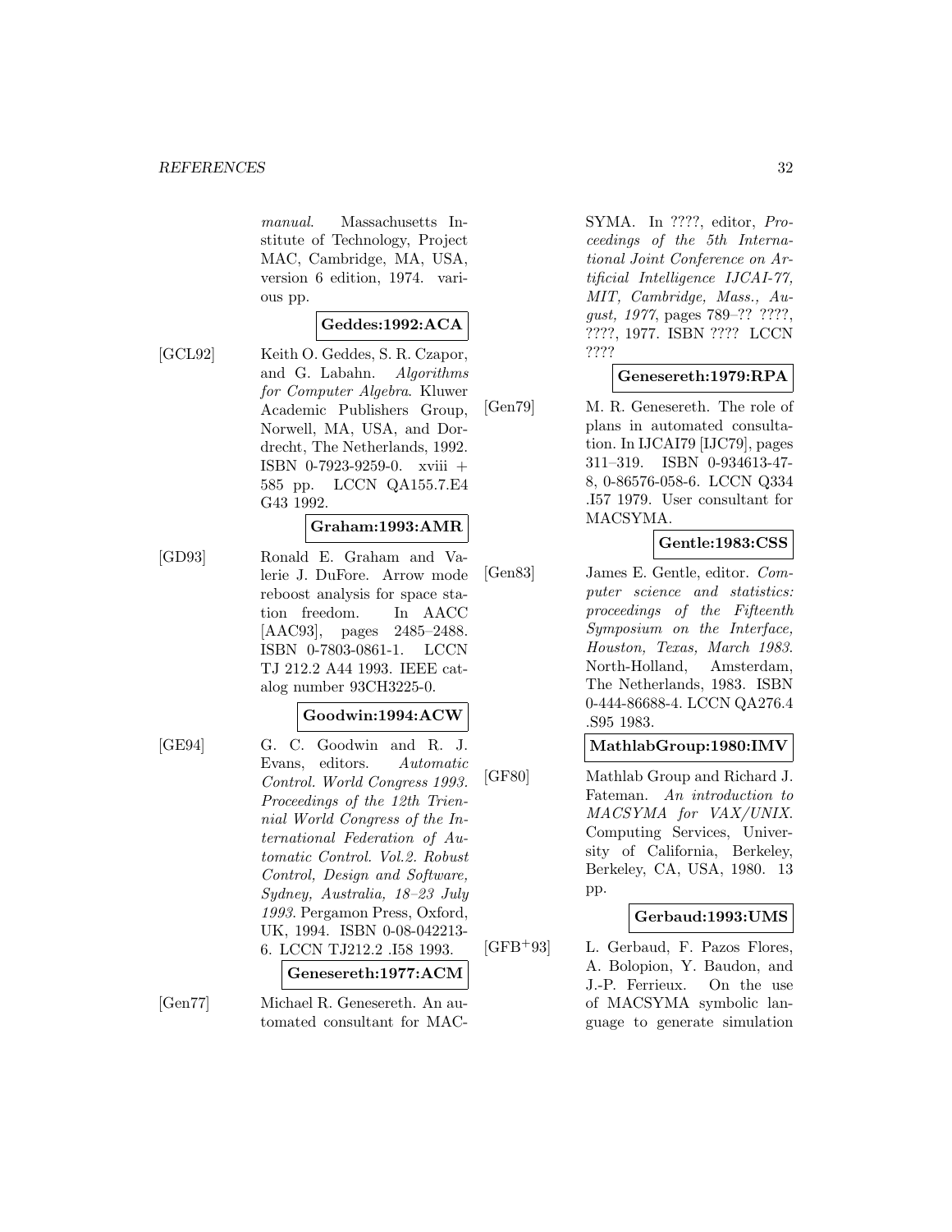*manual*. Massachusetts Institute of Technology, Project MAC, Cambridge, MA, USA, version 6 edition, 1974. various pp.

**Geddes:1992:ACA**

[GCL92] Keith O. Geddes, S. R. Czapor, and G. Labahn. *Algorithms for Computer Algebra*. Kluwer Academic Publishers Group, Norwell, MA, USA, and Dordrecht, The Netherlands, 1992. ISBN 0-7923-9259-0. xviii + 585 pp. LCCN QA155.7.E4 G43 1992.

**Graham:1993:AMR**

[GD93] Ronald E. Graham and Valerie J. DuFore. Arrow mode reboost analysis for space station freedom. In AACC [AAC93], pages 2485–2488. ISBN 0-7803-0861-1. LCCN TJ 212.2 A44 1993. IEEE catalog number 93CH3225-0.

**Goodwin:1994:ACW**

[GE94] G. C. Goodwin and R. J. Evans, editors. *Automatic Control. World Congress 1993. Proceedings of the 12th Triennial World Congress of the International Federation of Automatic Control. Vol.2. Robust Control, Design and Software, Sydney, Australia, 18–23 July 1993*. Pergamon Press, Oxford, UK, 1994. ISBN 0-08-042213-6. LCCN TJ212.2 .I58 1993.

**Genesereth:1977:ACM**

[Gen77] Michael R. Genesereth. An automated consultant for MACSYMA. In ????, editor, *Proceedings of the 5th International Joint Conference on Artificial Intelligence IJCAI-77, MIT, Cambridge, Mass., August, 1977*, pages 789–?? ????, ????, 1977. ISBN ???? LCCN ????

**Genesereth:1979:RPA**

[Gen79] M. R. Genesereth. The role of plans in automated consultation. In IJCAI79 [IJC79], pages 311–319. ISBN 0-934613-47-8, 0-86576-058-6. LCCN Q334 .I57 1979. User consultant for MACSYMA.

**Gentle:1983:CSS**

[Gen83] James E. Gentle, editor. *Computer science and statistics: proceedings of the Fifteenth Symposium on the Interface, Houston, Texas, March 1983*. North-Holland, Amsterdam, The Netherlands, 1983. ISBN 0-444-86688-4. LCCN QA276.4 .S95 1983.

**MathlabGroup:1980:IMV**

[GF80] Mathlab Group and Richard J. Fateman. *An introduction to MACSYMA for VAX/UNIX*. Computing Services, University of California, Berkeley, Berkeley, CA, USA, 1980. 13 pp.

**Gerbaud:1993:UMS**

[GFB+93] L. Gerbaud, F. Pazos Flores, A. Bolopion, Y. Baudon, and J.-P. Ferrieux. On the use of MACSYMA symbolic language to generate simulation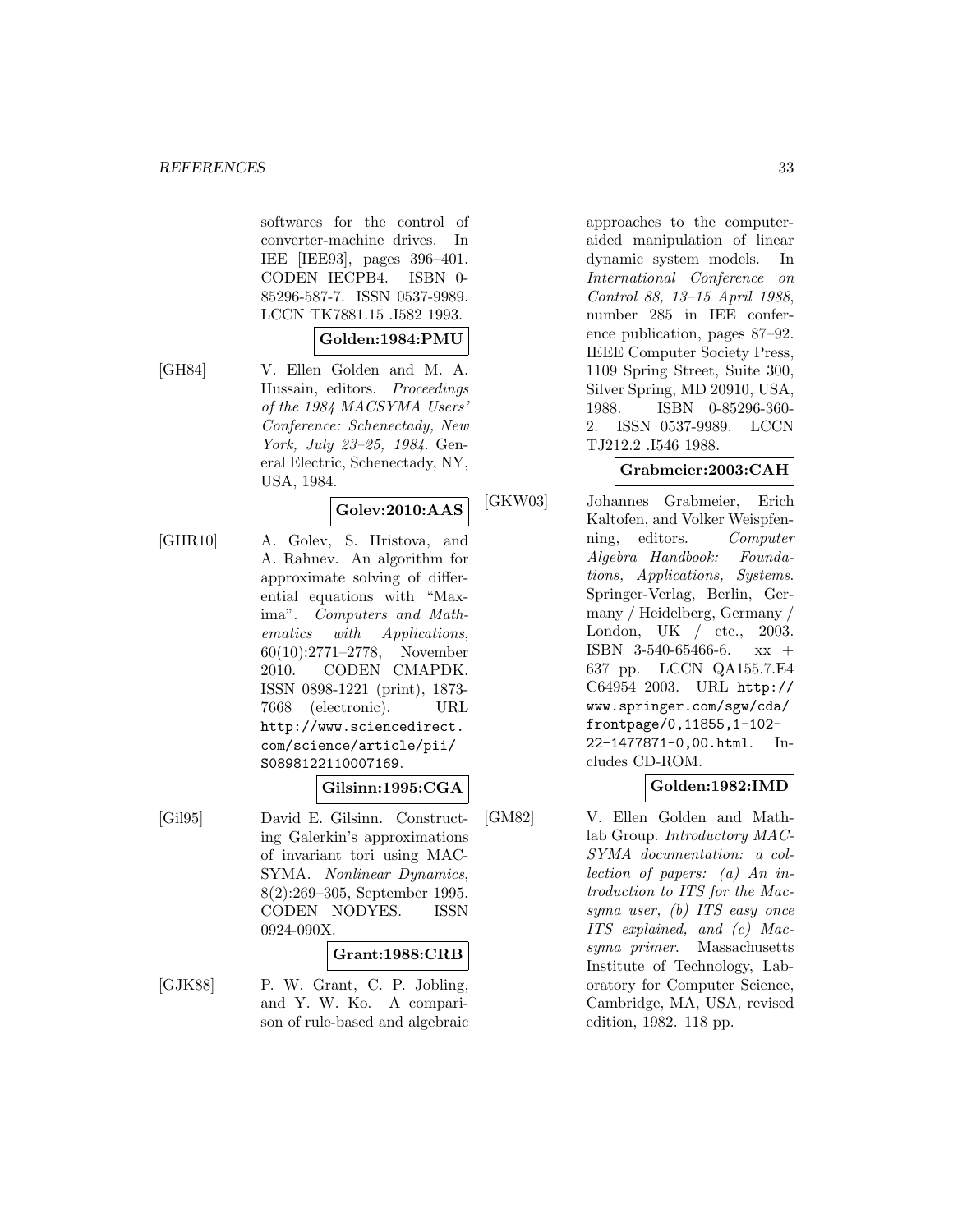softwares for the control of converter-machine drives. In IEE [IEE93], pages 396–401. CODEN IECPB4. ISBN 0-85296-587-7. ISSN 0537-9989. LCCN TK7881.15 .I582 1993.

**Golden:1984:PMU**

[GH84] V. Ellen Golden and M. A. Hussain, editors. *Proceedings of the 1984 MACSYMA Users' Conference: Schenectady, New York, July 23–25, 1984*. General Electric, Schenectady, NY, USA, 1984.

**Golev:2010:AAS**

[GHR10] A. Golev, S. Hristova, and A. Rahnev. An algorithm for approximate solving of differential equations with "Maxima". *Computers and Mathematics with Applications*, 60(10):2771–2778, November 2010. CODEN CMAPDK. ISSN 0898-1221 (print), 1873-7668 (electronic). URL http://www.sciencedirect.com/science/article/pii/S0898122110007169.

**Gilsinn:1995:CGA**

[Gil95] David E. Gilsinn. Constructing Galerkin's approximations of invariant tori using MACSYMA. *Nonlinear Dynamics*, 8(2):269–305, September 1995. CODEN NODYES. ISSN 0924-090X.

**Grant:1988:CRB**

[GJK88] P. W. Grant, C. P. Jobling, and Y. W. Ko. A comparison of rule-based and algebraic approaches to the computer-aided manipulation of linear dynamic system models. In *International Conference on Control 88, 13–15 April 1988*, number 285 in IEE conference publication, pages 87–92. IEEE Computer Society Press, 1109 Spring Street, Suite 300, Silver Spring, MD 20910, USA, 1988. ISBN 0-85296-360-2. ISSN 0537-9989. LCCN TJ212.2 .I546 1988.

**Grabmeier:2003:CAH**

[GKW03] Johannes Grabmeier, Erich Kaltofen, and Volker Weispfenning, editors. *Computer Algebra Handbook: Foundations, Applications, Systems*. Springer-Verlag, Berlin, Germany / Heidelberg, Germany / London, UK / etc., 2003. ISBN 3-540-65466-6. xx + 637 pp. LCCN QA155.7.E4 C64954 2003. URL http://www.springer.com/sgw/cda/frontpage/0,11855,1-102-22-1477871-0,00.html. Includes CD-ROM.

**Golden:1982:IMD**

[GM82] V. Ellen Golden and Mathlab Group. *Introductory MACSYMA documentation: a collection of papers: (a) An introduction to ITS for the Macsyma user, (b) ITS easy once ITS explained, and (c) Macsyma primer*. Massachusetts Institute of Technology, Laboratory for Computer Science, Cambridge, MA, USA, revised edition, 1982. 118 pp.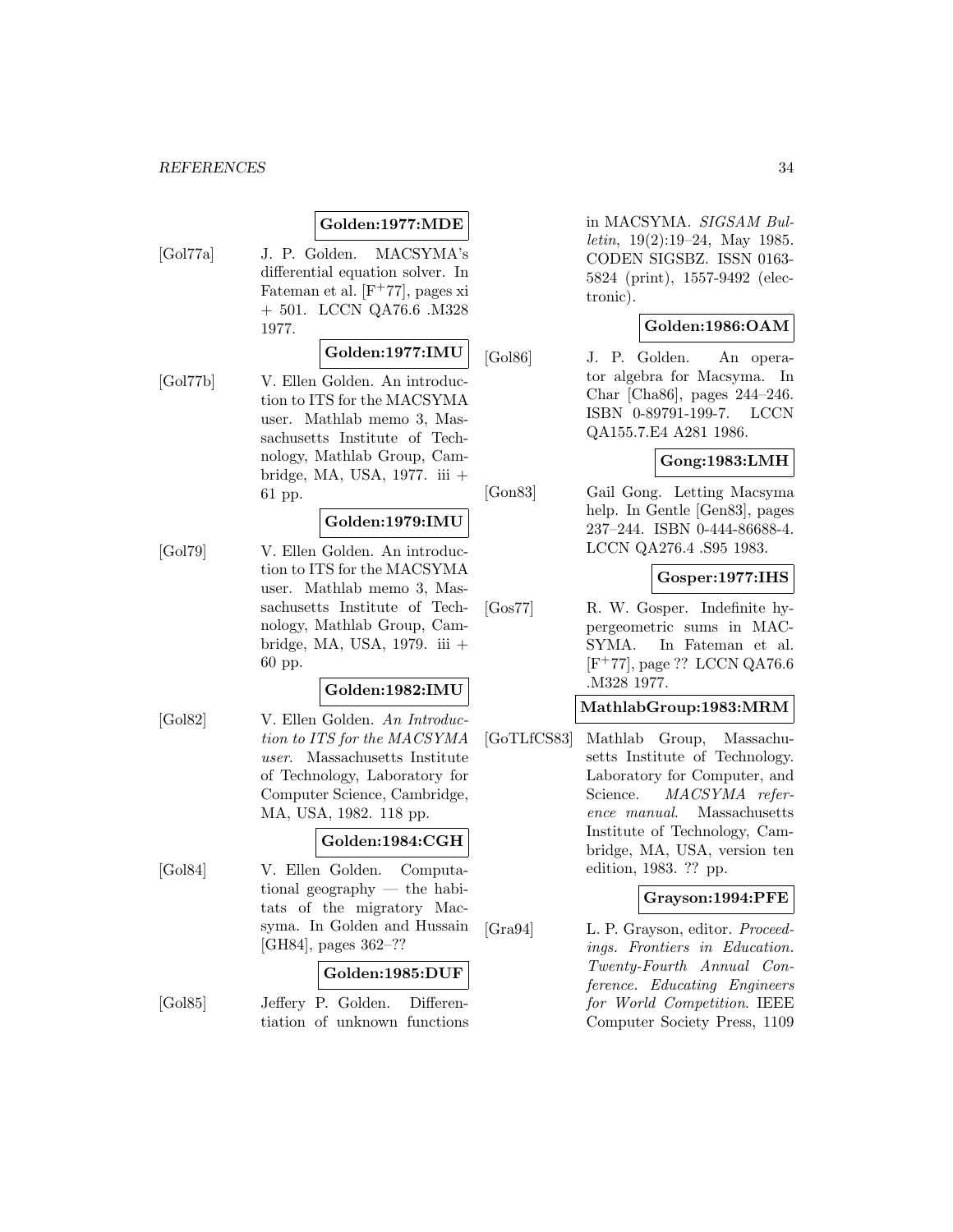**Golden:1977:MDE**

[Gol77a] J. P. Golden. MACSYMA's differential equation solver. In Fateman et al. [F+77], pages xi + 501. LCCN QA76.6 .M328 1977.

**Golden:1977:IMU**

[Gol77b] V. Ellen Golden. An introduction to ITS for the MACSYMA user. Mathlab memo 3, Massachusetts Institute of Technology, Mathlab Group, Cambridge, MA, USA, 1977. iii + 61 pp.

**Golden:1979:IMU**

[Gol79] V. Ellen Golden. An introduction to ITS for the MACSYMA user. Mathlab memo 3, Massachusetts Institute of Technology, Mathlab Group, Cambridge, MA, USA, 1979. iii + 60 pp.

**Golden:1982:IMU**

[Gol82] V. Ellen Golden. *An Introduction to ITS for the MACSYMA user*. Massachusetts Institute of Technology, Laboratory for Computer Science, Cambridge, MA, USA, 1982. 118 pp.

**Golden:1984:CGH**

[Gol84] V. Ellen Golden. Computational geography — the habitats of the migratory Macsyma. In Golden and Hussain [GH84], pages 362–??

**Golden:1985:DUF**

[Gol85] Jeffery P. Golden. Differentiation of unknown functions in MACSYMA. *SIGSAM Bulletin*, 19(2):19–24, May 1985. CODEN SIGSBZ. ISSN 0163-5824 (print), 1557-9492 (electronic).

**Golden:1986:OAM**

[Gol86] J. P. Golden. An operator algebra for Macsyma. In Char [Cha86], pages 244–246. ISBN 0-89791-199-7. LCCN QA155.7.E4 A281 1986.

**Gong:1983:LMH**

[Gon83] Gail Gong. Letting Macsyma help. In Gentle [Gen83], pages 237–244. ISBN 0-444-86688-4. LCCN QA276.4 .S95 1983.

**Gosper:1977:IHS**

[Gos77] R. W. Gosper. Indefinite hypergeometric sums in MACSYMA. In Fateman et al. [F+77], page ?? LCCN QA76.6 .M328 1977.

**MathlabGroup:1983:MRM**

[GoTLfCS83] Mathlab Group, Massachusetts Institute of Technology. Laboratory for Computer, and Science. *MACSYMA reference manual*. Massachusetts Institute of Technology, Cambridge, MA, USA, version ten edition, 1983. ?? pp.

**Grayson:1994:PFE**

[Gra94] L. P. Grayson, editor. *Proceedings. Frontiers in Education. Twenty-Fourth Annual Conference. Educating Engineers for World Competition*. IEEE Computer Society Press, 1109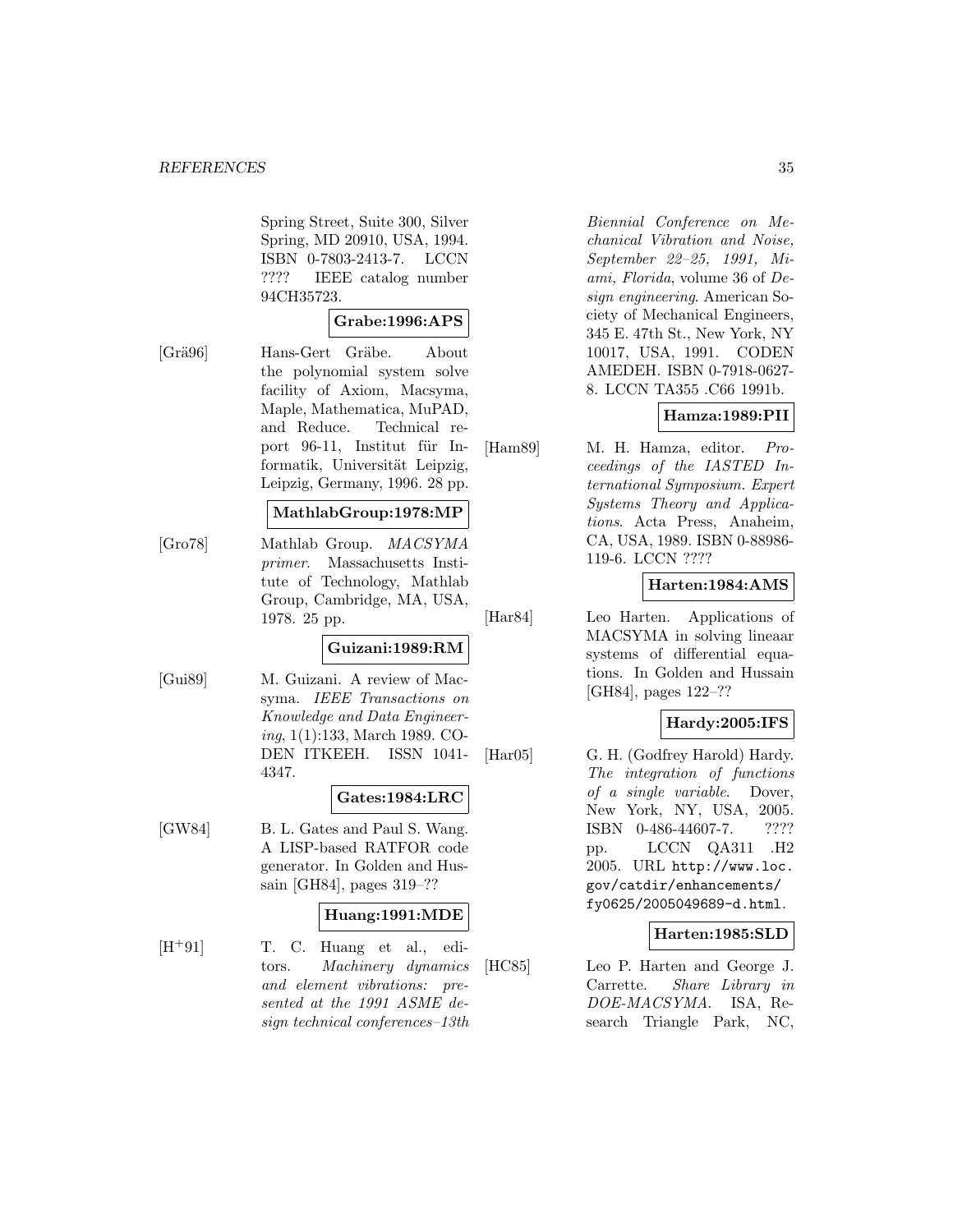Spring Street, Suite 300, Silver Spring, MD 20910, USA, 1994. ISBN 0-7803-2413-7. LCCN ???? IEEE catalog number 94CH35723.

**Grabe:1996:APS**

[Gräb96] Hans-Gert Gräbe. About the polynomial system solve facility of Axiom, Macsyma, Maple, Mathematica, MuPAD, and Reduce. Technical report 96-11, Institut für Informatik, Universität Leipzig, Leipzig, Germany, 1996. 28 pp.

**MathlabGroup:1978:MP**

[Gro78] Mathlab Group. *MACSYMA primer*. Massachusetts Institute of Technology, Mathlab Group, Cambridge, MA, USA, 1978. 25 pp.

**Guizani:1989:RM**

[Gui89] M. Guizani. A review of Macsyma. *IEEE Transactions on Knowledge and Data Engineering*, 1(1):133, March 1989. CODEN ITKEEH. ISSN 1041-4347.

**Gates:1984:LRC**

[GW84] B. L. Gates and Paul S. Wang. A LISP-based RATFOR code generator. In Golden and Hussain [GH84], pages 319–??

**Huang:1991:MDE**

[H+91] T. C. Huang et al., editors. *Machinery dynamics and element vibrations: presented at the 1991 ASME design technical conferences–13th Biennial Conference on Mechanical Vibration and Noise, September 22–25, 1991, Miami, Florida*, volume 36 of *Design engineering*. American Society of Mechanical Engineers, 345 E. 47th St., New York, NY 10017, USA, 1991. CODEN AMEDEH. ISBN 0-7918-0627-8. LCCN TA355 .C66 1991b.

**Hamza:1989:PII**

[Ham89] M. H. Hamza, editor. *Proceedings of the IASTED International Symposium. Expert Systems Theory and Applications*. Acta Press, Anaheim, CA, USA, 1989. ISBN 0-88986-119-6. LCCN ????

**Harten:1984:AMS**

[Har84] Leo Harten. Applications of MACSYMA in solving lineaar systems of differential equations. In Golden and Hussain [GH84], pages 122–??

**Hardy:2005:IFS**

[Har05] G. H. (Godfrey Harold) Hardy. *The integration of functions of a single variable*. Dover, New York, NY, USA, 2005. ISBN 0-486-44607-7. ???? pp. LCCN QA311 .H2 2005. URL `http://www.loc.gov/catdir/enhancements/fy0625/2005049689-d.html`.

**Harten:1985:SLD**

[HC85] Leo P. Harten and George J. Carrette. *Share Library in DOE-MACSYMA*. ISA, Research Triangle Park, NC,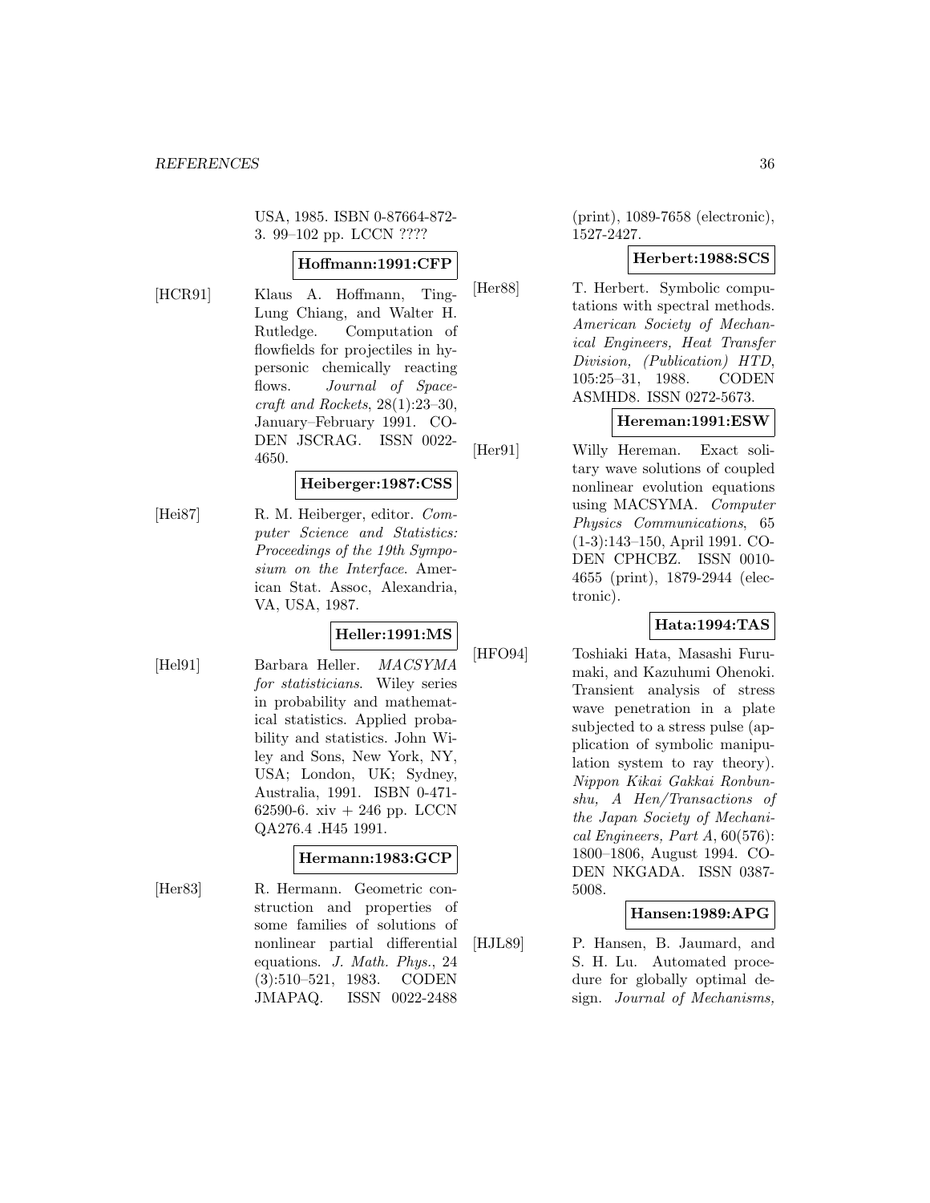USA, 1985. ISBN 0-87664-872-3. 99–102 pp. LCCN ????

**Hoffmann:1991:CFP**

[HCR91] Klaus A. Hoffmann, Ting-Lung Chiang, and Walter H. Rutledge. Computation of flowfields for projectiles in hypersonic chemically reacting flows. *Journal of Spacecraft and Rockets*, 28(1):23–30, January–February 1991. CODEN JSCRAG. ISSN 0022-4650.

**Heiberger:1987:CSS**

[Hei87] R. M. Heiberger, editor. *Computer Science and Statistics: Proceedings of the 19th Symposium on the Interface*. American Stat. Assoc, Alexandria, VA, USA, 1987.

**Heller:1991:MS**

[Hel91] Barbara Heller. *MACSYMA for statisticians*. Wiley series in probability and mathematical statistics. Applied probability and statistics. John Wiley and Sons, New York, NY, USA; London, UK; Sydney, Australia, 1991. ISBN 0-471-62590-6. xiv + 246 pp. LCCN QA276.4 .H45 1991.

**Hermann:1983:GCP**

[Her83] R. Hermann. Geometric construction and properties of some families of solutions of nonlinear partial differential equations. *J. Math. Phys.*, 24 (3):510–521, 1983. CODEN JMAPAQ. ISSN 0022-2488 (print), 1089-7658 (electronic), 1527-2427.

**Herbert:1988:SCS**

[Her88] T. Herbert. Symbolic computations with spectral methods. *American Society of Mechanical Engineers, Heat Transfer Division, (Publication) HTD*, 105:25–31, 1988. CODEN ASMHD8. ISSN 0272-5673.

**Hereman:1991:ESW**

[Her91] Willy Hereman. Exact solitary wave solutions of coupled nonlinear evolution equations using MACSYMA. *Computer Physics Communications*, 65 (1-3):143–150, April 1991. CODEN CPHCBZ. ISSN 0010-4655 (print), 1879-2944 (electronic).

**Hata:1994:TAS**

[HFO94] Toshiaki Hata, Masashi Furumaki, and Kazuhumi Ohenoki. Transient analysis of stress wave penetration in a plate subjected to a stress pulse (application of symbolic manipulation system to ray theory). *Nippon Kikai Gakkai Ronbunshu, A Hen/Transactions of the Japan Society of Mechanical Engineers, Part A*, 60(576): 1800–1806, August 1994. CODEN NKGADA. ISSN 0387-5008.

**Hansen:1989:APG**

[HJL89] P. Hansen, B. Jaumard, and S. H. Lu. Automated procedure for globally optimal design. *Journal of Mechanisms,*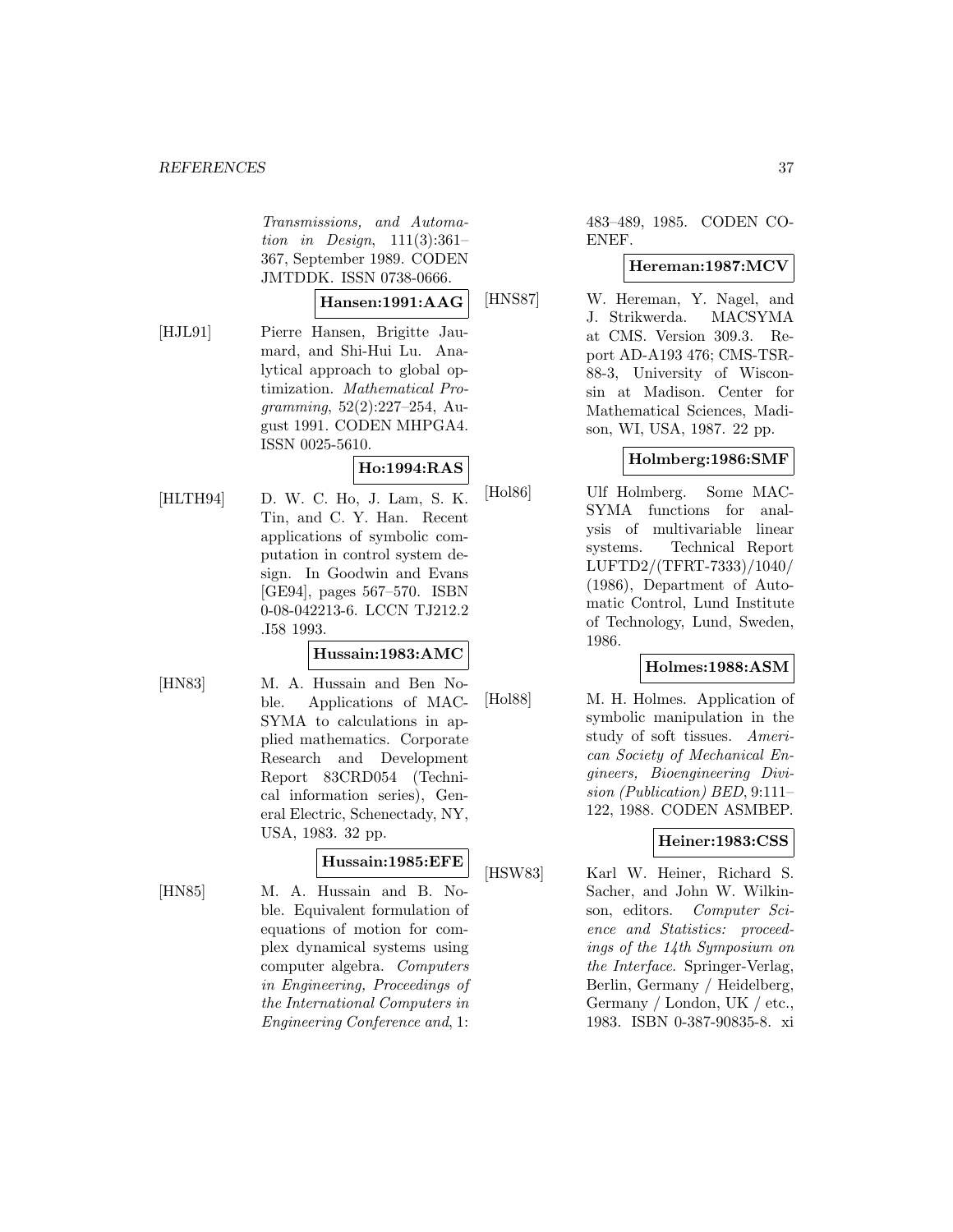*Transmissions, and Automation in Design*, 111(3):361–367, September 1989. CODEN JMTDDK. ISSN 0738-0666.

**Hansen:1991:AAG**

[HJL91] Pierre Hansen, Brigitte Jaumard, and Shi-Hui Lu. Analytical approach to global optimization. *Mathematical Programming*, 52(2):227–254, August 1991. CODEN MHPGA4. ISSN 0025-5610.

**Ho:1994:RAS**

[HLTH94] D. W. C. Ho, J. Lam, S. K. Tin, and C. Y. Han. Recent applications of symbolic computation in control system design. In Goodwin and Evans [GE94], pages 567–570. ISBN 0-08-042213-6. LCCN TJ212.2 .I58 1993.

**Hussain:1983:AMC**

[HN83] M. A. Hussain and Ben Noble. Applications of MACSYMA to calculations in applied mathematics. Corporate Research and Development Report 83CRD054 (Technical information series), General Electric, Schenectady, NY, USA, 1983. 32 pp.

**Hussain:1985:EFE**

[HN85] M. A. Hussain and B. Noble. Equivalent formulation of equations of motion for complex dynamical systems using computer algebra. *Computers in Engineering, Proceedings of the International Computers in Engineering Conference and*, 1: 483–489, 1985. CODEN COENEF.

**Hereman:1987:MCV**

[HNS87] W. Hereman, Y. Nagel, and J. Strikwerda. MACSYMA at CMS. Version 309.3. Report AD-A193 476; CMS-TSR-88-3, University of Wisconsin at Madison. Center for Mathematical Sciences, Madison, WI, USA, 1987. 22 pp.

**Holmberg:1986:SMF**

[Hol86] Ulf Holmberg. Some MACSYMA functions for analysis of multivariable linear systems. Technical Report LUFTD2/(TFRT-7333)/1040/(1986), Department of Automatic Control, Lund Institute of Technology, Lund, Sweden, 1986.

**Holmes:1988:ASM**

[Hol88] M. H. Holmes. Application of symbolic manipulation in the study of soft tissues. *American Society of Mechanical Engineers, Bioengineering Division (Publication) BED*, 9:111–122, 1988. CODEN ASMBEP.

**Heiner:1983:CSS**

[HSW83] Karl W. Heiner, Richard S. Sacher, and John W. Wilkinson, editors. *Computer Science and Statistics: proceedings of the 14th Symposium on the Interface*. Springer-Verlag, Berlin, Germany / Heidelberg, Germany / London, UK / etc., 1983. ISBN 0-387-90835-8. xi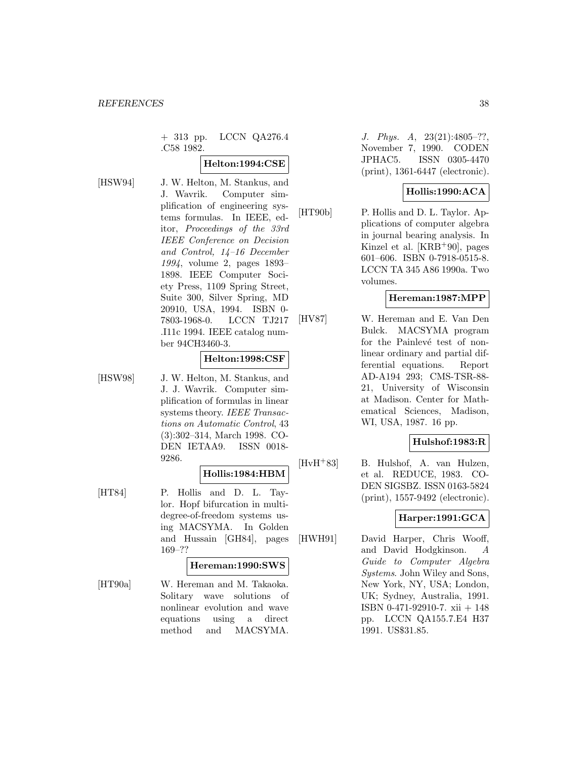+ 313 pp. LCCN QA276.4 .C58 1982.

**Helton:1994:CSE**

[HSW94] J. W. Helton, M. Stankus, and J. Wavrik. Computer simplification of engineering systems formulas. In IEEE, editor, *Proceedings of the 33rd IEEE Conference on Decision and Control, 14–16 December 1994*, volume 2, pages 1893–1898. IEEE Computer Society Press, 1109 Spring Street, Suite 300, Silver Spring, MD 20910, USA, 1994. ISBN 0-7803-1968-0. LCCN TJ217 .I11c 1994. IEEE catalog number 94CH3460-3.

**Helton:1998:CSF**

[HSW98] J. W. Helton, M. Stankus, and J. J. Wavrik. Computer simplification of formulas in linear systems theory. *IEEE Transactions on Automatic Control*, 43 (3):302–314, March 1998. CODEN IETAA9. ISSN 0018-9286.

**Hollis:1984:HBM**

[HT84] P. Hollis and D. L. Taylor. Hopf bifurcation in multi-degree-of-freedom systems using MACSYMA. In Golden and Hussain [GH84], pages 169–??

**Hereman:1990:SWS**

[HT90a] W. Hereman and M. Takaoka. Solitary wave solutions of nonlinear evolution and wave equations using a direct method and MACSYMA. *J. Phys. A*, 23(21):4805–??, November 7, 1990. CODEN JPHAC5. ISSN 0305-4470 (print), 1361-6447 (electronic).

**Hollis:1990:ACA**

[HT90b] P. Hollis and D. L. Taylor. Applications of computer algebra in journal bearing analysis. In Kinzel et al. [KRB+90], pages 601–606. ISBN 0-7918-0515-8. LCCN TA 345 A86 1990a. Two volumes.

**Hereman:1987:MPP**

[HV87] W. Hereman and E. Van Den Bulck. MACSYMA program for the Painlevé test of nonlinear ordinary and partial differential equations. Report AD-A194 293; CMS-TSR-88-21, University of Wisconsin at Madison. Center for Mathematical Sciences, Madison, WI, USA, 1987. 16 pp.

**Hulshof:1983:R**

[HvH+83] B. Hulshof, A. van Hulzen, et al. REDUCE, 1983. CODEN SIGSBZ. ISSN 0163-5824 (print), 1557-9492 (electronic).

**Harper:1991:GCA**

[HWH91] David Harper, Chris Wooff, and David Hodgkinson. *A Guide to Computer Algebra Systems*. John Wiley and Sons, New York, NY, USA; London, UK; Sydney, Australia, 1991. ISBN 0-471-92910-7. xii + 148 pp. LCCN QA155.7.E4 H37 1991. US$31.85.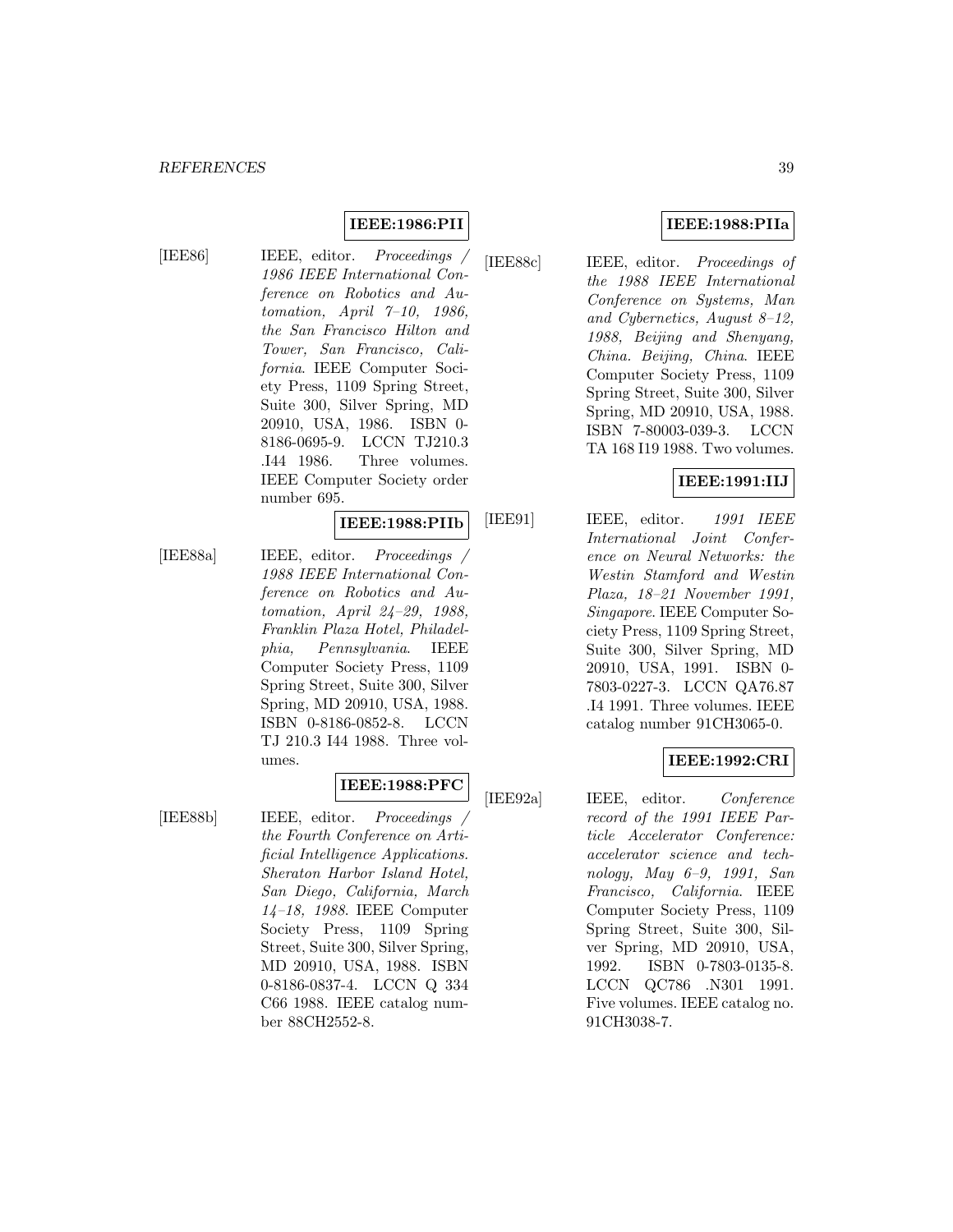**IEEE:1986:PII**

[IEE86] IEEE, editor. *Proceedings / 1986 IEEE International Conference on Robotics and Automation, April 7–10, 1986, the San Francisco Hilton and Tower, San Francisco, California*. IEEE Computer Society Press, 1109 Spring Street, Suite 300, Silver Spring, MD 20910, USA, 1986. ISBN 0-8186-0695-9. LCCN TJ210.3 .I44 1986. Three volumes. IEEE Computer Society order number 695.

**IEEE:1988:PIIb**

[IEE88a] IEEE, editor. *Proceedings / 1988 IEEE International Conference on Robotics and Automation, April 24–29, 1988, Franklin Plaza Hotel, Philadelphia, Pennsylvania*. IEEE Computer Society Press, 1109 Spring Street, Suite 300, Silver Spring, MD 20910, USA, 1988. ISBN 0-8186-0852-8. LCCN TJ 210.3 I44 1988. Three volumes.

**IEEE:1988:PFC**

[IEE88b] IEEE, editor. *Proceedings / the Fourth Conference on Artificial Intelligence Applications. Sheraton Harbor Island Hotel, San Diego, California, March 14–18, 1988*. IEEE Computer Society Press, 1109 Spring Street, Suite 300, Silver Spring, MD 20910, USA, 1988. ISBN 0-8186-0837-4. LCCN Q 334 C66 1988. IEEE catalog number 88CH2552-8.

**IEEE:1988:PIIa**

[IEE88c] IEEE, editor. *Proceedings of the 1988 IEEE International Conference on Systems, Man and Cybernetics, August 8–12, 1988, Beijing and Shenyang, China. Beijing, China*. IEEE Computer Society Press, 1109 Spring Street, Suite 300, Silver Spring, MD 20910, USA, 1988. ISBN 7-80003-039-3. LCCN TA 168 I19 1988. Two volumes.

**IEEE:1991:IIJ**

[IEE91] IEEE, editor. *1991 IEEE International Joint Conference on Neural Networks: the Westin Stamford and Westin Plaza, 18–21 November 1991, Singapore*. IEEE Computer Society Press, 1109 Spring Street, Suite 300, Silver Spring, MD 20910, USA, 1991. ISBN 0-7803-0227-3. LCCN QA76.87 .I4 1991. Three volumes. IEEE catalog number 91CH3065-0.

**IEEE:1992:CRI**

[IEE92a] IEEE, editor. *Conference record of the 1991 IEEE Particle Accelerator Conference: accelerator science and technology, May 6–9, 1991, San Francisco, California*. IEEE Computer Society Press, 1109 Spring Street, Suite 300, Silver Spring, MD 20910, USA, 1992. ISBN 0-7803-0135-8. LCCN QC786 .N301 1991. Five volumes. IEEE catalog no. 91CH3038-7.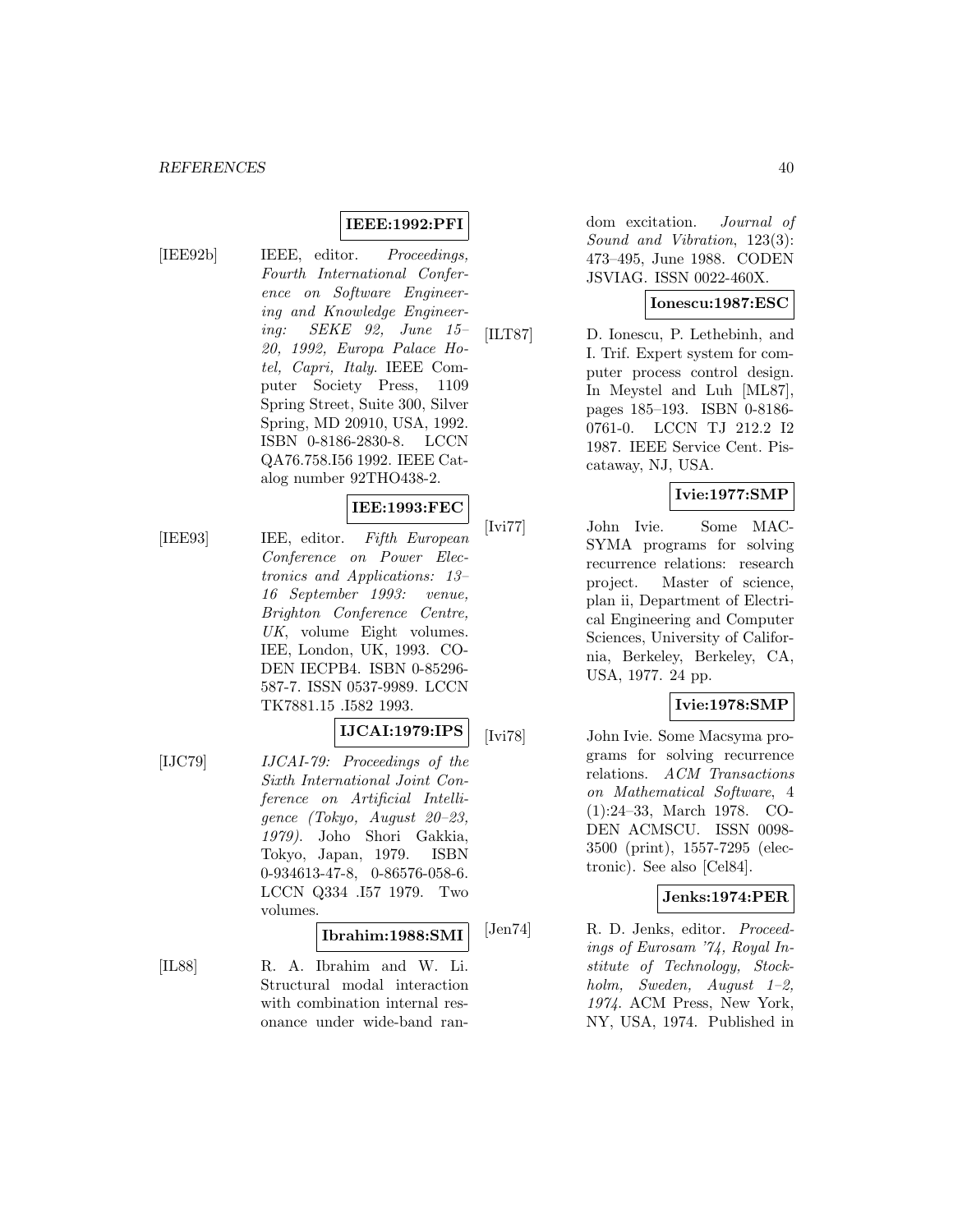**IEEE:1992:PFI**

[IEE92b] IEEE, editor. *Proceedings, Fourth International Conference on Software Engineering and Knowledge Engineering: SEKE 92, June 15–20, 1992, Europa Palace Hotel, Capri, Italy*. IEEE Computer Society Press, 1109 Spring Street, Suite 300, Silver Spring, MD 20910, USA, 1992. ISBN 0-8186-2830-8. LCCN QA76.758.I56 1992. IEEE Catalog number 92THO438-2.

**IEE:1993:FEC**

[IEE93] IEE, editor. *Fifth European Conference on Power Electronics and Applications: 13–16 September 1993: venue, Brighton Conference Centre, UK*, volume Eight volumes. IEE, London, UK, 1993. CODEN IECPB4. ISBN 0-85296-587-7. ISSN 0537-9989. LCCN TK7881.15 .I582 1993.

**IJCAI:1979:IPS**

[IJC79] *IJCAI-79: Proceedings of the Sixth International Joint Conference on Artificial Intelligence (Tokyo, August 20–23, 1979)*. Joho Shori Gakkia, Tokyo, Japan, 1979. ISBN 0-934613-47-8, 0-86576-058-6. LCCN Q334 .I57 1979. Two volumes.

**Ibrahim:1988:SMI**

[IL88] R. A. Ibrahim and W. Li. Structural modal interaction with combination internal resonance under wide-band random excitation. *Journal of Sound and Vibration*, 123(3): 473–495, June 1988. CODEN JSVIAG. ISSN 0022-460X.

**Ionescu:1987:ESC**

[ILT87] D. Ionescu, P. Lethebinh, and I. Trif. Expert system for computer process control design. In Meystel and Luh [ML87], pages 185–193. ISBN 0-8186-0761-0. LCCN TJ 212.2 I2 1987. IEEE Service Cent. Piscataway, NJ, USA.

**Ivie:1977:SMP**

[Ivi77] John Ivie. Some MACSYMA programs for solving recurrence relations: research project. Master of science, plan ii, Department of Electrical Engineering and Computer Sciences, University of California, Berkeley, Berkeley, CA, USA, 1977. 24 pp.

**Ivie:1978:SMP**

[Ivi78] John Ivie. Some Macsyma programs for solving recurrence relations. *ACM Transactions on Mathematical Software*, 4 (1):24–33, March 1978. CODEN ACMSCU. ISSN 0098-3500 (print), 1557-7295 (electronic). See also [Cel84].

**Jenks:1974:PER**

[Jen74] R. D. Jenks, editor. *Proceedings of Eurosam '74, Royal Institute of Technology, Stockholm, Sweden, August 1–2, 1974*. ACM Press, New York, NY, USA, 1974. Published in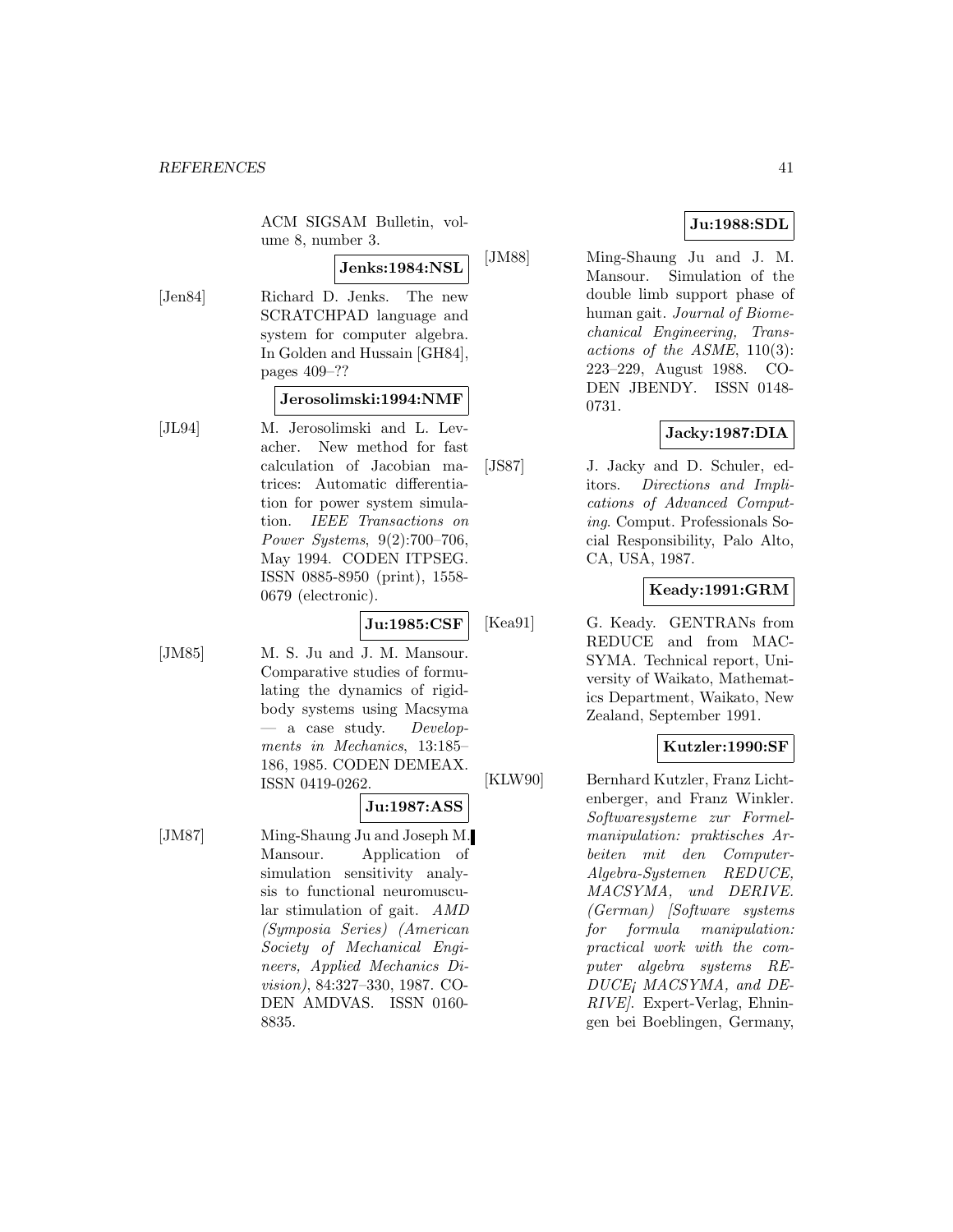ACM SIGSAM Bulletin, volume 8, number 3.

**Jenks:1984:NSL**

[Jen84] Richard D. Jenks. The new SCRATCHPAD language and system for computer algebra. In Golden and Hussain [GH84], pages 409–??

**Jerosolimski:1994:NMF**

[JL94] M. Jerosolimski and L. Levacher. New method for fast calculation of Jacobian matrices: Automatic differentiation for power system simulation. *IEEE Transactions on Power Systems*, 9(2):700–706, May 1994. CODEN ITPSEG. ISSN 0885-8950 (print), 1558-0679 (electronic).

**Ju:1985:CSF**

[JM85] M. S. Ju and J. M. Mansour. Comparative studies of formulating the dynamics of rigid-body systems using Macsyma — a case study. *Developments in Mechanics*, 13:185–186, 1985. CODEN DEMEAX. ISSN 0419-0262.

**Ju:1987:ASS**

[JM87] Ming-Shaung Ju and Joseph M. Mansour. Application of simulation sensitivity analysis to functional neuromuscular stimulation of gait. *AMD (Symposia Series) (American Society of Mechanical Engineers, Applied Mechanics Division)*, 84:327–330, 1987. CODEN AMDVAS. ISSN 0160-8835.

**Ju:1988:SDL**

[JM88] Ming-Shaung Ju and J. M. Mansour. Simulation of the double limb support phase of human gait. *Journal of Biomechanical Engineering, Transactions of the ASME*, 110(3): 223–229, August 1988. CODEN JBENDY. ISSN 0148-0731.

**Jacky:1987:DIA**

[JS87] J. Jacky and D. Schuler, editors. *Directions and Implications of Advanced Computing*. Comput. Professionals Social Responsibility, Palo Alto, CA, USA, 1987.

**Keady:1991:GRM**

[Kea91] G. Keady. GENTRANs from REDUCE and from MACSYMA. Technical report, University of Waikato, Mathematics Department, Waikato, New Zealand, September 1991.

**Kutzler:1990:SF**

[KLW90] Bernhard Kutzler, Franz Lichtenberger, and Franz Winkler. *Softwaresysteme zur Formelmanipulation: praktisches Arbeiten mit den Computer-Algebra-Systemen REDUCE, MACSYMA, und DERIVE. (German) [Software systems for formula manipulation: practical work with the computer algebra systems REDUCE¡ MACSYMA, and DERIVE]*. Expert-Verlag, Ehningen bei Boeblingen, Germany,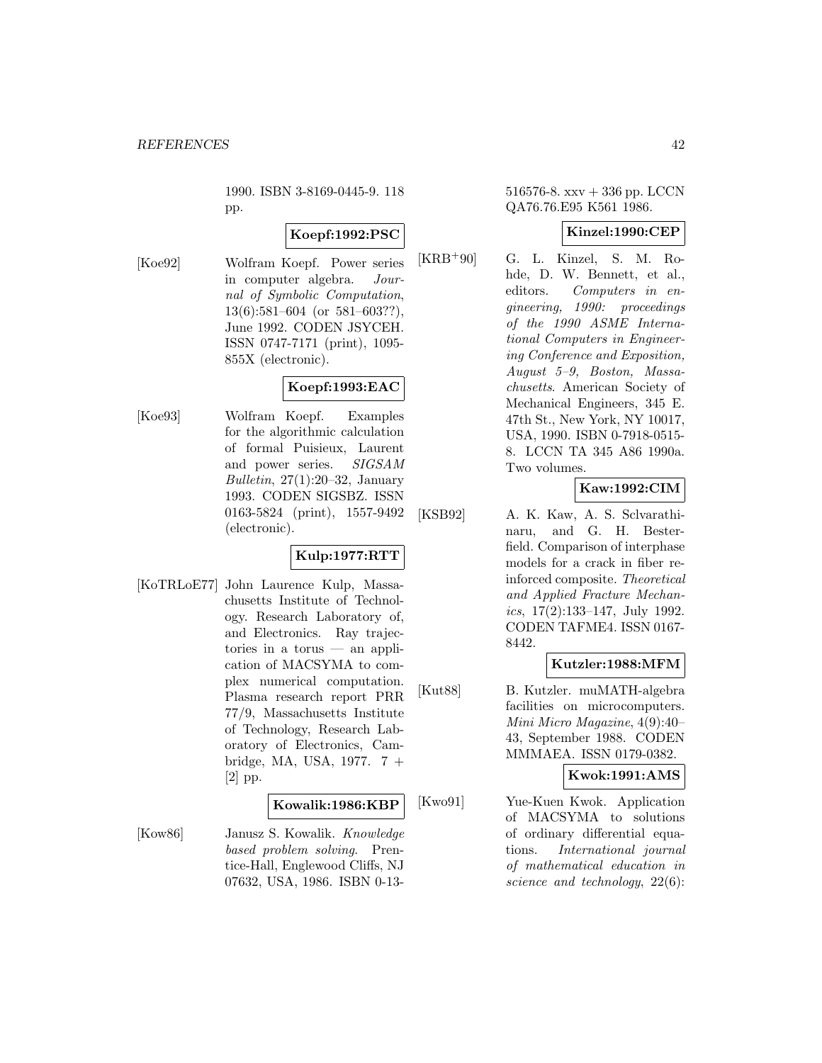1990. ISBN 3-8169-0445-9. 118 pp.

**Koepf:1992:PSC**

[Koe92] Wolfram Koepf. Power series in computer algebra. *Journal of Symbolic Computation*, 13(6):581–604 (or 581–603??), June 1992. CODEN JSYCEH. ISSN 0747-7171 (print), 1095-855X (electronic).

**Koepf:1993:EAC**

[Koe93] Wolfram Koepf. Examples for the algorithmic calculation of formal Puisieux, Laurent and power series. *SIGSAM Bulletin*, 27(1):20–32, January 1993. CODEN SIGSBZ. ISSN 0163-5824 (print), 1557-9492 (electronic).

**Kulp:1977:RTT**

[KoTRLoE77] John Laurence Kulp, Massachusetts Institute of Technology. Research Laboratory of, and Electronics. Ray trajectories in a torus — an application of MACSYMA to complex numerical computation. Plasma research report PRR 77/9, Massachusetts Institute of Technology, Research Laboratory of Electronics, Cambridge, MA, USA, 1977. 7 + [2] pp.

**Kowalik:1986:KBP**

[Kow86] Janusz S. Kowalik. *Knowledge based problem solving*. Prentice-Hall, Englewood Cliffs, NJ 07632, USA, 1986. ISBN 0-13-516576-8. xxv + 336 pp. LCCN QA76.76.E95 K561 1986.

**Kinzel:1990:CEP**

[KRB+90] G. L. Kinzel, S. M. Rohde, D. W. Bennett, et al., editors. *Computers in engineering, 1990: proceedings of the 1990 ASME International Computers in Engineering Conference and Exposition, August 5–9, Boston, Massachusetts*. American Society of Mechanical Engineers, 345 E. 47th St., New York, NY 10017, USA, 1990. ISBN 0-7918-0515-8. LCCN TA 345 A86 1990a. Two volumes.

**Kaw:1992:CIM**

[KSB92] A. K. Kaw, A. S. Sclvarathinaru, and G. H. Besterfield. Comparison of interphase models for a crack in fiber reinforced composite. *Theoretical and Applied Fracture Mechanics*, 17(2):133–147, July 1992. CODEN TAFME4. ISSN 0167-8442.

**Kutzler:1988:MFM**

[Kut88] B. Kutzler. muMATH-algebra facilities on microcomputers. *Mini Micro Magazine*, 4(9):40–43, September 1988. CODEN MMMAEA. ISSN 0179-0382.

**Kwok:1991:AMS**

[Kwo91] Yue-Kuen Kwok. Application of MACSYMA to solutions of ordinary differential equations. *International journal of mathematical education in science and technology*, 22(6):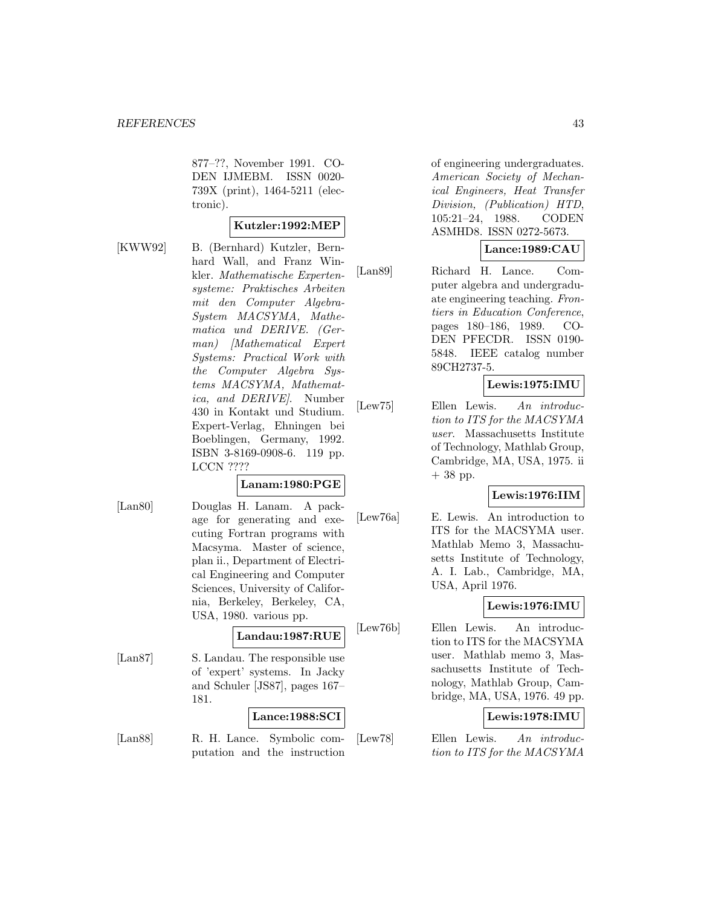877–??, November 1991. CODEN IJMEBM. ISSN 0020-739X (print), 1464-5211 (electronic).

**Kutzler:1992:MEP**

[KWW92] B. (Bernhard) Kutzler, Bernhard Wall, and Franz Winkler. *Mathematische Expertensysteme: Praktisches Arbeiten mit den Computer Algebra-System MACSYMA, Mathematica und DERIVE. (German) [Mathematical Expert Systems: Practical Work with the Computer Algebra Systems MACSYMA, Mathematica, and DERIVE]*. Number 430 in Kontakt und Studium. Expert-Verlag, Ehningen bei Boeblingen, Germany, 1992. ISBN 3-8169-0908-6. 119 pp. LCCN ????

**Lanam:1980:PGE**

[Lan80] Douglas H. Lanam. A package for generating and executing Fortran programs with Macsyma. Master of science, plan ii., Department of Electrical Engineering and Computer Sciences, University of California, Berkeley, Berkeley, CA, USA, 1980. various pp.

**Landau:1987:RUE**

[Lan87] S. Landau. The responsible use of 'expert' systems. In Jacky and Schuler [JS87], pages 167–181.

**Lance:1988:SCI**

[Lan88] R. H. Lance. Symbolic computation and the instruction of engineering undergraduates. *American Society of Mechanical Engineers, Heat Transfer Division, (Publication) HTD*, 105:21–24, 1988. CODEN ASMHD8. ISSN 0272-5673.

**Lance:1989:CAU**

[Lan89] Richard H. Lance. Computer algebra and undergraduate engineering teaching. *Frontiers in Education Conference*, pages 180–186, 1989. CODEN PFECDR. ISSN 0190-5848. IEEE catalog number 89CH2737-5.

**Lewis:1975:IMU**

[Lew75] Ellen Lewis. *An introduction to ITS for the MACSYMA user*. Massachusetts Institute of Technology, Mathlab Group, Cambridge, MA, USA, 1975. ii + 38 pp.

**Lewis:1976:IIM**

[Lew76a] E. Lewis. An introduction to ITS for the MACSYMA user. Mathlab Memo 3, Massachusetts Institute of Technology, A. I. Lab., Cambridge, MA, USA, April 1976.

**Lewis:1976:IMU**

[Lew76b] Ellen Lewis. An introduction to ITS for the MACSYMA user. Mathlab memo 3, Massachusetts Institute of Technology, Mathlab Group, Cambridge, MA, USA, 1976. 49 pp.

**Lewis:1978:IMU**

[Lew78] Ellen Lewis. *An introduction to ITS for the MACSYMA*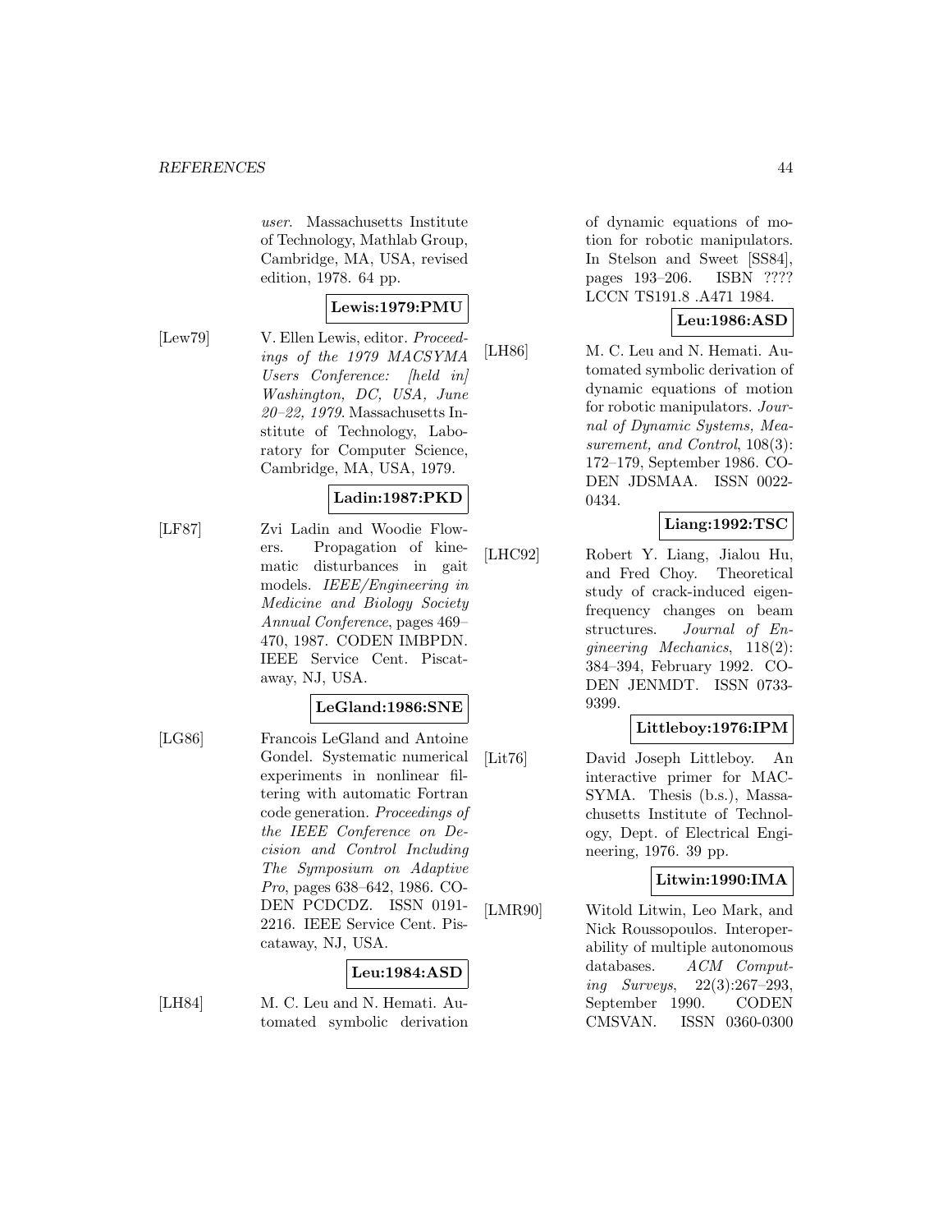*user*. Massachusetts Institute of Technology, Mathlab Group, Cambridge, MA, USA, revised edition, 1978. 64 pp.

**Lewis:1979:PMU**

[Lew79] V. Ellen Lewis, editor. *Proceedings of the 1979 MACSYMA Users Conference: [held in] Washington, DC, USA, June 20–22, 1979*. Massachusetts Institute of Technology, Laboratory for Computer Science, Cambridge, MA, USA, 1979.

**Ladin:1987:PKD**

[LF87] Zvi Ladin and Woodie Flowers. Propagation of kinematic disturbances in gait models. *IEEE/Engineering in Medicine and Biology Society Annual Conference*, pages 469–470, 1987. CODEN IMBPDN. IEEE Service Cent. Piscataway, NJ, USA.

**LeGland:1986:SNE**

[LG86] Francois LeGland and Antoine Gondel. Systematic numerical experiments in nonlinear filtering with automatic Fortran code generation. *Proceedings of the IEEE Conference on Decision and Control Including The Symposium on Adaptive Pro*, pages 638–642, 1986. CODEN PCDCDZ. ISSN 0191-2216. IEEE Service Cent. Piscataway, NJ, USA.

**Leu:1984:ASD**

[LH84] M. C. Leu and N. Hemati. Automated symbolic derivation of dynamic equations of motion for robotic manipulators. In Stelson and Sweet [SS84], pages 193–206. ISBN ???? LCCN TS191.8 .A471 1984.

**Leu:1986:ASD**

[LH86] M. C. Leu and N. Hemati. Automated symbolic derivation of dynamic equations of motion for robotic manipulators. *Journal of Dynamic Systems, Measurement, and Control*, 108(3): 172–179, September 1986. CODEN JDSMAA. ISSN 0022-0434.

**Liang:1992:TSC**

[LHC92] Robert Y. Liang, Jialou Hu, and Fred Choy. Theoretical study of crack-induced eigenfrequency changes on beam structures. *Journal of Engineering Mechanics*, 118(2): 384–394, February 1992. CODEN JENMDT. ISSN 0733-9399.

**Littleboy:1976:IPM**

[Lit76] David Joseph Littleboy. An interactive primer for MACSYMA. Thesis (b.s.), Massachusetts Institute of Technology, Dept. of Electrical Engineering, 1976. 39 pp.

**Litwin:1990:IMA**

[LMR90] Witold Litwin, Leo Mark, and Nick Roussopoulos. Interoperability of multiple autonomous databases. *ACM Computing Surveys*, 22(3):267–293, September 1990. CODEN CMSVAN. ISSN 0360-0300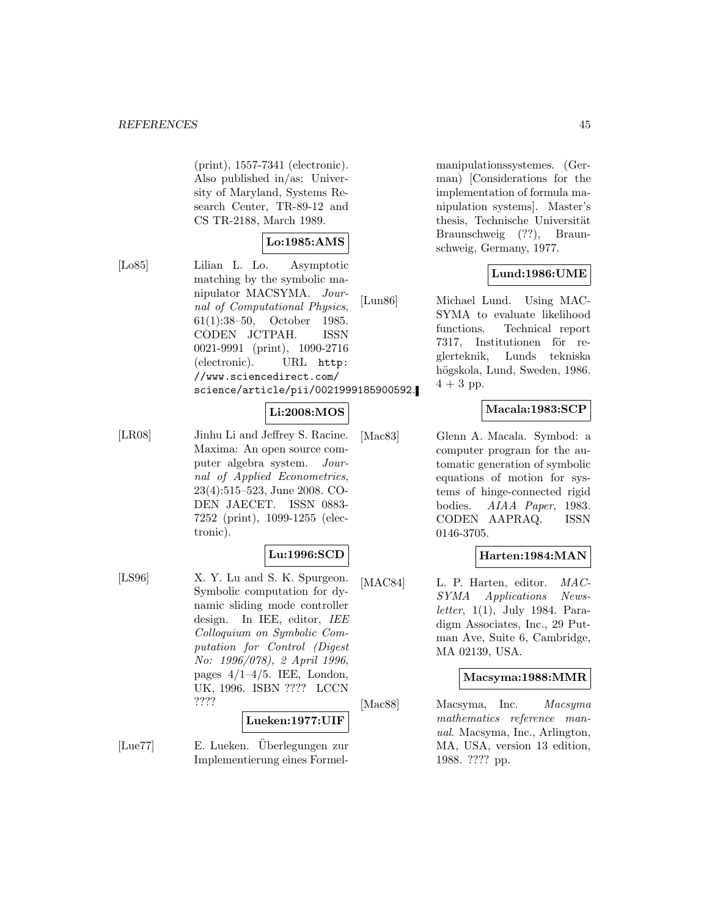(print), 1557-7341 (electronic). Also published in/as: University of Maryland, Systems Research Center, TR-89-12 and CS TR-2188, March 1989.

**Lo:1985:AMS**

[Lo85] Lilian L. Lo. Asymptotic matching by the symbolic manipulator MACSYMA. *Journal of Computational Physics*, 61(1):38–50, October 1985. CODEN JCTPAH. ISSN 0021-9991 (print), 1090-2716 (electronic). URL `http://www.sciencedirect.com/science/article/pii/0021999185900592`.

**Li:2008:MOS**

[LR08] Jinhu Li and Jeffrey S. Racine. Maxima: An open source computer algebra system. *Journal of Applied Econometrics*, 23(4):515–523, June 2008. CODEN JAECET. ISSN 0883-7252 (print), 1099-1255 (electronic).

**Lu:1996:SCD**

[LS96] X. Y. Lu and S. K. Spurgeon. Symbolic computation for dynamic sliding mode controller design. In IEE, editor, *IEE Colloquium on Symbolic Computation for Control (Digest No: 1996/078), 2 April 1996*, pages 4/1–4/5. IEE, London, UK, 1996. ISBN ???? LCCN ????

**Lueken:1977:UIF**

[Lue77] E. Lueken. Überlegungen zur Implementierung eines Formelmanipulationssystemes. (German) [Considerations for the implementation of formula manipulation systems]. Master's thesis, Technische Universität Braunschweig (??), Braunschweig, Germany, 1977.

**Lund:1986:UME**

[Lun86] Michael Lund. Using MACSYMA to evaluate likelihood functions. Technical report 7317, Institutionen för reglerteknik, Lunds tekniska högskola, Lund, Sweden, 1986. 4 + 3 pp.

**Macala:1983:SCP**

[Mac83] Glenn A. Macala. Symbod: a computer program for the automatic generation of symbolic equations of motion for systems of hinge-connected rigid bodies. *AIAA Paper*, 1983. CODEN AAPRAQ. ISSN 0146-3705.

**Harten:1984:MAN**

[MAC84] L. P. Harten, editor. *MACSYMA Applications Newsletter*, 1(1), July 1984. Paradigm Associates, Inc., 29 Putman Ave, Suite 6, Cambridge, MA 02139, USA.

**Macsyma:1988:MMR**

[Mac88] Macsyma, Inc. *Macsyma mathematics reference manual*. Macsyma, Inc., Arlington, MA, USA, version 13 edition, 1988. ???? pp.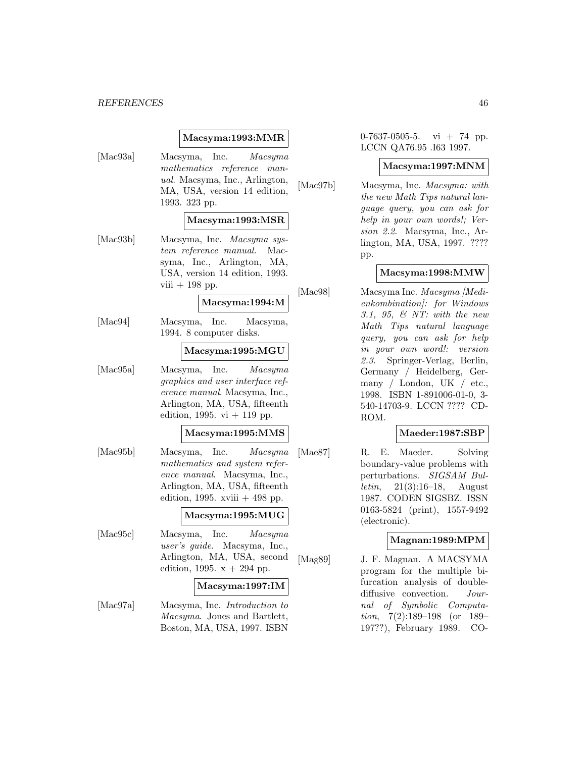**Macsyma:1993:MMR**

[Mac93a] Macsyma, Inc. *Macsyma mathematics reference manual*. Macsyma, Inc., Arlington, MA, USA, version 14 edition, 1993. 323 pp.

**Macsyma:1993:MSR**

[Mac93b] Macsyma, Inc. *Macsyma system reference manual*. Macsyma, Inc., Arlington, MA, USA, version 14 edition, 1993. viii + 198 pp.

**Macsyma:1994:M**

[Mac94] Macsyma, Inc. Macsyma, 1994. 8 computer disks.

**Macsyma:1995:MGU**

[Mac95a] Macsyma, Inc. *Macsyma graphics and user interface reference manual*. Macsyma, Inc., Arlington, MA, USA, fifteenth edition, 1995. vi + 119 pp.

**Macsyma:1995:MMS**

[Mac95b] Macsyma, Inc. *Macsyma mathematics and system reference manual*. Macsyma, Inc., Arlington, MA, USA, fifteenth edition, 1995. xviii + 498 pp.

**Macsyma:1995:MUG**

[Mac95c] Macsyma, Inc. *Macsyma user's guide*. Macsyma, Inc., Arlington, MA, USA, second edition, 1995. x + 294 pp.

**Macsyma:1997:IM**

[Mac97a] Macsyma, Inc. *Introduction to Macsyma*. Jones and Bartlett, Boston, MA, USA, 1997. ISBN 0-7637-0505-5. vi + 74 pp. LCCN QA76.95 .I63 1997.

**Macsyma:1997:MNM**

[Mac97b] Macsyma, Inc. *Macsyma: with the new Math Tips natural language query, you can ask for help in your own words!; Version 2.2*. Macsyma, Inc., Arlington, MA, USA, 1997. ???? pp.

**Macsyma:1998:MMW**

[Mac98] Macsyma Inc. *Macsyma [Medienkombination]: for Windows 3.1, 95, & NT: with the new Math Tips natural language query, you can ask for help in your own word!: version 2.3*. Springer-Verlag, Berlin, Germany / Heidelberg, Germany / London, UK / etc., 1998. ISBN 1-891006-01-0, 3-540-14703-9. LCCN ???? CD-ROM.

**Maeder:1987:SBP**

[Mae87] R. E. Maeder. Solving boundary-value problems with perturbations. *SIGSAM Bulletin*, 21(3):16–18, August 1987. CODEN SIGSBZ. ISSN 0163-5824 (print), 1557-9492 (electronic).

**Magnan:1989:MPM**

[Mag89] J. F. Magnan. A MACSYMA program for the multiple bifurcation analysis of double-diffusive convection. *Journal of Symbolic Computation*, 7(2):189–198 (or 189–197??), February 1989. CO-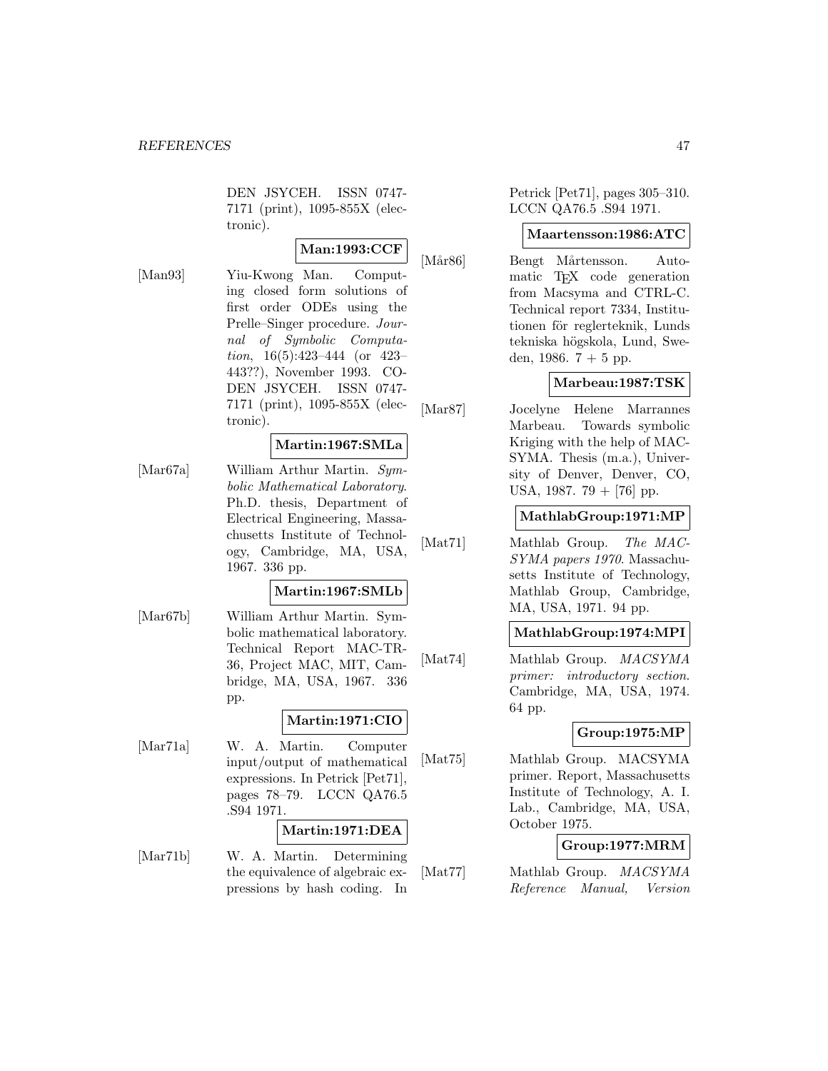DEN JSYCEH. ISSN 0747-7171 (print), 1095-855X (electronic).

**Man:1993:CCF**

[Man93] Yiu-Kwong Man. Computing closed form solutions of first order ODEs using the Prelle–Singer procedure. *Journal of Symbolic Computation*, 16(5):423–444 (or 423–443??), November 1993. CODEN JSYCEH. ISSN 0747-7171 (print), 1095-855X (electronic).

**Martin:1967:SMLa**

[Mar67a] William Arthur Martin. *Symbolic Mathematical Laboratory*. Ph.D. thesis, Department of Electrical Engineering, Massachusetts Institute of Technology, Cambridge, MA, USA, 1967. 336 pp.

**Martin:1967:SMLb**

[Mar67b] William Arthur Martin. Symbolic mathematical laboratory. Technical Report MAC-TR-36, Project MAC, MIT, Cambridge, MA, USA, 1967. 336 pp.

**Martin:1971:CIO**

[Mar71a] W. A. Martin. Computer input/output of mathematical expressions. In Petrick [Pet71], pages 78–79. LCCN QA76.5 .S94 1971.

**Martin:1971:DEA**

[Mar71b] W. A. Martin. Determining the equivalence of algebraic expressions by hash coding. In Petrick [Pet71], pages 305–310. LCCN QA76.5 .S94 1971.

**Maartensson:1986:ATC**

[Mår86] Bengt Mårtensson. Automatic TEX code generation from Macsyma and CTRL-C. Technical report 7334, Institutionen för reglerteknik, Lunds tekniska högskola, Lund, Sweden, 1986. 7 + 5 pp.

**Marbeau:1987:TSK**

[Mar87] Jocelyne Helene Marrannes Marbeau. Towards symbolic Kriging with the help of MACSYMA. Thesis (m.a.), University of Denver, Denver, CO, USA, 1987. 79 + [76] pp.

**MathlabGroup:1971:MP**

[Mat71] Mathlab Group. *The MACSYMA papers 1970*. Massachusetts Institute of Technology, Mathlab Group, Cambridge, MA, USA, 1971. 94 pp.

**MathlabGroup:1974:MPI**

[Mat74] Mathlab Group. *MACSYMA primer: introductory section*. Cambridge, MA, USA, 1974. 64 pp.

**Group:1975:MP**

[Mat75] Mathlab Group. MACSYMA primer. Report, Massachusetts Institute of Technology, A. I. Lab., Cambridge, MA, USA, October 1975.

**Group:1977:MRM**

[Mat77] Mathlab Group. *MACSYMA Reference Manual, Version*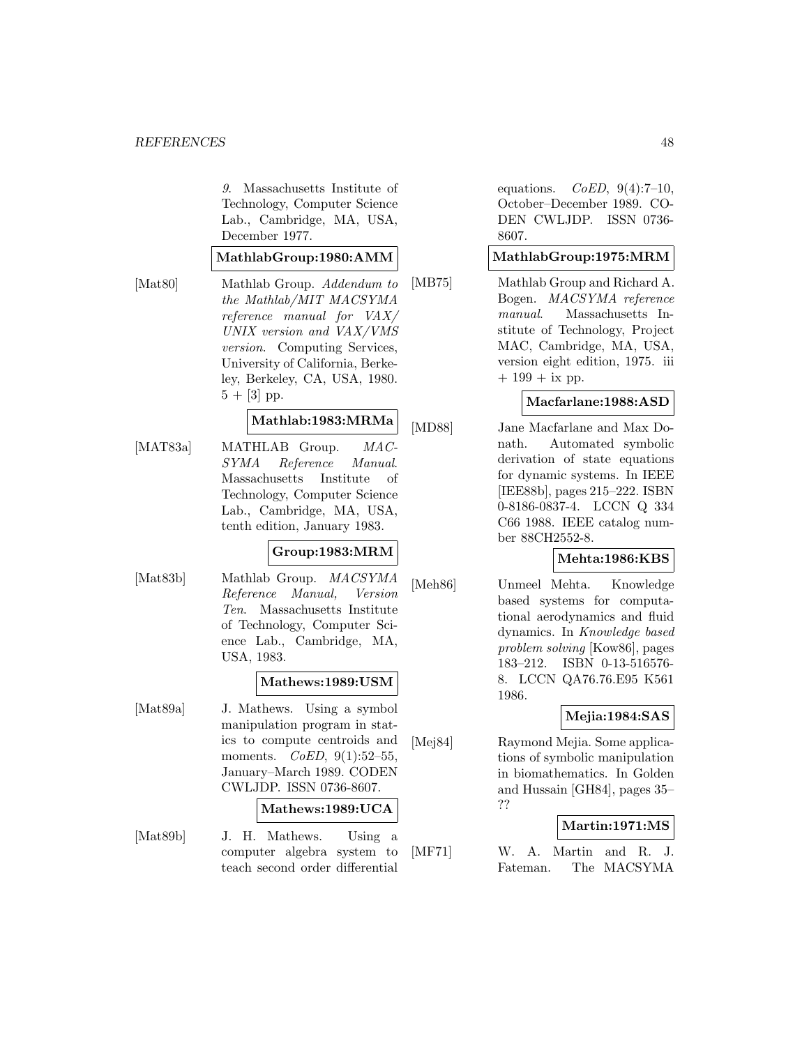*9*. Massachusetts Institute of Technology, Computer Science Lab., Cambridge, MA, USA, December 1977.

**MathlabGroup:1980:AMM**

[Mat80] Mathlab Group. *Addendum to the Mathlab/MIT MACSYMA reference manual for VAX/UNIX version and VAX/VMS version*. Computing Services, University of California, Berkeley, Berkeley, CA, USA, 1980. 5 + [3] pp.

**Mathlab:1983:MRMa**

[MAT83a] MATHLAB Group. *MACSYMA Reference Manual*. Massachusetts Institute of Technology, Computer Science Lab., Cambridge, MA, USA, tenth edition, January 1983.

**Group:1983:MRM**

[Mat83b] Mathlab Group. *MACSYMA Reference Manual, Version Ten*. Massachusetts Institute of Technology, Computer Science Lab., Cambridge, MA, USA, 1983.

**Mathews:1989:USM**

[Mat89a] J. Mathews. Using a symbol manipulation program in statics to compute centroids and moments. *CoED*, 9(1):52–55, January–March 1989. CODEN CWLJDP. ISSN 0736-8607.

**Mathews:1989:UCA**

[Mat89b] J. H. Mathews. Using a computer algebra system to teach second order differential equations. *CoED*, 9(4):7–10, October–December 1989. CODEN CWLJDP. ISSN 0736-8607.

**MathlabGroup:1975:MRM**

[MB75] Mathlab Group and Richard A. Bogen. *MACSYMA reference manual*. Massachusetts Institute of Technology, Project MAC, Cambridge, MA, USA, version eight edition, 1975. iii + 199 + ix pp.

**Macfarlane:1988:ASD**

[MD88] Jane Macfarlane and Max Donath. Automated symbolic derivation of state equations for dynamic systems. In IEEE [IEE88b], pages 215–222. ISBN 0-8186-0837-4. LCCN Q 334 C66 1988. IEEE catalog number 88CH2552-8.

**Mehta:1986:KBS**

[Meh86] Unmeel Mehta. Knowledge based systems for computational aerodynamics and fluid dynamics. In *Knowledge based problem solving* [Kow86], pages 183–212. ISBN 0-13-516576-8. LCCN QA76.76.E95 K561 1986.

**Mejia:1984:SAS**

[Mej84] Raymond Mejia. Some applications of symbolic manipulation in biomathematics. In Golden and Hussain [GH84], pages 35–??

**Martin:1971:MS**

[MF71] W. A. Martin and R. J. Fateman. The MACSYMA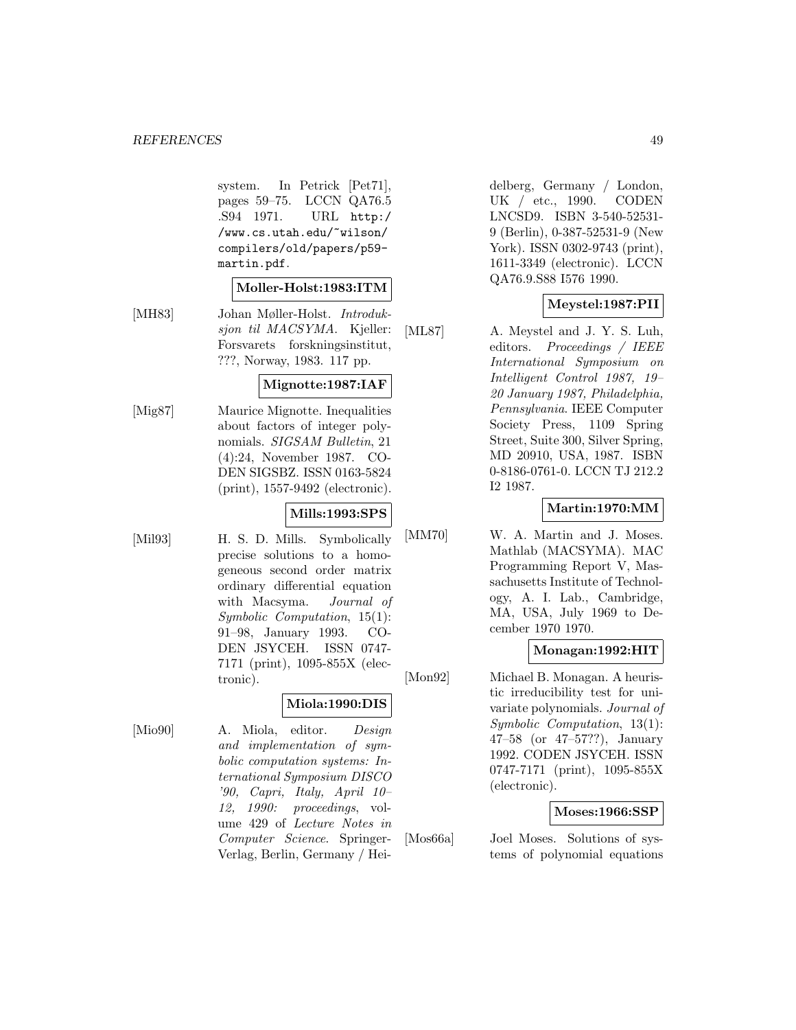system. In Petrick [Pet71], pages 59–75. LCCN QA76.5 .S94 1971. URL `http://www.cs.utah.edu/~wilson/compilers/old/papers/p59-martin.pdf`.

**Moller-Holst:1983:ITM**

[MH83] Johan Møller-Holst. *Introduksjon til MACSYMA*. Kjeller: Forsvarets forskningsinstitut, ???, Norway, 1983. 117 pp.

**Mignotte:1987:IAF**

[Mig87] Maurice Mignotte. Inequalities about factors of integer polynomials. *SIGSAM Bulletin*, 21 (4):24, November 1987. CODEN SIGSBZ. ISSN 0163-5824 (print), 1557-9492 (electronic).

**Mills:1993:SPS**

[Mil93] H. S. D. Mills. Symbolically precise solutions to a homogeneous second order matrix ordinary differential equation with Macsyma. *Journal of Symbolic Computation*, 15(1): 91–98, January 1993. CODEN JSYCEH. ISSN 0747-7171 (print), 1095-855X (electronic).

**Miola:1990:DIS**

[Mio90] A. Miola, editor. *Design and implementation of symbolic computation systems: International Symposium DISCO '90, Capri, Italy, April 10–12, 1990: proceedings*, volume 429 of *Lecture Notes in Computer Science*. Springer-Verlag, Berlin, Germany / Heidelberg, Germany / London, UK / etc., 1990. CODEN LNCSD9. ISBN 3-540-52531-9 (Berlin), 0-387-52531-9 (New York). ISSN 0302-9743 (print), 1611-3349 (electronic). LCCN QA76.9.S88 I576 1990.

**Meystel:1987:PII**

[ML87] A. Meystel and J. Y. S. Luh, editors. *Proceedings / IEEE International Symposium on Intelligent Control 1987, 19–20 January 1987, Philadelphia, Pennsylvania*. IEEE Computer Society Press, 1109 Spring Street, Suite 300, Silver Spring, MD 20910, USA, 1987. ISBN 0-8186-0761-0. LCCN TJ 212.2 I2 1987.

**Martin:1970:MM**

[MM70] W. A. Martin and J. Moses. Mathlab (MACSYMA). MAC Programming Report V, Massachusetts Institute of Technology, A. I. Lab., Cambridge, MA, USA, July 1969 to December 1970 1970.

**Monagan:1992:HIT**

[Mon92] Michael B. Monagan. A heuristic irreducibility test for univariate polynomials. *Journal of Symbolic Computation*, 13(1): 47–58 (or 47–57??), January 1992. CODEN JSYCEH. ISSN 0747-7171 (print), 1095-855X (electronic).

**Moses:1966:SSP**

[Mos66a] Joel Moses. Solutions of systems of polynomial equations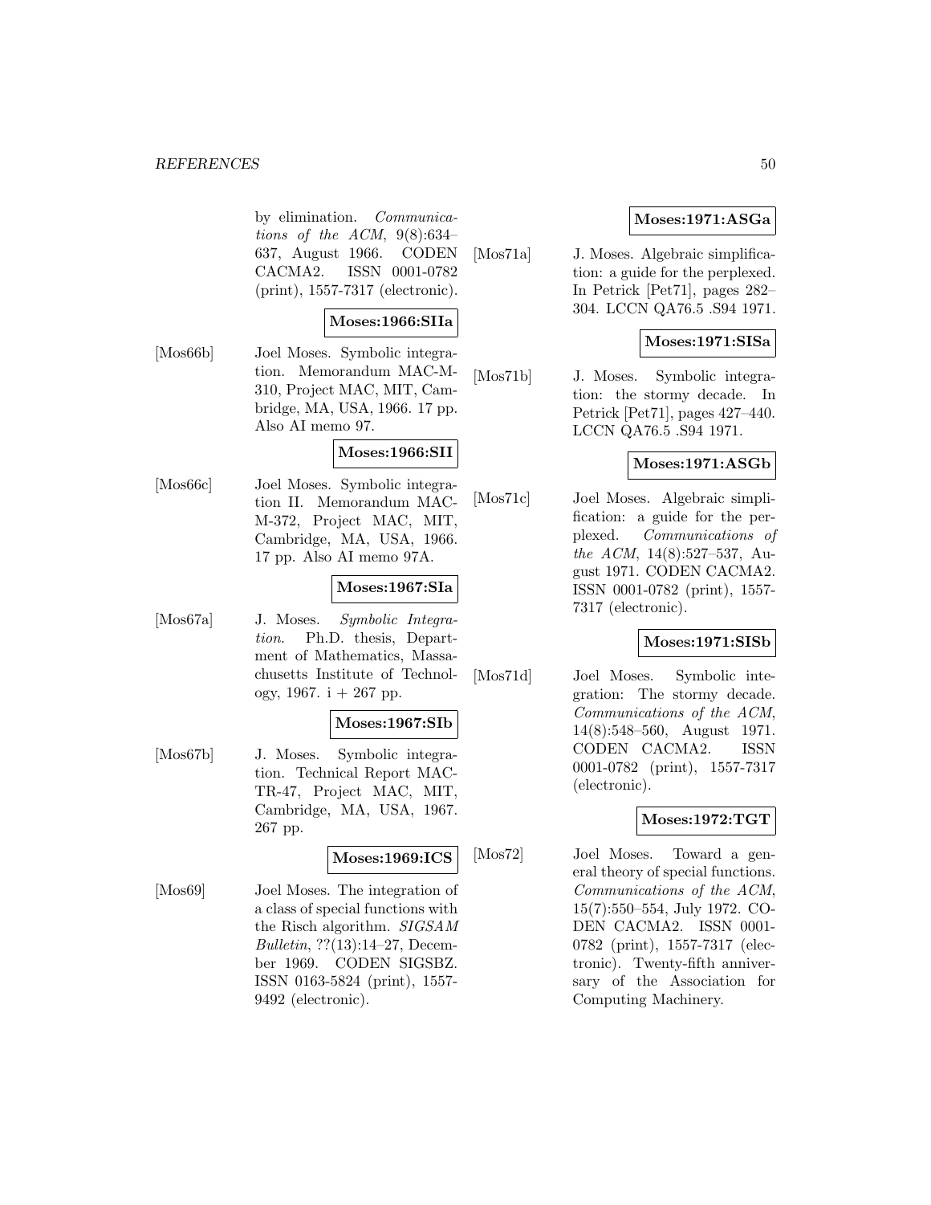by elimination. *Communications of the ACM*, 9(8):634–637, August 1966. CODEN CACMA2. ISSN 0001-0782 (print), 1557-7317 (electronic).

**Moses:1966:SIIa**

[Mos66b] Joel Moses. Symbolic integration. Memorandum MAC-M-310, Project MAC, MIT, Cambridge, MA, USA, 1966. 17 pp. Also AI memo 97.

**Moses:1966:SII**

[Mos66c] Joel Moses. Symbolic integration II. Memorandum MAC-M-372, Project MAC, MIT, Cambridge, MA, USA, 1966. 17 pp. Also AI memo 97A.

**Moses:1967:SIa**

[Mos67a] J. Moses. *Symbolic Integration*. Ph.D. thesis, Department of Mathematics, Massachusetts Institute of Technology, 1967. i + 267 pp.

**Moses:1967:SIb**

[Mos67b] J. Moses. Symbolic integration. Technical Report MAC-TR-47, Project MAC, MIT, Cambridge, MA, USA, 1967. 267 pp.

**Moses:1969:ICS**

[Mos69] Joel Moses. The integration of a class of special functions with the Risch algorithm. *SIGSAM Bulletin*, ??(13):14–27, December 1969. CODEN SIGSBZ. ISSN 0163-5824 (print), 1557-9492 (electronic).

**Moses:1971:ASGa**

[Mos71a] J. Moses. Algebraic simplification: a guide for the perplexed. In Petrick [Pet71], pages 282–304. LCCN QA76.5 .S94 1971.

**Moses:1971:SISa**

[Mos71b] J. Moses. Symbolic integration: the stormy decade. In Petrick [Pet71], pages 427–440. LCCN QA76.5 .S94 1971.

**Moses:1971:ASGb**

[Mos71c] Joel Moses. Algebraic simplification: a guide for the perplexed. *Communications of the ACM*, 14(8):527–537, August 1971. CODEN CACMA2. ISSN 0001-0782 (print), 1557-7317 (electronic).

**Moses:1971:SISb**

[Mos71d] Joel Moses. Symbolic integration: The stormy decade. *Communications of the ACM*, 14(8):548–560, August 1971. CODEN CACMA2. ISSN 0001-0782 (print), 1557-7317 (electronic).

**Moses:1972:TGT**

[Mos72] Joel Moses. Toward a general theory of special functions. *Communications of the ACM*, 15(7):550–554, July 1972. CODEN CACMA2. ISSN 0001-0782 (print), 1557-7317 (electronic). Twenty-fifth anniversary of the Association for Computing Machinery.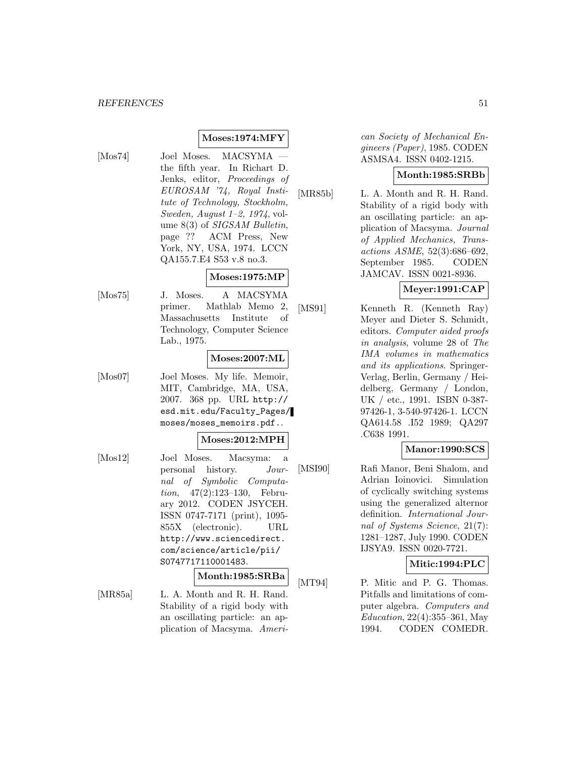**Moses:1974:MFY**

[Mos74] Joel Moses. MACSYMA — the fifth year. In Richart D. Jenks, editor, *Proceedings of EUROSAM '74, Royal Institute of Technology, Stockholm, Sweden, August 1–2, 1974*, volume 8(3) of *SIGSAM Bulletin*, page ?? ACM Press, New York, NY, USA, 1974. LCCN QA155.7.E4 S53 v.8 no.3.

**Moses:1975:MP**

[Mos75] J. Moses. A MACSYMA primer. Mathlab Memo 2, Massachusetts Institute of Technology, Computer Science Lab., 1975.

**Moses:2007:ML**

[Mos07] Joel Moses. My life. Memoir, MIT, Cambridge, MA, USA, 2007. 368 pp. URL http://esd.mit.edu/Faculty_Pages/moses/moses_memoirs.pdf..

**Moses:2012:MPH**

[Mos12] Joel Moses. Macsyma: a personal history. *Journal of Symbolic Computation*, 47(2):123–130, February 2012. CODEN JSYCEH. ISSN 0747-7171 (print), 1095-855X (electronic). URL http://www.sciencedirect.com/science/article/pii/S0747717110001483.

**Month:1985:SRBa**

[MR85a] L. A. Month and R. H. Rand. Stability of a rigid body with an oscillating particle: an application of Macsyma. *American Society of Mechanical Engineers (Paper)*, 1985. CODEN ASMSA4. ISSN 0402-1215.

**Month:1985:SRBb**

[MR85b] L. A. Month and R. H. Rand. Stability of a rigid body with an oscillating particle: an application of Macsyma. *Journal of Applied Mechanics, Transactions ASME*, 52(3):686–692, September 1985. CODEN JAMCAV. ISSN 0021-8936.

**Meyer:1991:CAP**

[MS91] Kenneth R. (Kenneth Ray) Meyer and Dieter S. Schmidt, editors. *Computer aided proofs in analysis*, volume 28 of *The IMA volumes in mathematics and its applications*. Springer-Verlag, Berlin, Germany / Heidelberg, Germany / London, UK / etc., 1991. ISBN 0-387-97426-1, 3-540-97426-1. LCCN QA614.58 .I52 1989; QA297 .C638 1991.

**Manor:1990:SCS**

[MSI90] Rafi Manor, Beni Shalom, and Adrian Ioinovici. Simulation of cyclically switching systems using the generalized alternor definition. *International Journal of Systems Science*, 21(7): 1281–1287, July 1990. CODEN IJSYA9. ISSN 0020-7721.

**Mitic:1994:PLC**

[MT94] P. Mitic and P. G. Thomas. Pitfalls and limitations of computer algebra. *Computers and Education*, 22(4):355–361, May 1994. CODEN COMEDR.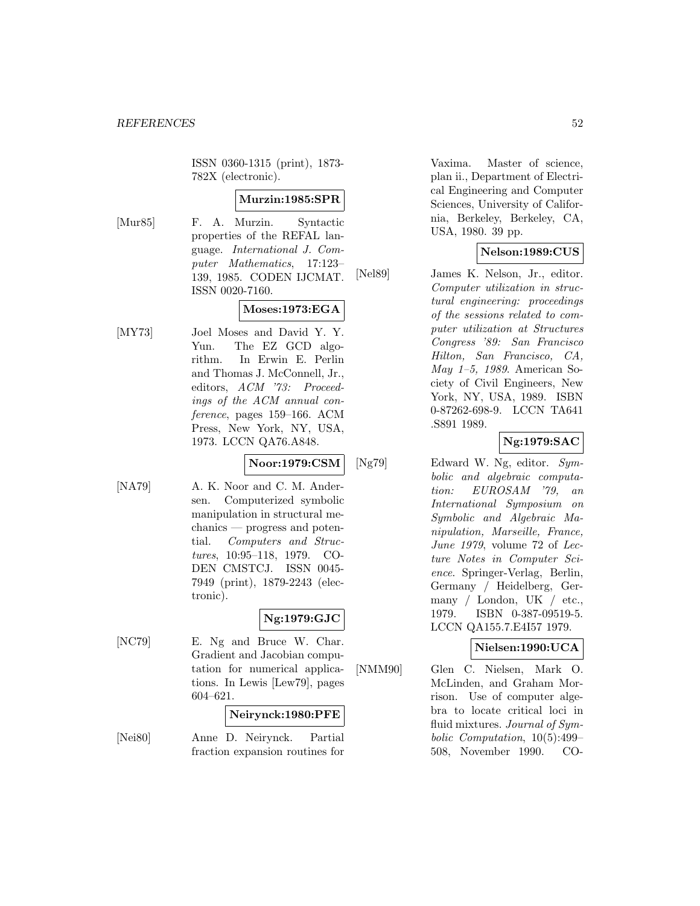ISSN 0360-1315 (print), 1873-782X (electronic).

**Murzin:1985:SPR**

[Mur85] F. A. Murzin. Syntactic properties of the REFAL language. *International J. Computer Mathematics*, 17:123–139, 1985. CODEN IJCMAT. ISSN 0020-7160.

**Moses:1973:EGA**

[MY73] Joel Moses and David Y. Y. Yun. The EZ GCD algorithm. In Erwin E. Perlin and Thomas J. McConnell, Jr., editors, *ACM '73: Proceedings of the ACM annual conference*, pages 159–166. ACM Press, New York, NY, USA, 1973. LCCN QA76.A848.

**Noor:1979:CSM**

[NA79] A. K. Noor and C. M. Andersen. Computerized symbolic manipulation in structural mechanics — progress and potential. *Computers and Structures*, 10:95–118, 1979. CODEN CMSTCJ. ISSN 0045-7949 (print), 1879-2243 (electronic).

**Ng:1979:GJC**

[NC79] E. Ng and Bruce W. Char. Gradient and Jacobian computation for numerical applications. In Lewis [Lew79], pages 604–621.

**Neirynck:1980:PFE**

[Nei80] Anne D. Neirynck. Partial fraction expansion routines for Vaxima. Master of science, plan ii., Department of Electrical Engineering and Computer Sciences, University of California, Berkeley, Berkeley, CA, USA, 1980. 39 pp.

**Nelson:1989:CUS**

[Nel89] James K. Nelson, Jr., editor. *Computer utilization in structural engineering: proceedings of the sessions related to computer utilization at Structures Congress '89: San Francisco Hilton, San Francisco, CA, May 1–5, 1989*. American Society of Civil Engineers, New York, NY, USA, 1989. ISBN 0-87262-698-9. LCCN TA641 .S891 1989.

**Ng:1979:SAC**

[Ng79] Edward W. Ng, editor. *Symbolic and algebraic computation: EUROSAM '79, an International Symposium on Symbolic and Algebraic Manipulation, Marseille, France, June 1979*, volume 72 of *Lecture Notes in Computer Science*. Springer-Verlag, Berlin, Germany / Heidelberg, Germany / London, UK / etc., 1979. ISBN 0-387-09519-5. LCCN QA155.7.E4I57 1979.

**Nielsen:1990:UCA**

[NMM90] Glen C. Nielsen, Mark O. McLinden, and Graham Morrison. Use of computer algebra to locate critical loci in fluid mixtures. *Journal of Symbolic Computation*, 10(5):499–508, November 1990. CO-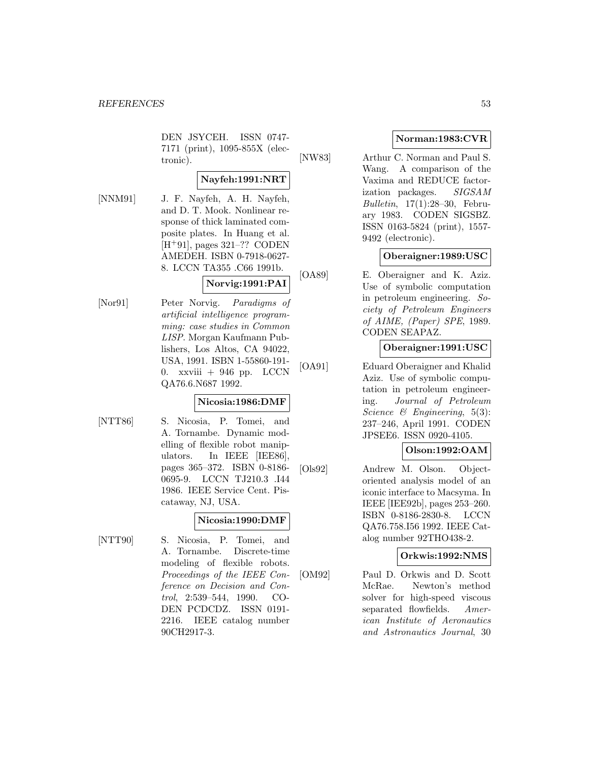DEN JSYCEH. ISSN 0747-7171 (print), 1095-855X (electronic).

**Nayfeh:1991:NRT**

[NNM91] J. F. Nayfeh, A. H. Nayfeh, and D. T. Mook. Nonlinear response of thick laminated composite plates. In Huang et al. [H+91], pages 321–?? CODEN AMEDEH. ISBN 0-7918-0627-8. LCCN TA355 .C66 1991b.

**Norvig:1991:PAI**

[Nor91] Peter Norvig. *Paradigms of artificial intelligence programming: case studies in Common LISP*. Morgan Kaufmann Publishers, Los Altos, CA 94022, USA, 1991. ISBN 1-55860-191-0. xxviii + 946 pp. LCCN QA76.6.N687 1992.

**Nicosia:1986:DMF**

[NTT86] S. Nicosia, P. Tomei, and A. Tornambe. Dynamic modelling of flexible robot manipulators. In IEEE [IEE86], pages 365–372. ISBN 0-8186-0695-9. LCCN TJ210.3 .I44 1986. IEEE Service Cent. Piscataway, NJ, USA.

**Nicosia:1990:DMF**

[NTT90] S. Nicosia, P. Tomei, and A. Tornambe. Discrete-time modeling of flexible robots. *Proceedings of the IEEE Conference on Decision and Control*, 2:539–544, 1990. CODEN PCDCDZ. ISSN 0191-2216. IEEE catalog number 90CH2917-3.

**Norman:1983:CVR**

[NW83] Arthur C. Norman and Paul S. Wang. A comparison of the Vaxima and REDUCE factorization packages. *SIGSAM Bulletin*, 17(1):28–30, February 1983. CODEN SIGSBZ. ISSN 0163-5824 (print), 1557-9492 (electronic).

**Oberaigner:1989:USC**

[OA89] E. Oberaigner and K. Aziz. Use of symbolic computation in petroleum engineering. *Society of Petroleum Engineers of AIME, (Paper) SPE*, 1989. CODEN SEAPAZ.

**Oberaigner:1991:USC**

[OA91] Eduard Oberaigner and Khalid Aziz. Use of symbolic computation in petroleum engineering. *Journal of Petroleum Science & Engineering*, 5(3): 237–246, April 1991. CODEN JPSEE6. ISSN 0920-4105.

**Olson:1992:OAM**

[Ols92] Andrew M. Olson. Object-oriented analysis model of an iconic interface to Macsyma. In IEEE [IEE92b], pages 253–260. ISBN 0-8186-2830-8. LCCN QA76.758.I56 1992. IEEE Catalog number 92THO438-2.

**Orkwis:1992:NMS**

[OM92] Paul D. Orkwis and D. Scott McRae. Newton's method solver for high-speed viscous separated flowfields. *American Institute of Aeronautics and Astronautics Journal*, 30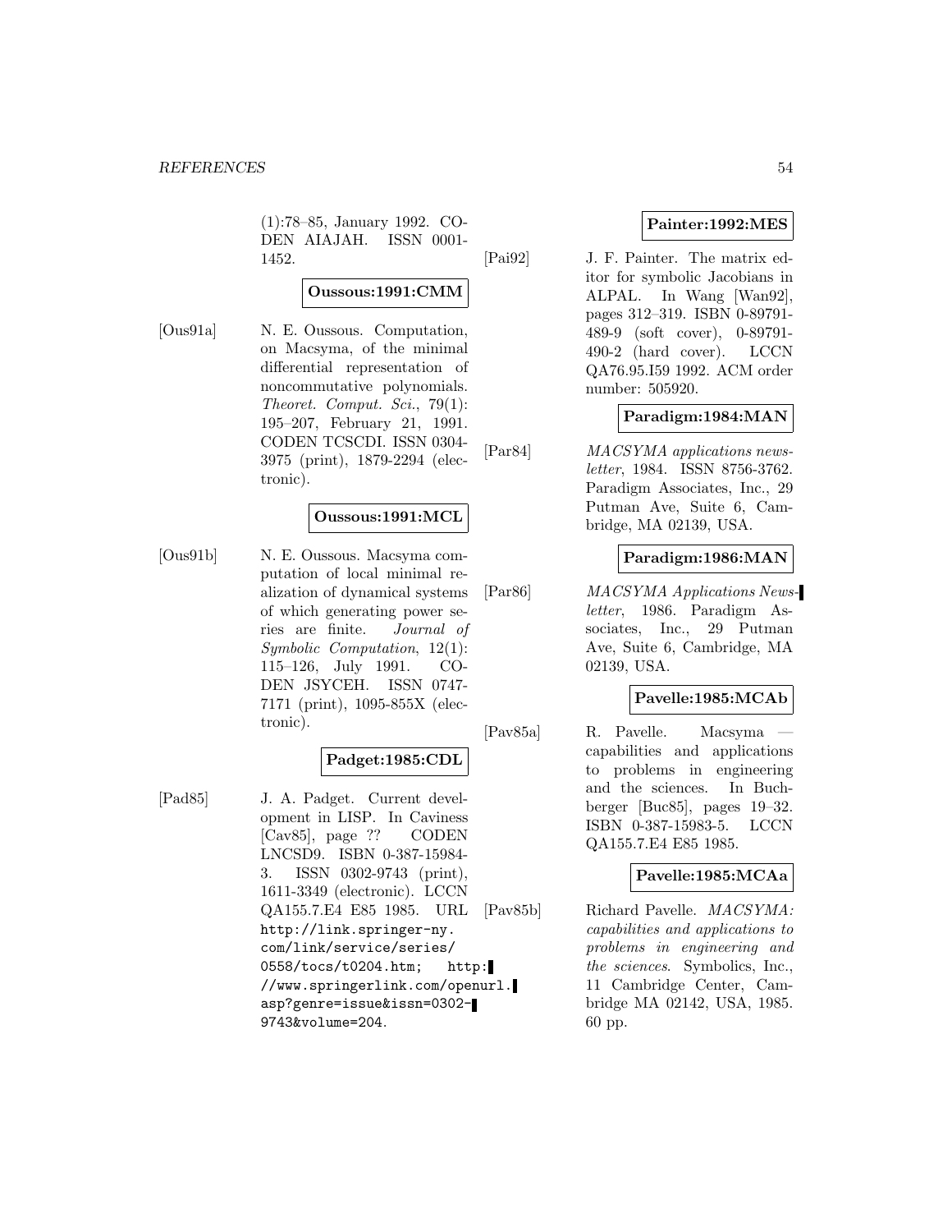(1):78–85, January 1992. CODEN AIAJAH. ISSN 0001-1452.

**Oussous:1991:CMM**

[Ous91a] N. E. Oussous. Computation, on Macsyma, of the minimal differential representation of noncommutative polynomials. *Theoret. Comput. Sci.*, 79(1): 195–207, February 21, 1991. CODEN TCSCDI. ISSN 0304-3975 (print), 1879-2294 (electronic).

**Oussous:1991:MCL**

[Ous91b] N. E. Oussous. Macsyma computation of local minimal realization of dynamical systems of which generating power series are finite. *Journal of Symbolic Computation*, 12(1): 115–126, July 1991. CODEN JSYCEH. ISSN 0747-7171 (print), 1095-855X (electronic).

**Padget:1985:CDL**

[Pad85] J. A. Padget. Current development in LISP. In Caviness [Cav85], page ?? CODEN LNCSD9. ISBN 0-387-15984-3. ISSN 0302-9743 (print), 1611-3349 (electronic). LCCN QA155.7.E4 E85 1985. URL http://link.springer-ny.com/link/service/series/0558/tocs/t0204.htm; http://www.springerlink.com/openurl.asp?genre=issue&issn=0302-9743&volume=204.

**Painter:1992:MES**

[Pai92] J. F. Painter. The matrix editor for symbolic Jacobians in ALPAL. In Wang [Wan92], pages 312–319. ISBN 0-89791-489-9 (soft cover), 0-89791-490-2 (hard cover). LCCN QA76.95.I59 1992. ACM order number: 505920.

**Paradigm:1984:MAN**

[Par84] *MACSYMA applications newsletter*, 1984. ISSN 8756-3762. Paradigm Associates, Inc., 29 Putman Ave, Suite 6, Cambridge, MA 02139, USA.

**Paradigm:1986:MAN**

[Par86] *MACSYMA Applications Newsletter*, 1986. Paradigm Associates, Inc., 29 Putman Ave, Suite 6, Cambridge, MA 02139, USA.

**Pavelle:1985:MCAb**

[Pav85a] R. Pavelle. Macsyma — capabilities and applications to problems in engineering and the sciences. In Buchberger [Buc85], pages 19–32. ISBN 0-387-15983-5. LCCN QA155.7.E4 E85 1985.

**Pavelle:1985:MCAa**

[Pav85b] Richard Pavelle. *MACSYMA: capabilities and applications to problems in engineering and the sciences*. Symbolics, Inc., 11 Cambridge Center, Cambridge MA 02142, USA, 1985. 60 pp.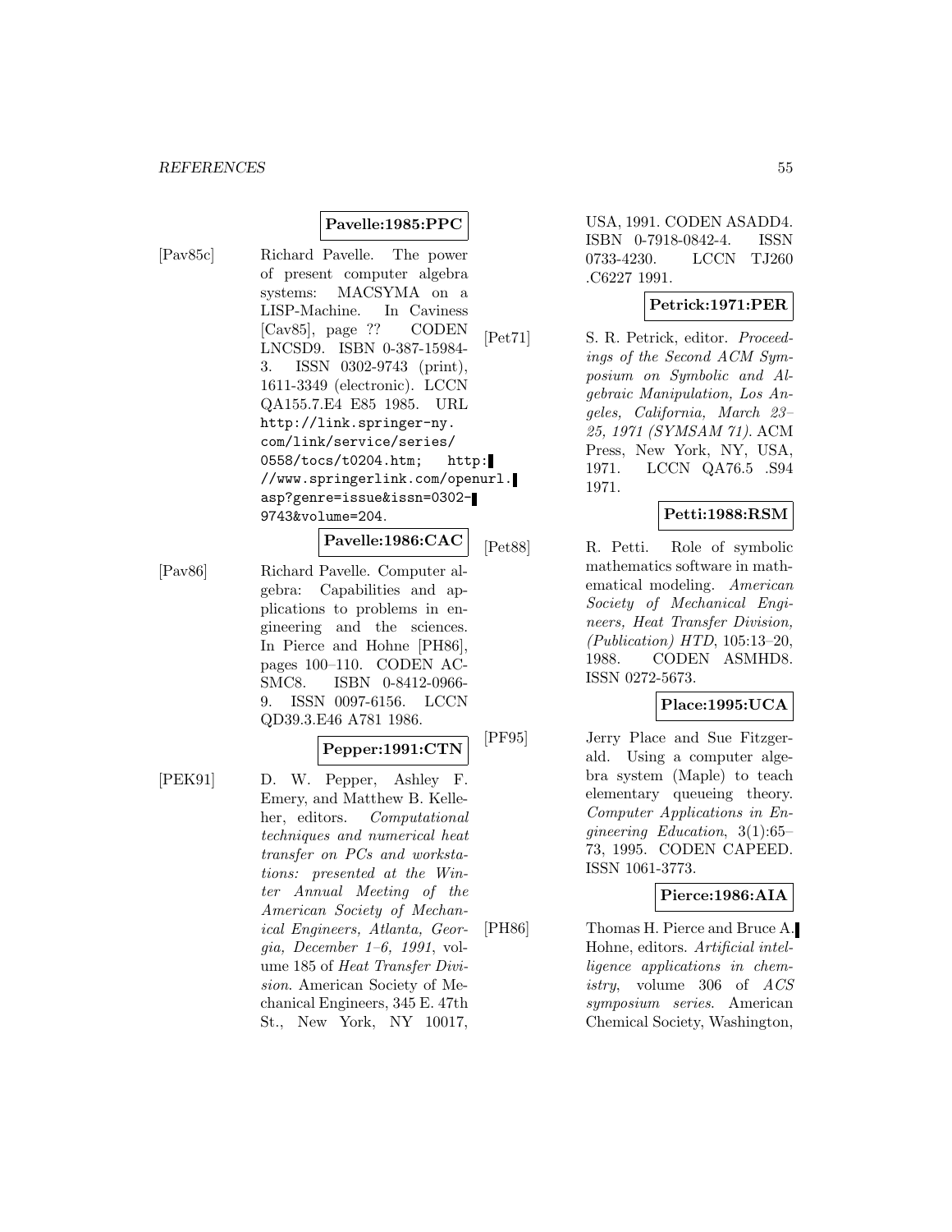**Pavelle:1985:PPC**

[Pav85c] Richard Pavelle. The power of present computer algebra systems: MACSYMA on a LISP-Machine. In Caviness [Cav85], page ?? CODEN LNCSD9. ISBN 0-387-15984-3. ISSN 0302-9743 (print), 1611-3349 (electronic). LCCN QA155.7.E4 E85 1985. URL http://link.springer-ny.com/link/service/series/0558/tocs/t0204.htm; http://www.springerlink.com/openurl.asp?genre=issue&issn=0302-9743&volume=204.

**Pavelle:1986:CAC**

[Pav86] Richard Pavelle. Computer algebra: Capabilities and applications to problems in engineering and the sciences. In Pierce and Hohne [PH86], pages 100–110. CODEN ACSMC8. ISBN 0-8412-0966-9. ISSN 0097-6156. LCCN QD39.3.E46 A781 1986.

**Pepper:1991:CTN**

[PEK91] D. W. Pepper, Ashley F. Emery, and Matthew B. Kelleher, editors. *Computational techniques and numerical heat transfer on PCs and workstations: presented at the Winter Annual Meeting of the American Society of Mechanical Engineers, Atlanta, Georgia, December 1–6, 1991*, volume 185 of *Heat Transfer Division*. American Society of Mechanical Engineers, 345 E. 47th St., New York, NY 10017, USA, 1991. CODEN ASADD4. ISBN 0-7918-0842-4. ISSN 0733-4230. LCCN TJ260 .C6227 1991.

**Petrick:1971:PER**

[Pet71] S. R. Petrick, editor. *Proceedings of the Second ACM Symposium on Symbolic and Algebraic Manipulation, Los Angeles, California, March 23–25, 1971 (SYMSAM 71)*. ACM Press, New York, NY, USA, 1971. LCCN QA76.5 .S94 1971.

**Petti:1988:RSM**

[Pet88] R. Petti. Role of symbolic mathematics software in mathematical modeling. *American Society of Mechanical Engineers, Heat Transfer Division, (Publication) HTD*, 105:13–20, 1988. CODEN ASMHD8. ISSN 0272-5673.

**Place:1995:UCA**

[PF95] Jerry Place and Sue Fitzgerald. Using a computer algebra system (Maple) to teach elementary queueing theory. *Computer Applications in Engineering Education*, 3(1):65–73, 1995. CODEN CAPEED. ISSN 1061-3773.

**Pierce:1986:AIA**

[PH86] Thomas H. Pierce and Bruce A. Hohne, editors. *Artificial intelligence applications in chemistry*, volume 306 of *ACS symposium series*. American Chemical Society, Washington,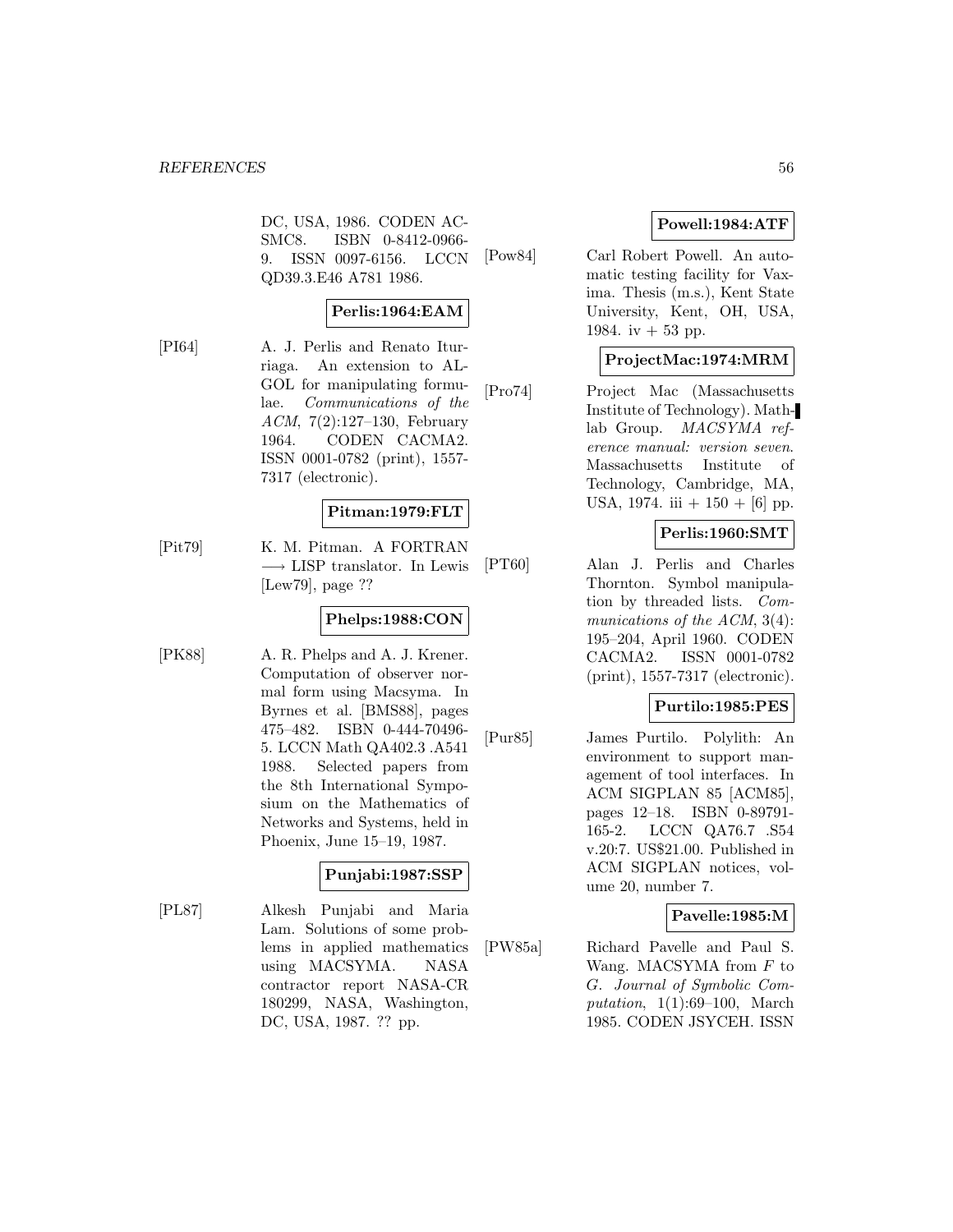DC, USA, 1986. CODEN ACSMC8. ISBN 0-8412-0966-9. ISSN 0097-6156. LCCN QD39.3.E46 A781 1986.

**Perlis:1964:EAM**

[PI64] A. J. Perlis and Renato Iturriaga. An extension to ALGOL for manipulating formulae. *Communications of the ACM*, 7(2):127–130, February 1964. CODEN CACMA2. ISSN 0001-0782 (print), 1557-7317 (electronic).

**Pitman:1979:FLT**

[Pit79] K. M. Pitman. A FORTRAN $\longrightarrow$ LISP translator. In Lewis [Lew79], page ??

**Phelps:1988:CON**

[PK88] A. R. Phelps and A. J. Krener. Computation of observer normal form using Macsyma. In Byrnes et al. [BMS88], pages 475–482. ISBN 0-444-70496-5. LCCN Math QA402.3 .A541 1988. Selected papers from the 8th International Symposium on the Mathematics of Networks and Systems, held in Phoenix, June 15–19, 1987.

**Punjabi:1987:SSP**

[PL87] Alkesh Punjabi and Maria Lam. Solutions of some problems in applied mathematics using MACSYMA. NASA contractor report NASA-CR 180299, NASA, Washington, DC, USA, 1987. ?? pp.

**Powell:1984:ATF**

[Pow84] Carl Robert Powell. An automatic testing facility for Vaxima. Thesis (m.s.), Kent State University, Kent, OH, USA, 1984. iv + 53 pp.

**ProjectMac:1974:MRM**

[Pro74] Project Mac (Massachusetts Institute of Technology). Mathlab Group. *MACSYMA reference manual: version seven*. Massachusetts Institute of Technology, Cambridge, MA, USA, 1974. iii + 150 + [6] pp.

**Perlis:1960:SMT**

[PT60] Alan J. Perlis and Charles Thornton. Symbol manipulation by threaded lists. *Communications of the ACM*, 3(4): 195–204, April 1960. CODEN CACMA2. ISSN 0001-0782 (print), 1557-7317 (electronic).

**Purtilo:1985:PES**

[Pur85] James Purtilo. Polylith: An environment to support management of tool interfaces. In ACM SIGPLAN 85 [ACM85], pages 12–18. ISBN 0-89791-165-2. LCCN QA76.7 .S54 v.20:7. US$21.00. Published in ACM SIGPLAN notices, volume 20, number 7.

**Pavelle:1985:M**

[PW85a] Richard Pavelle and Paul S. Wang. MACSYMA from $F$ to $G$. *Journal of Symbolic Computation*, 1(1):69–100, March 1985. CODEN JSYCEH. ISSN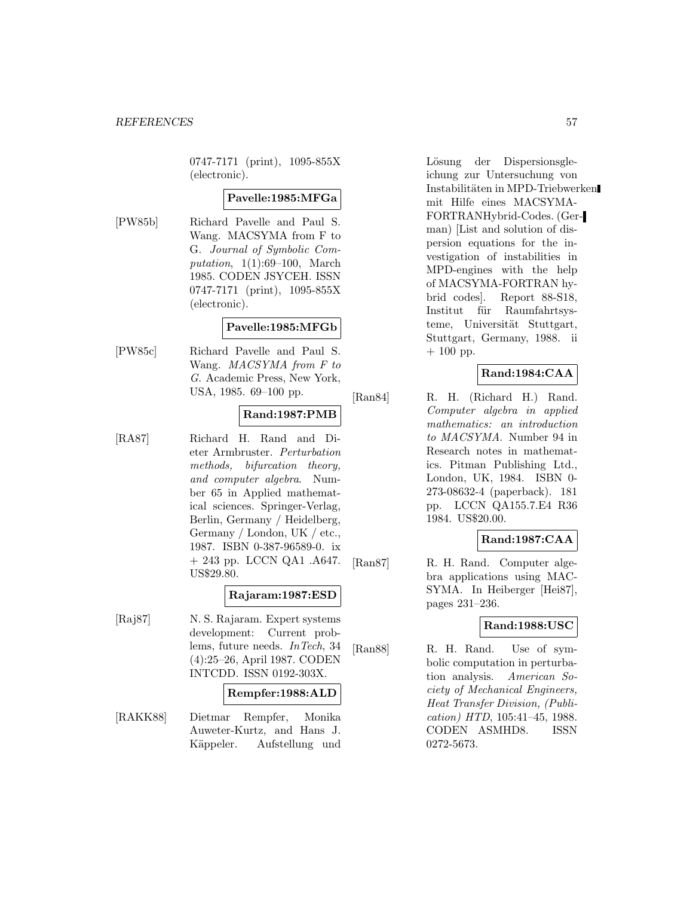0747-7171 (print), 1095-855X (electronic).

**Pavelle:1985:MFGa**

[PW85b] Richard Pavelle and Paul S. Wang. MACSYMA from F to G. *Journal of Symbolic Computation*, 1(1):69–100, March 1985. CODEN JSYCEH. ISSN 0747-7171 (print), 1095-855X (electronic).

**Pavelle:1985:MFGb**

[PW85c] Richard Pavelle and Paul S. Wang. *MACSYMA from F to G*. Academic Press, New York, USA, 1985. 69–100 pp.

**Rand:1987:PMB**

[RA87] Richard H. Rand and Dieter Armbruster. *Perturbation methods, bifurcation theory, and computer algebra*. Number 65 in Applied mathematical sciences. Springer-Verlag, Berlin, Germany / Heidelberg, Germany / London, UK / etc., 1987. ISBN 0-387-96589-0. ix + 243 pp. LCCN QA1 .A647. US$29.80.

**Rajaram:1987:ESD**

[Raj87] N. S. Rajaram. Expert systems development: Current problems, future needs. *InTech*, 34 (4):25–26, April 1987. CODEN INTCDD. ISSN 0192-303X.

**Rempfer:1988:ALD**

[RAKK88] Dietmar Rempfer, Monika Auweter-Kurtz, and Hans J. Käppeler. Aufstellung und Lösung der Dispersionsgleichung zur Untersuchung von Instabilitäten in MPD-Triebwerken mit Hilfe eines MACSYMA-FORTRANHybrid-Codes. (German) [List and solution of dispersion equations for the investigation of instabilities in MPD-engines with the help of MACSYMA-FORTRAN hybrid codes]. Report 88-S18, Institut für Raumfahrtsysteme, Universität Stuttgart, Stuttgart, Germany, 1988. ii + 100 pp.

**Rand:1984:CAA**

[Ran84] R. H. (Richard H.) Rand. *Computer algebra in applied mathematics: an introduction to MACSYMA*. Number 94 in Research notes in mathematics. Pitman Publishing Ltd., London, UK, 1984. ISBN 0-273-08632-4 (paperback). 181 pp. LCCN QA155.7.E4 R36 1984. US$20.00.

**Rand:1987:CAA**

[Ran87] R. H. Rand. Computer algebra applications using MACSYMA. In Heiberger [Hei87], pages 231–236.

**Rand:1988:USC**

[Ran88] R. H. Rand. Use of symbolic computation in perturbation analysis. *American Society of Mechanical Engineers, Heat Transfer Division, (Publication) HTD*, 105:41–45, 1988. CODEN ASMHD8. ISSN 0272-5673.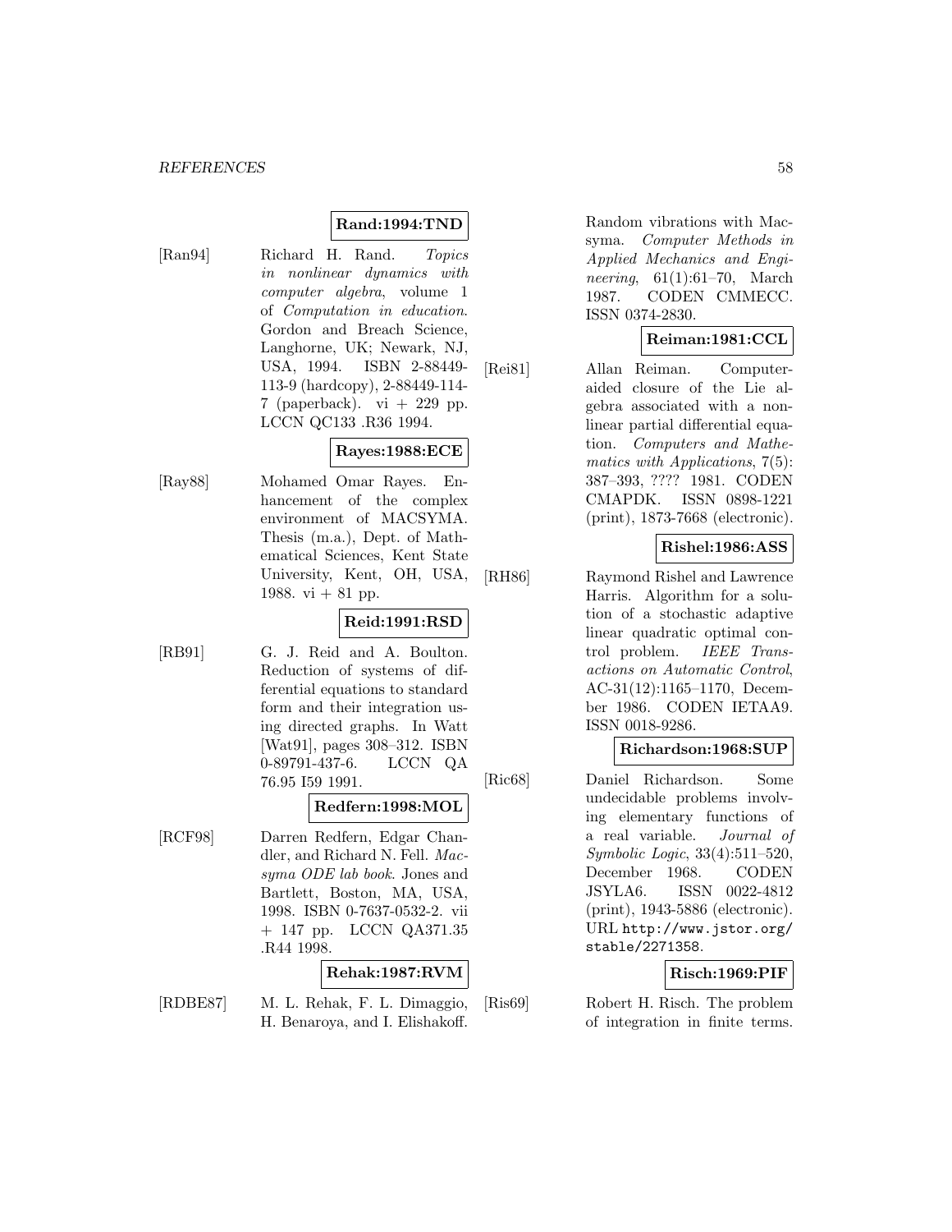**Rand:1994:TND**

[Ran94] Richard H. Rand. *Topics in nonlinear dynamics with computer algebra*, volume 1 of *Computation in education*. Gordon and Breach Science, Langhorne, UK; Newark, NJ, USA, 1994. ISBN 2-88449-113-9 (hardcopy), 2-88449-114-7 (paperback). vi + 229 pp. LCCN QC133 .R36 1994.

**Rayes:1988:ECE**

[Ray88] Mohamed Omar Rayes. Enhancement of the complex environment of MACSYMA. Thesis (m.a.), Dept. of Mathematical Sciences, Kent State University, Kent, OH, USA, 1988. vi + 81 pp.

**Reid:1991:RSD**

[RB91] G. J. Reid and A. Boulton. Reduction of systems of differential equations to standard form and their integration using directed graphs. In Watt [Wat91], pages 308–312. ISBN 0-89791-437-6. LCCN QA 76.95 I59 1991.

**Redfern:1998:MOL**

[RCF98] Darren Redfern, Edgar Chandler, and Richard N. Fell. *Macsyma ODE lab book*. Jones and Bartlett, Boston, MA, USA, 1998. ISBN 0-7637-0532-2. vii + 147 pp. LCCN QA371.35 .R44 1998.

**Rehak:1987:RVM**

[RDBE87] M. L. Rehak, F. L. Dimaggio, H. Benaroya, and I. Elishakoff. Random vibrations with Macsyma. *Computer Methods in Applied Mechanics and Engineering*, 61(1):61–70, March 1987. CODEN CMMECC. ISSN 0374-2830.

**Reiman:1981:CCL**

[Rei81] Allan Reiman. Computer-aided closure of the Lie algebra associated with a nonlinear partial differential equation. *Computers and Mathematics with Applications*, 7(5): 387–393, ???? 1981. CODEN CMAPDK. ISSN 0898-1221 (print), 1873-7668 (electronic).

**Rishel:1986:ASS**

[RH86] Raymond Rishel and Lawrence Harris. Algorithm for a solution of a stochastic adaptive linear quadratic optimal control problem. *IEEE Transactions on Automatic Control*, AC-31(12):1165–1170, December 1986. CODEN IETAA9. ISSN 0018-9286.

**Richardson:1968:SUP**

[Ric68] Daniel Richardson. Some undecidable problems involving elementary functions of a real variable. *Journal of Symbolic Logic*, 33(4):511–520, December 1968. CODEN JSYLA6. ISSN 0022-4812 (print), 1943-5886 (electronic). URL http://www.jstor.org/stable/2271358.

**Risch:1969:PIF**

[Ris69] Robert H. Risch. The problem of integration in finite terms.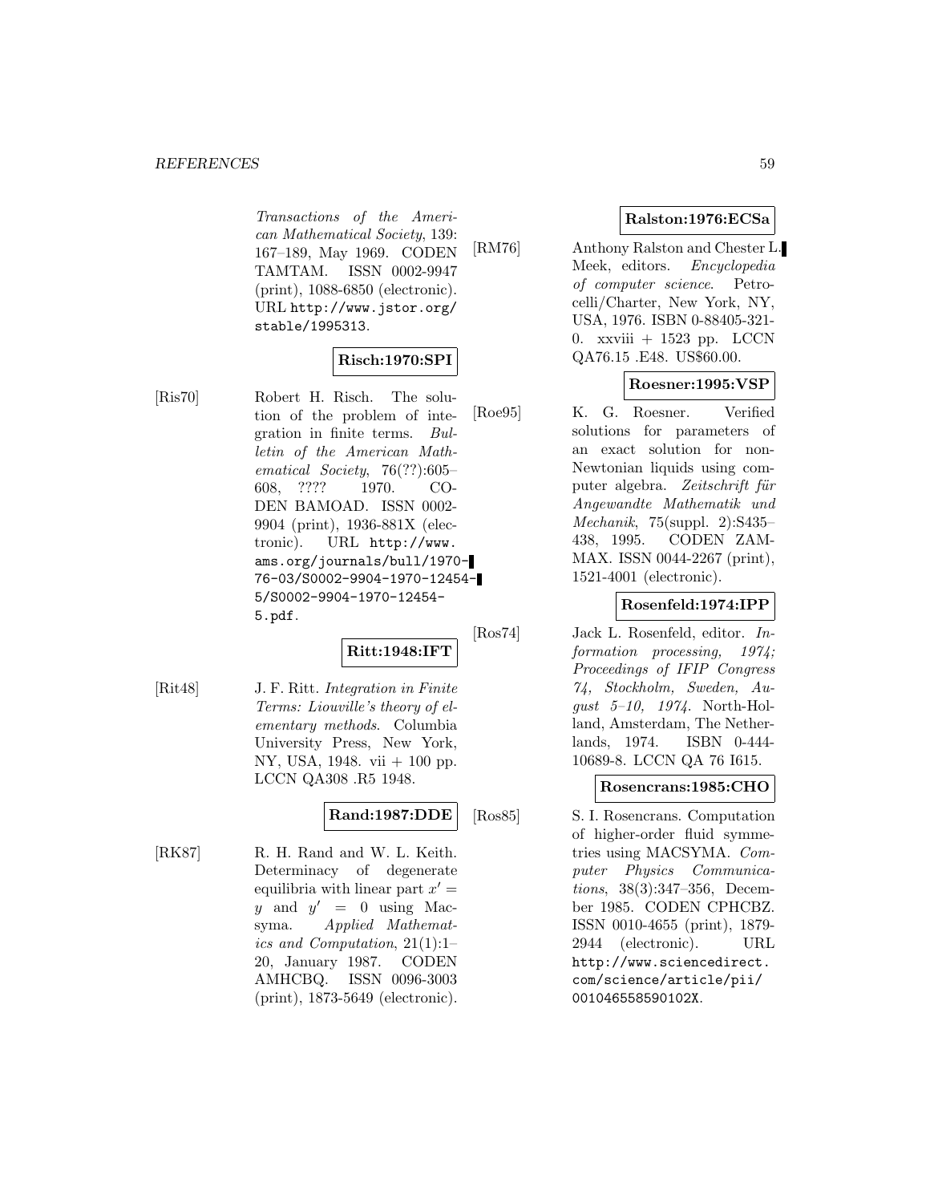*Transactions of the American Mathematical Society*, 139: 167–189, May 1969. CODEN TAMTAM. ISSN 0002-9947 (print), 1088-6850 (electronic). URL http://www.jstor.org/stable/1995313.

**Risch:1970:SPI**

[Ris70] Robert H. Risch. The solution of the problem of integration in finite terms. *Bulletin of the American Mathematical Society*, 76(??):605–608, ???? 1970. CODEN BAMOAD. ISSN 0002-9904 (print), 1936-881X (electronic). URL http://www.ams.org/journals/bull/1970-76-03/S0002-9904-1970-12454-5/S0002-9904-1970-12454-5.pdf.

**Ritt:1948:IFT**

[Rit48] J. F. Ritt. *Integration in Finite Terms: Liouville's theory of elementary methods*. Columbia University Press, New York, NY, USA, 1948. vii + 100 pp. LCCN QA308 .R5 1948.

**Rand:1987:DDE**

[RK87] R. H. Rand and W. L. Keith. Determinacy of degenerate equilibria with linear part $x' = y$ and $y' = 0$ using Macsyma. *Applied Mathematics and Computation*, 21(1):1–20, January 1987. CODEN AMHCBQ. ISSN 0096-3003 (print), 1873-5649 (electronic).

**Ralston:1976:ECSa**

[RM76] Anthony Ralston and Chester L. Meek, editors. *Encyclopedia of computer science*. Petrocelli/Charter, New York, NY, USA, 1976. ISBN 0-88405-321-0. xxviii + 1523 pp. LCCN QA76.15 .E48. US$60.00.

**Roesner:1995:VSP**

[Roe95] K. G. Roesner. Verified solutions for parameters of an exact solution for non-Newtonian liquids using computer algebra. *Zeitschrift für Angewandte Mathematik und Mechanik*, 75(suppl. 2):S435–438, 1995. CODEN ZAMMAX. ISSN 0044-2267 (print), 1521-4001 (electronic).

**Rosenfeld:1974:IPP**

[Ros74] Jack L. Rosenfeld, editor. *Information processing, 1974; Proceedings of IFIP Congress 74, Stockholm, Sweden, August 5–10, 1974*. North-Holland, Amsterdam, The Netherlands, 1974. ISBN 0-444-10689-8. LCCN QA 76 I615.

**Rosencrans:1985:CHO**

[Ros85] S. I. Rosencrans. Computation of higher-order fluid symmetries using MACSYMA. *Computer Physics Communications*, 38(3):347–356, December 1985. CODEN CPHCBZ. ISSN 0010-4655 (print), 1879-2944 (electronic). URL http://www.sciencedirect.com/science/article/pii/001046558590102X.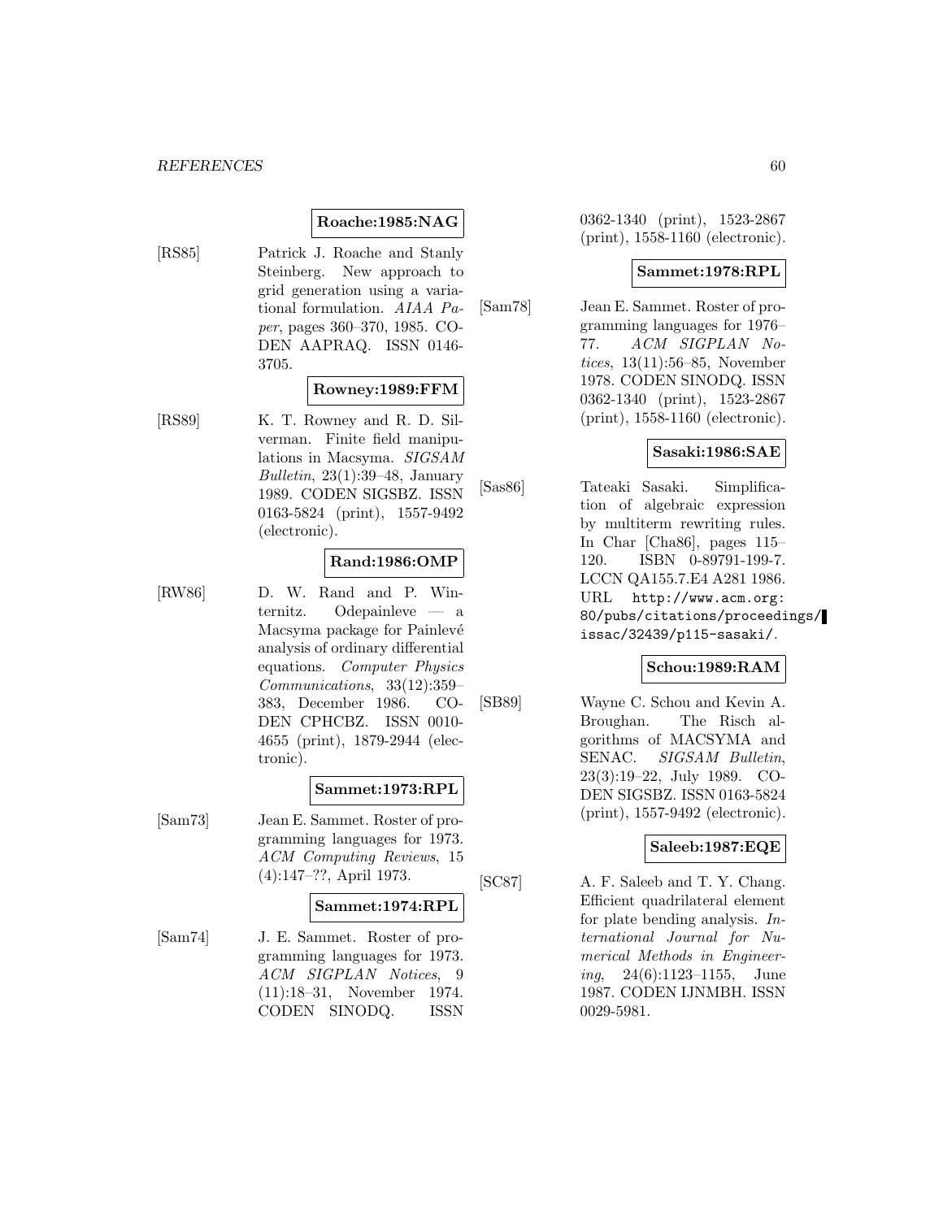**Roache:1985:NAG**

[RS85] Patrick J. Roache and Stanly Steinberg. New approach to grid generation using a variational formulation. *AIAA Paper*, pages 360–370, 1985. CODEN AAPRAQ. ISSN 0146-3705.

**Rowney:1989:FFM**

[RS89] K. T. Rowney and R. D. Silverman. Finite field manipulations in Macsyma. *SIGSAM Bulletin*, 23(1):39–48, January 1989. CODEN SIGSBZ. ISSN 0163-5824 (print), 1557-9492 (electronic).

**Rand:1986:OMP**

[RW86] D. W. Rand and P. Winternitz. Odepainleve — a Macsyma package for Painlevé analysis of ordinary differential equations. *Computer Physics Communications*, 33(12):359–383, December 1986. CODEN CPHCBZ. ISSN 0010-4655 (print), 1879-2944 (electronic).

**Sammet:1973:RPL**

[Sam73] Jean E. Sammet. Roster of programming languages for 1973. *ACM Computing Reviews*, 15 (4):147–??, April 1973.

**Sammet:1974:RPL**

[Sam74] J. E. Sammet. Roster of programming languages for 1973. *ACM SIGPLAN Notices*, 9 (11):18–31, November 1974. CODEN SINODQ. ISSN 0362-1340 (print), 1523-2867 (print), 1558-1160 (electronic).

**Sammet:1978:RPL**

[Sam78] Jean E. Sammet. Roster of programming languages for 1976–77. *ACM SIGPLAN Notices*, 13(11):56–85, November 1978. CODEN SINODQ. ISSN 0362-1340 (print), 1523-2867 (print), 1558-1160 (electronic).

**Sasaki:1986:SAE**

[Sas86] Tateaki Sasaki. Simplification of algebraic expression by multiterm rewriting rules. In Char [Cha86], pages 115–120. ISBN 0-89791-199-7. LCCN QA155.7.E4 A281 1986. URL http://www.acm.org:80/pubs/citations/proceedings/issac/32439/p115-sasaki/.

**Schou:1989:RAM**

[SB89] Wayne C. Schou and Kevin A. Broughan. The Risch algorithms of MACSYMA and SENAC. *SIGSAM Bulletin*, 23(3):19–22, July 1989. CODEN SIGSBZ. ISSN 0163-5824 (print), 1557-9492 (electronic).

**Saleeb:1987:EQE**

[SC87] A. F. Saleeb and T. Y. Chang. Efficient quadrilateral element for plate bending analysis. *International Journal for Numerical Methods in Engineering*, 24(6):1123–1155, June 1987. CODEN IJNMBH. ISSN 0029-5981.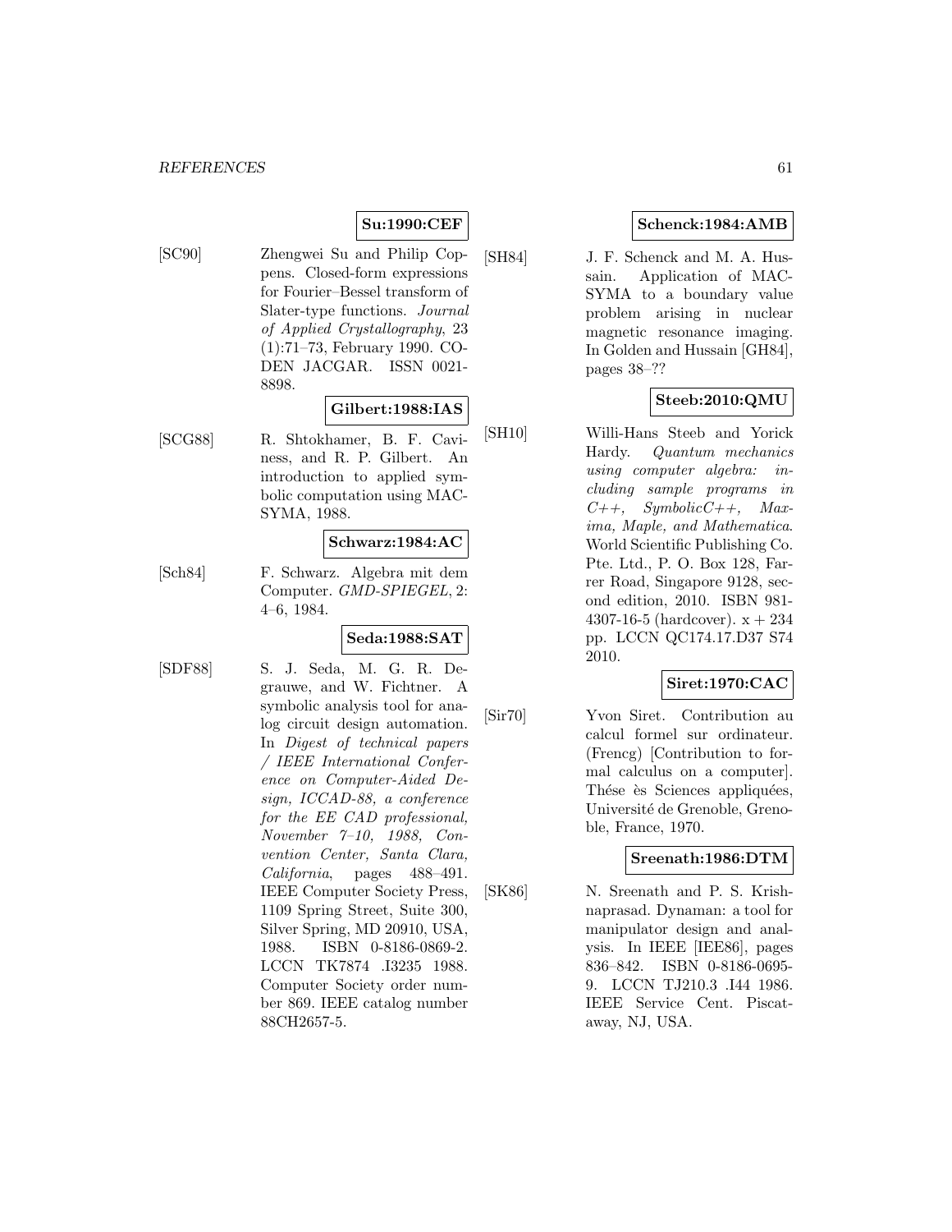**Su:1990:CEF**

[SC90] Zhengwei Su and Philip Coppens. Closed-form expressions for Fourier–Bessel transform of Slater-type functions. *Journal of Applied Crystallography*, 23 (1):71–73, February 1990. CODEN JACGAR. ISSN 0021-8898.

**Gilbert:1988:IAS**

[SCG88] R. Shtokhamer, B. F. Caviness, and R. P. Gilbert. An introduction to applied symbolic computation using MACSYMA, 1988.

**Schwarz:1984:AC**

[Sch84] F. Schwarz. Algebra mit dem Computer. *GMD-SPIEGEL*, 2: 4–6, 1984.

**Seda:1988:SAT**

[SDF88] S. J. Seda, M. G. R. Degrauwe, and W. Fichtner. A symbolic analysis tool for analog circuit design automation. In *Digest of technical papers / IEEE International Conference on Computer-Aided Design, ICCAD-88, a conference for the EE CAD professional, November 7–10, 1988, Convention Center, Santa Clara, California*, pages 488–491. IEEE Computer Society Press, 1109 Spring Street, Suite 300, Silver Spring, MD 20910, USA, 1988. ISBN 0-8186-0869-2. LCCN TK7874 .I3235 1988. Computer Society order number 869. IEEE catalog number 88CH2657-5.

**Schenck:1984:AMB**

[SH84] J. F. Schenck and M. A. Hussain. Application of MACSYMA to a boundary value problem arising in nuclear magnetic resonance imaging. In Golden and Hussain [GH84], pages 38–??

**Steeb:2010:QMU**

[SH10] Willi-Hans Steeb and Yorick Hardy. *Quantum mechanics using computer algebra: including sample programs in C++, SymbolicC++, Maxima, Maple, and Mathematica*. World Scientific Publishing Co. Pte. Ltd., P. O. Box 128, Farrer Road, Singapore 9128, second edition, 2010. ISBN 981-4307-16-5 (hardcover). x + 234 pp. LCCN QC174.17.D37 S74 2010.

**Siret:1970:CAC**

[Sir70] Yvon Siret. Contribution au calcul formel sur ordinateur. (Frencg) [Contribution to formal calculus on a computer]. Thése ès Sciences appliquées, Université de Grenoble, Grenoble, France, 1970.

**Sreenath:1986:DTM**

[SK86] N. Sreenath and P. S. Krishnaprasad. Dynaman: a tool for manipulator design and analysis. In IEEE [IEE86], pages 836–842. ISBN 0-8186-0695-9. LCCN TJ210.3 .I44 1986. IEEE Service Cent. Piscataway, NJ, USA.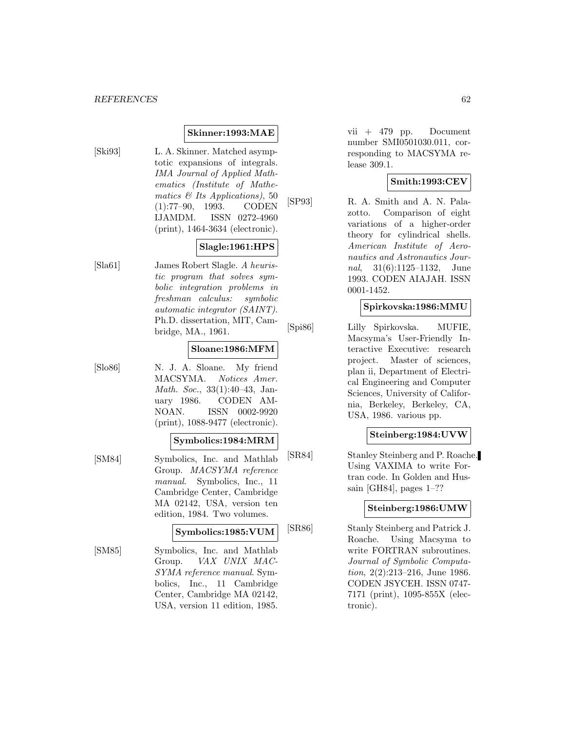**Skinner:1993:MAE**

[Ski93] L. A. Skinner. Matched asymptotic expansions of integrals. *IMA Journal of Applied Mathematics (Institute of Mathematics & Its Applications)*, 50 (1):77–90, 1993. CODEN IJAMDM. ISSN 0272-4960 (print), 1464-3634 (electronic).

**Slagle:1961:HPS**

[Sla61] James Robert Slagle. *A heuristic program that solves symbolic integration problems in freshman calculus: symbolic automatic integrator (SAINT)*. Ph.D. dissertation, MIT, Cambridge, MA., 1961.

**Sloane:1986:MFM**

[Slo86] N. J. A. Sloane. My friend MACSYMA. *Notices Amer. Math. Soc.*, 33(1):40–43, January 1986. CODEN AMNOAN. ISSN 0002-9920 (print), 1088-9477 (electronic).

**Symbolics:1984:MRM**

[SM84] Symbolics, Inc. and Mathlab Group. *MACSYMA reference manual*. Symbolics, Inc., 11 Cambridge Center, Cambridge MA 02142, USA, version ten edition, 1984. Two volumes.

**Symbolics:1985:VUM**

[SM85] Symbolics, Inc. and Mathlab Group. *VAX UNIX MACSYMA reference manual*. Symbolics, Inc., 11 Cambridge Center, Cambridge MA 02142, USA, version 11 edition, 1985. vii + 479 pp. Document number SMI0501030.011, corresponding to MACSYMA release 309.1.

**Smith:1993:CEV**

[SP93] R. A. Smith and A. N. Palazotto. Comparison of eight variations of a higher-order theory for cylindrical shells. *American Institute of Aeronautics and Astronautics Journal*, 31(6):1125–1132, June 1993. CODEN AIAJAH. ISSN 0001-1452.

**Spirkovska:1986:MMU**

[Spi86] Lilly Spirkovska. MUFIE, Macsyma's User-Friendly Interactive Executive: research project. Master of sciences, plan ii, Department of Electrical Engineering and Computer Sciences, University of California, Berkeley, Berkeley, CA, USA, 1986. various pp.

**Steinberg:1984:UVW**

[SR84] Stanley Steinberg and P. Roache. Using VAXIMA to write Fortran code. In Golden and Hussain [GH84], pages 1–??

**Steinberg:1986:UMW**

[SR86] Stanly Steinberg and Patrick J. Roache. Using Macsyma to write FORTRAN subroutines. *Journal of Symbolic Computation*, 2(2):213–216, June 1986. CODEN JSYCEH. ISSN 0747-7171 (print), 1095-855X (electronic).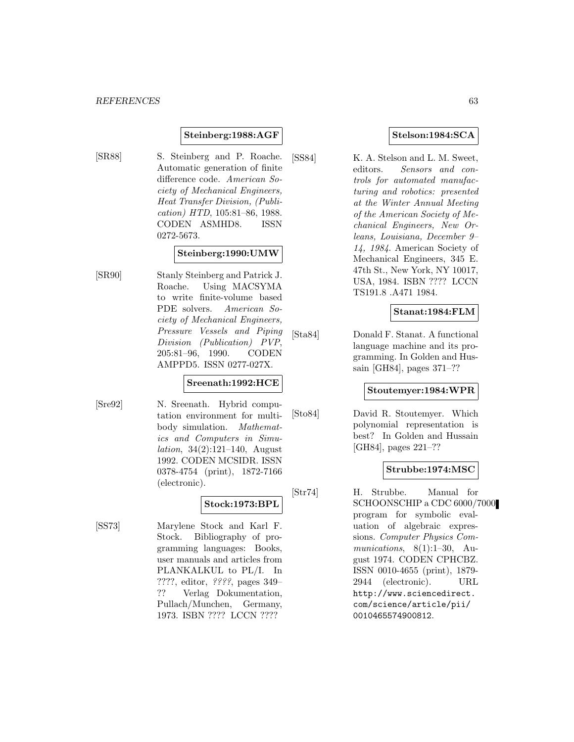**Steinberg:1988:AGF**

[SR88] S. Steinberg and P. Roache. Automatic generation of finite difference code. *American Society of Mechanical Engineers, Heat Transfer Division, (Publication) HTD*, 105:81–86, 1988. CODEN ASMHD8. ISSN 0272-5673.

**Steinberg:1990:UMW**

[SR90] Stanly Steinberg and Patrick J. Roache. Using MACSYMA to write finite-volume based PDE solvers. *American Society of Mechanical Engineers, Pressure Vessels and Piping Division (Publication) PVP*, 205:81–96, 1990. CODEN AMPPD5. ISSN 0277-027X.

**Sreenath:1992:HCE**

[Sre92] N. Sreenath. Hybrid computation environment for multibody simulation. *Mathematics and Computers in Simulation*, 34(2):121–140, August 1992. CODEN MCSIDR. ISSN 0378-4754 (print), 1872-7166 (electronic).

**Stock:1973:BPL**

[SS73] Marylene Stock and Karl F. Stock. Bibliography of programming languages: Books, user manuals and articles from PLANKALKUL to PL/I. In ????, editor, *????*, pages 349–?? Verlag Dokumentation, Pullach/Munchen, Germany, 1973. ISBN ???? LCCN ????

**Stelson:1984:SCA**

[SS84] K. A. Stelson and L. M. Sweet, editors. *Sensors and controls for automated manufacturing and robotics: presented at the Winter Annual Meeting of the American Society of Mechanical Engineers, New Orleans, Louisiana, December 9–14, 1984*. American Society of Mechanical Engineers, 345 E. 47th St., New York, NY 10017, USA, 1984. ISBN ???? LCCN TS191.8 .A471 1984.

**Stanat:1984:FLM**

[Sta84] Donald F. Stanat. A functional language machine and its programming. In Golden and Hussain [GH84], pages 371–??

**Stoutemyer:1984:WPR**

[Sto84] David R. Stoutemyer. Which polynomial representation is best? In Golden and Hussain [GH84], pages 221–??

**Strubbe:1974:MSC**

[Str74] H. Strubbe. Manual for SCHOONSCHIP a CDC 6000/7000 program for symbolic evaluation of algebraic expressions. *Computer Physics Communications*, 8(1):1–30, August 1974. CODEN CPHCBZ. ISSN 0010-4655 (print), 1879-2944 (electronic). URL http://www.sciencedirect.com/science/article/pii/0010465574900812.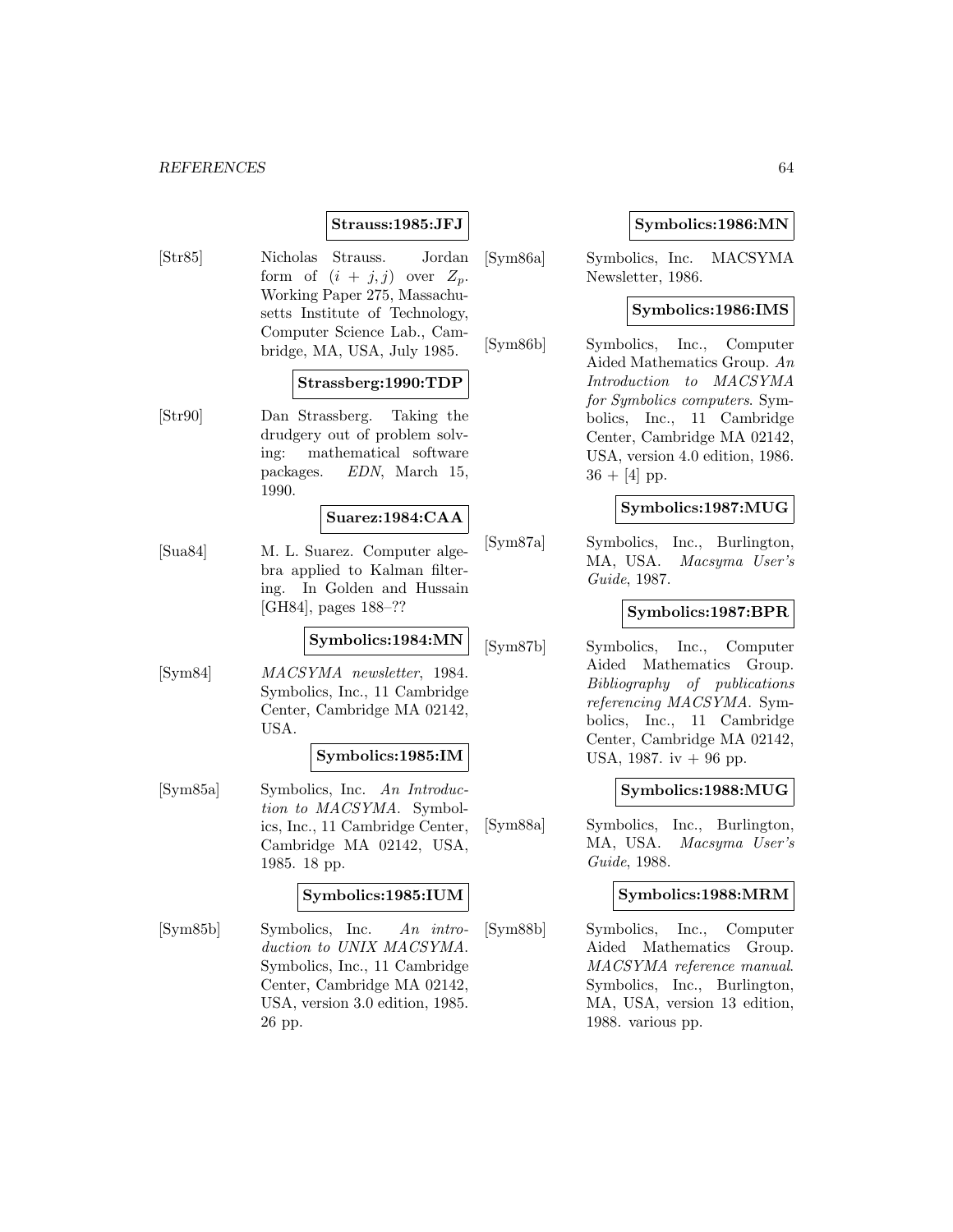**Strauss:1985:JFJ**

[Str85] Nicholas Strauss. Jordan form of $(i + j, j)$ over $Z_p$. Working Paper 275, Massachusetts Institute of Technology, Computer Science Lab., Cambridge, MA, USA, July 1985.

**Strassberg:1990:TDP**

[Str90] Dan Strassberg. Taking the drudgery out of problem solving: mathematical software packages. *EDN*, March 15, 1990.

**Suarez:1984:CAA**

[Sua84] M. L. Suarez. Computer algebra applied to Kalman filtering. In Golden and Hussain [GH84], pages 188–??

**Symbolics:1984:MN**

[Sym84] *MACSYMA newsletter*, 1984. Symbolics, Inc., 11 Cambridge Center, Cambridge MA 02142, USA.

**Symbolics:1985:IM**

[Sym85a] Symbolics, Inc. *An Introduction to MACSYMA*. Symbolics, Inc., 11 Cambridge Center, Cambridge MA 02142, USA, 1985. 18 pp.

**Symbolics:1985:IUM**

[Sym85b] Symbolics, Inc. *An introduction to UNIX MACSYMA*. Symbolics, Inc., 11 Cambridge Center, Cambridge MA 02142, USA, version 3.0 edition, 1985. 26 pp.

**Symbolics:1986:MN**

[Sym86a] Symbolics, Inc. MACSYMA Newsletter, 1986.

**Symbolics:1986:IMS**

[Sym86b] Symbolics, Inc., Computer Aided Mathematics Group. *An Introduction to MACSYMA for Symbolics computers*. Symbolics, Inc., 11 Cambridge Center, Cambridge MA 02142, USA, version 4.0 edition, 1986. 36 + [4] pp.

**Symbolics:1987:MUG**

[Sym87a] Symbolics, Inc., Burlington, MA, USA. *Macsyma User's Guide*, 1987.

**Symbolics:1987:BPR**

[Sym87b] Symbolics, Inc., Computer Aided Mathematics Group. *Bibliography of publications referencing MACSYMA*. Symbolics, Inc., 11 Cambridge Center, Cambridge MA 02142, USA, 1987. iv + 96 pp.

**Symbolics:1988:MUG**

[Sym88a] Symbolics, Inc., Burlington, MA, USA. *Macsyma User's Guide*, 1988.

**Symbolics:1988:MRM**

[Sym88b] Symbolics, Inc., Computer Aided Mathematics Group. *MACSYMA reference manual*. Symbolics, Inc., Burlington, MA, USA, version 13 edition, 1988. various pp.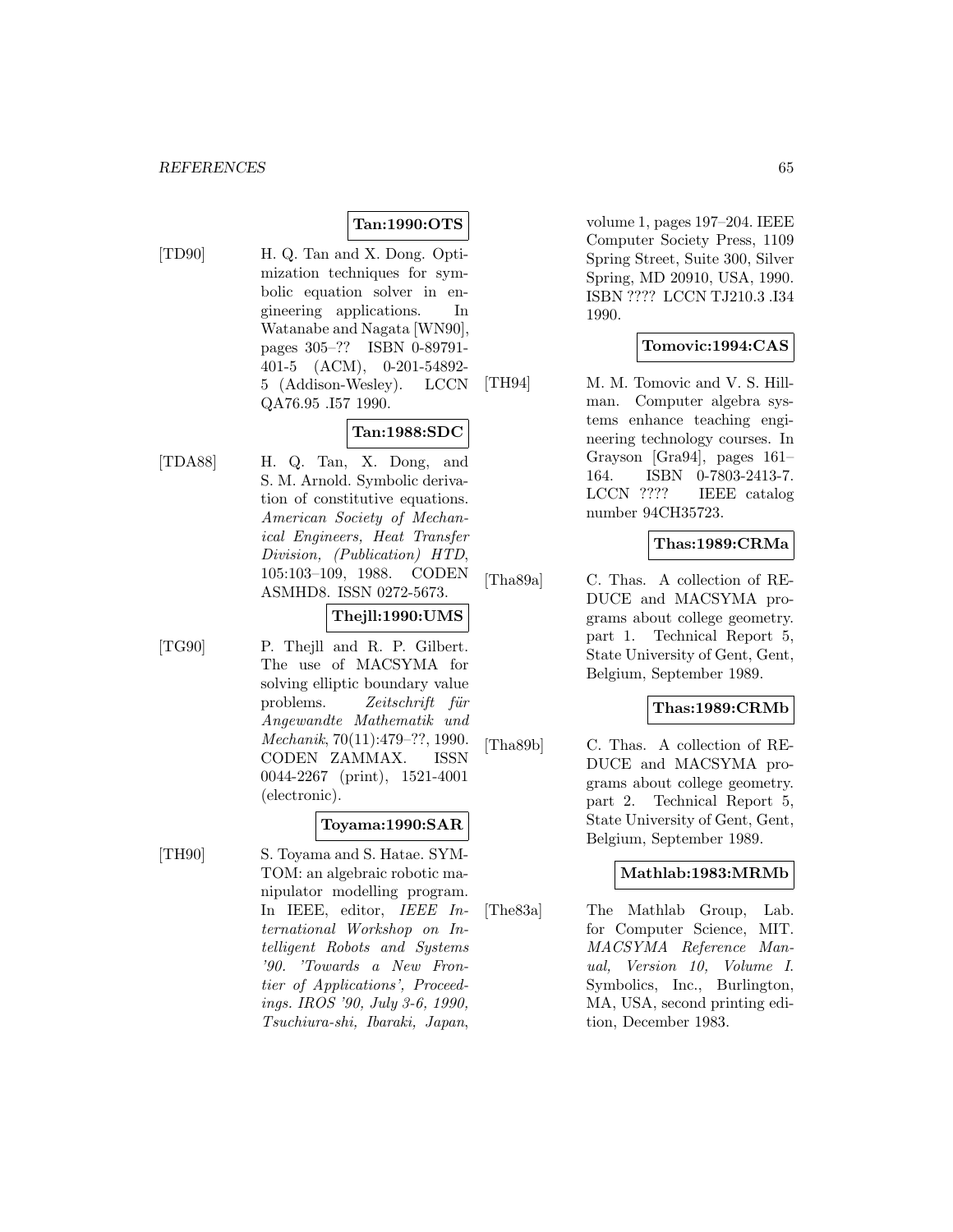**Tan:1990:OTS**

[TD90] H. Q. Tan and X. Dong. Optimization techniques for symbolic equation solver in engineering applications. In Watanabe and Nagata [WN90], pages 305–?? ISBN 0-89791-401-5 (ACM), 0-201-54892-5 (Addison-Wesley). LCCN QA76.95 .I57 1990.

**Tan:1988:SDC**

[TDA88] H. Q. Tan, X. Dong, and S. M. Arnold. Symbolic derivation of constitutive equations. *American Society of Mechanical Engineers, Heat Transfer Division, (Publication) HTD*, 105:103–109, 1988. CODEN ASMHD8. ISSN 0272-5673.

**Thejll:1990:UMS**

[TG90] P. Thejll and R. P. Gilbert. The use of MACSYMA for solving elliptic boundary value problems. *Zeitschrift für Angewandte Mathematik und Mechanik*, 70(11):479–??, 1990. CODEN ZAMMAX. ISSN 0044-2267 (print), 1521-4001 (electronic).

**Toyama:1990:SAR**

[TH90] S. Toyama and S. Hatae. SYMTOM: an algebraic robotic manipulator modelling program. In IEEE, editor, *IEEE International Workshop on Intelligent Robots and Systems '90. 'Towards a New Frontier of Applications', Proceedings. IROS '90, July 3-6, 1990, Tsuchiura-shi, Ibaraki, Japan*, volume 1, pages 197–204. IEEE Computer Society Press, 1109 Spring Street, Suite 300, Silver Spring, MD 20910, USA, 1990. ISBN ???? LCCN TJ210.3 .I34 1990.

**Tomovic:1994:CAS**

[TH94] M. M. Tomovic and V. S. Hillman. Computer algebra systems enhance teaching engineering technology courses. In Grayson [Gra94], pages 161–164. ISBN 0-7803-2413-7. LCCN ???? IEEE catalog number 94CH35723.

**Thas:1989:CRMa**

[Tha89a] C. Thas. A collection of REDUCE and MACSYMA programs about college geometry. part 1. Technical Report 5, State University of Gent, Gent, Belgium, September 1989.

**Thas:1989:CRMb**

[Tha89b] C. Thas. A collection of REDUCE and MACSYMA programs about college geometry. part 2. Technical Report 5, State University of Gent, Gent, Belgium, September 1989.

**Mathlab:1983:MRMb**

[The83a] The Mathlab Group, Lab. for Computer Science, MIT. *MACSYMA Reference Manual, Version 10, Volume I*. Symbolics, Inc., Burlington, MA, USA, second printing edition, December 1983.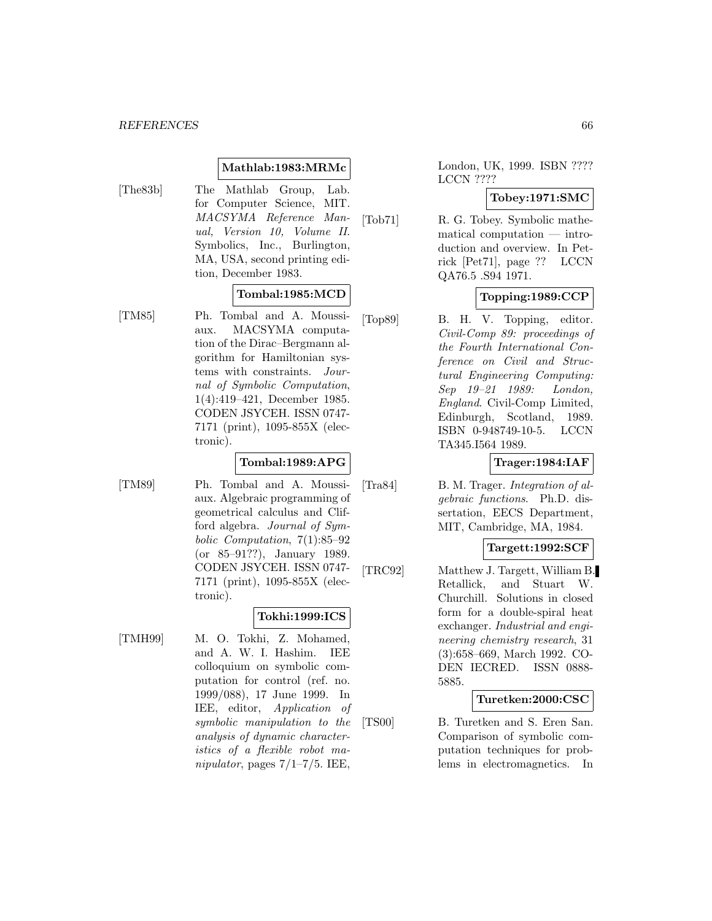**Mathlab:1983:MRMc**

[The83b] The Mathlab Group, Lab. for Computer Science, MIT. *MACSYMA Reference Manual, Version 10, Volume II*. Symbolics, Inc., Burlington, MA, USA, second printing edition, December 1983.

**Tombal:1985:MCD**

[TM85] Ph. Tombal and A. Moussiaux. MACSYMA computation of the Dirac–Bergmann algorithm for Hamiltonian systems with constraints. *Journal of Symbolic Computation*, 1(4):419–421, December 1985. CODEN JSYCEH. ISSN 0747-7171 (print), 1095-855X (electronic).

**Tombal:1989:APG**

[TM89] Ph. Tombal and A. Moussiaux. Algebraic programming of geometrical calculus and Clifford algebra. *Journal of Symbolic Computation*, 7(1):85–92 (or 85–91??), January 1989. CODEN JSYCEH. ISSN 0747-7171 (print), 1095-855X (electronic).

**Tokhi:1999:ICS**

[TMH99] M. O. Tokhi, Z. Mohamed, and A. W. I. Hashim. IEE colloquium on symbolic computation for control (ref. no. 1999/088), 17 June 1999. In IEE, editor, *Application of symbolic manipulation to the analysis of dynamic characteristics of a flexible robot manipulator*, pages 7/1–7/5. IEE, London, UK, 1999. ISBN ???? LCCN ????

**Tobey:1971:SMC**

[Tob71] R. G. Tobey. Symbolic mathematical computation — introduction and overview. In Petrick [Pet71], page ?? LCCN QA76.5 .S94 1971.

**Topping:1989:CCP**

[Top89] B. H. V. Topping, editor. *Civil-Comp 89: proceedings of the Fourth International Conference on Civil and Structural Engineering Computing: Sep 19–21 1989: London, England*. Civil-Comp Limited, Edinburgh, Scotland, 1989. ISBN 0-948749-10-5. LCCN TA345.I564 1989.

**Trager:1984:IAF**

[Tra84] B. M. Trager. *Integration of algebraic functions*. Ph.D. dissertation, EECS Department, MIT, Cambridge, MA, 1984.

**Targett:1992:SCF**

[TRC92] Matthew J. Targett, William B. Retallick, and Stuart W. Churchill. Solutions in closed form for a double-spiral heat exchanger. *Industrial and engineering chemistry research*, 31 (3):658–669, March 1992. CODEN IECRED. ISSN 0888-5885.

**Turetken:2000:CSC**

[TS00] B. Turetken and S. Eren San. Comparison of symbolic computation techniques for problems in electromagnetics. In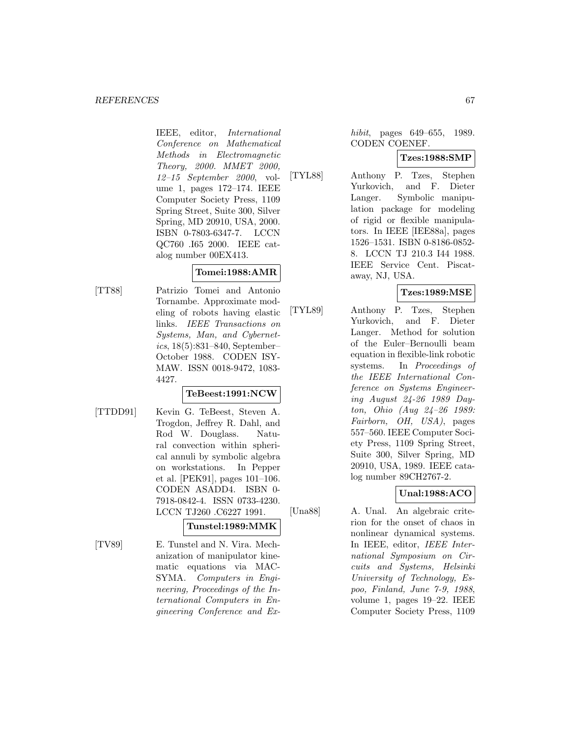IEEE, editor, *International Conference on Mathematical Methods in Electromagnetic Theory, 2000. MMET 2000, 12–15 September 2000*, volume 1, pages 172–174. IEEE Computer Society Press, 1109 Spring Street, Suite 300, Silver Spring, MD 20910, USA, 2000. ISBN 0-7803-6347-7. LCCN QC760 .I65 2000. IEEE catalog number 00EX413.

**Tomei:1988:AMR**

[TT88] Patrizio Tomei and Antonio Tornambe. Approximate modeling of robots having elastic links. *IEEE Transactions on Systems, Man, and Cybernetics*, 18(5):831–840, September–October 1988. CODEN ISYMAW. ISSN 0018-9472, 1083-4427.

**TeBeest:1991:NCW**

[TTDD91] Kevin G. TeBeest, Steven A. Trogdon, Jeffrey R. Dahl, and Rod W. Douglass. Natural convection within spherical annuli by symbolic algebra on workstations. In Pepper et al. [PEK91], pages 101–106. CODEN ASADD4. ISBN 0-7918-0842-4. ISSN 0733-4230. LCCN TJ260 .C6227 1991.

**Tunstel:1989:MMK**

[TV89] E. Tunstel and N. Vira. Mechanization of manipulator kinematic equations via MACSYMA. *Computers in Engineering, Proceedings of the International Computers in Engineering Conference and Exhibit*, pages 649–655, 1989. CODEN COENEF.

**Tzes:1988:SMP**

[TYL88] Anthony P. Tzes, Stephen Yurkovich, and F. Dieter Langer. Symbolic manipulation package for modeling of rigid or flexible manipulators. In IEEE [IEE88a], pages 1526–1531. ISBN 0-8186-0852-8. LCCN TJ 210.3 I44 1988. IEEE Service Cent. Piscataway, NJ, USA.

**Tzes:1989:MSE**

[TYL89] Anthony P. Tzes, Stephen Yurkovich, and F. Dieter Langer. Method for solution of the Euler–Bernoulli beam equation in flexible-link robotic systems. In *Proceedings of the IEEE International Conference on Systems Engineering August 24-26 1989 Dayton, Ohio (Aug 24–26 1989: Fairborn, OH, USA)*, pages 557–560. IEEE Computer Society Press, 1109 Spring Street, Suite 300, Silver Spring, MD 20910, USA, 1989. IEEE catalog number 89CH2767-2.

**Unal:1988:ACO**

[Una88] A. Unal. An algebraic criterion for the onset of chaos in nonlinear dynamical systems. In IEEE, editor, *IEEE International Symposium on Circuits and Systems, Helsinki University of Technology, Espoo, Finland, June 7-9, 1988*, volume 1, pages 19–22. IEEE Computer Society Press, 1109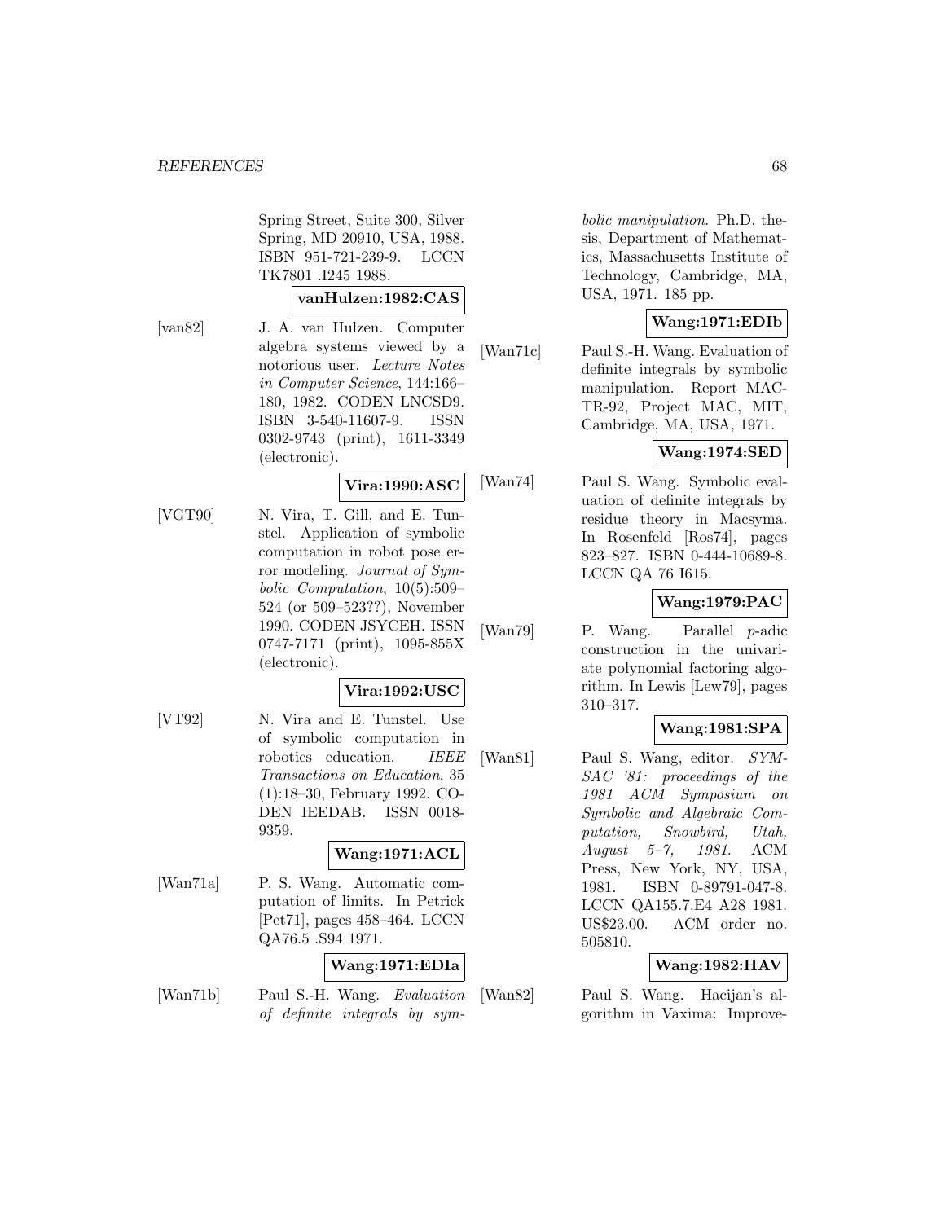Spring Street, Suite 300, Silver Spring, MD 20910, USA, 1988. ISBN 951-721-239-9. LCCN TK7801 .I245 1988.

**vanHulzen:1982:CAS**

[van82] J. A. van Hulzen. Computer algebra systems viewed by a notorious user. *Lecture Notes in Computer Science*, 144:166–180, 1982. CODEN LNCSD9. ISBN 3-540-11607-9. ISSN 0302-9743 (print), 1611-3349 (electronic).

**Vira:1990:ASC**

[VGT90] N. Vira, T. Gill, and E. Tunstel. Application of symbolic computation in robot pose error modeling. *Journal of Symbolic Computation*, 10(5):509–524 (or 509–523??), November 1990. CODEN JSYCEH. ISSN 0747-7171 (print), 1095-855X (electronic).

**Vira:1992:USC**

[VT92] N. Vira and E. Tunstel. Use of symbolic computation in robotics education. *IEEE Transactions on Education*, 35 (1):18–30, February 1992. CODEN IEEDAB. ISSN 0018-9359.

**Wang:1971:ACL**

[Wan71a] P. S. Wang. Automatic computation of limits. In Petrick [Pet71], pages 458–464. LCCN QA76.5 .S94 1971.

**Wang:1971:EDIa**

[Wan71b] Paul S.-H. Wang. *Evaluation of definite integrals by symbolic manipulation*. Ph.D. thesis, Department of Mathematics, Massachusetts Institute of Technology, Cambridge, MA, USA, 1971. 185 pp.

**Wang:1971:EDIb**

[Wan71c] Paul S.-H. Wang. Evaluation of definite integrals by symbolic manipulation. Report MAC-TR-92, Project MAC, MIT, Cambridge, MA, USA, 1971.

**Wang:1974:SED**

[Wan74] Paul S. Wang. Symbolic evaluation of definite integrals by residue theory in Macsyma. In Rosenfeld [Ros74], pages 823–827. ISBN 0-444-10689-8. LCCN QA 76 I615.

**Wang:1979:PAC**

[Wan79] P. Wang. Parallel $p$-adic construction in the univariate polynomial factoring algorithm. In Lewis [Lew79], pages 310–317.

**Wang:1981:SPA**

[Wan81] Paul S. Wang, editor. *SYMSAC '81: proceedings of the 1981 ACM Symposium on Symbolic and Algebraic Computation, Snowbird, Utah, August 5–7, 1981*. ACM Press, New York, NY, USA, 1981. ISBN 0-89791-047-8. LCCN QA155.7.E4 A28 1981. US$23.00. ACM order no. 505810.

**Wang:1982:HAV**

[Wan82] Paul S. Wang. Hacijan's algorithm in Vaxima: Improve-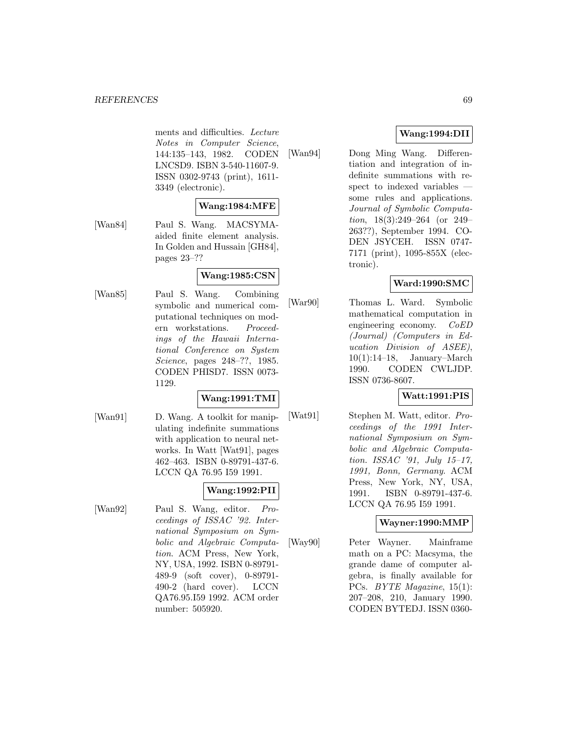ments and difficulties. *Lecture Notes in Computer Science*, 144:135–143, 1982. CODEN LNCSD9. ISBN 3-540-11607-9. ISSN 0302-9743 (print), 1611-3349 (electronic).

**Wang:1984:MFE**

[Wan84] Paul S. Wang. MACSYMA-aided finite element analysis. In Golden and Hussain [GH84], pages 23–??

**Wang:1985:CSN**

[Wan85] Paul S. Wang. Combining symbolic and numerical computational techniques on modern workstations. *Proceedings of the Hawaii International Conference on System Science*, pages 248–??, 1985. CODEN PHISD7. ISSN 0073-1129.

**Wang:1991:TMI**

[Wan91] D. Wang. A toolkit for manipulating indefinite summations with application to neural networks. In Watt [Wat91], pages 462–463. ISBN 0-89791-437-6. LCCN QA 76.95 I59 1991.

**Wang:1992:PII**

[Wan92] Paul S. Wang, editor. *Proceedings of ISSAC '92. International Symposium on Symbolic and Algebraic Computation*. ACM Press, New York, NY, USA, 1992. ISBN 0-89791-489-9 (soft cover), 0-89791-490-2 (hard cover). LCCN QA76.95.I59 1992. ACM order number: 505920.

**Wang:1994:DII**

[Wan94] Dong Ming Wang. Differentiation and integration of indefinite summations with respect to indexed variables — some rules and applications. *Journal of Symbolic Computation*, 18(3):249–264 (or 249–263??), September 1994. CODEN JSYCEH. ISSN 0747-7171 (print), 1095-855X (electronic).

**Ward:1990:SMC**

[War90] Thomas L. Ward. Symbolic mathematical computation in engineering economy. *CoED (Journal) (Computers in Education Division of ASEE)*, 10(1):14–18, January–March 1990. CODEN CWLJDP. ISSN 0736-8607.

**Watt:1991:PIS**

[Wat91] Stephen M. Watt, editor. *Proceedings of the 1991 International Symposium on Symbolic and Algebraic Computation. ISSAC '91, July 15–17, 1991, Bonn, Germany*. ACM Press, New York, NY, USA, 1991. ISBN 0-89791-437-6. LCCN QA 76.95 I59 1991.

**Wayner:1990:MMP**

[Way90] Peter Wayner. Mainframe math on a PC: Macsyma, the grande dame of computer algebra, is finally available for PCs. *BYTE Magazine*, 15(1): 207–208, 210, January 1990. CODEN BYTEDJ. ISSN 0360-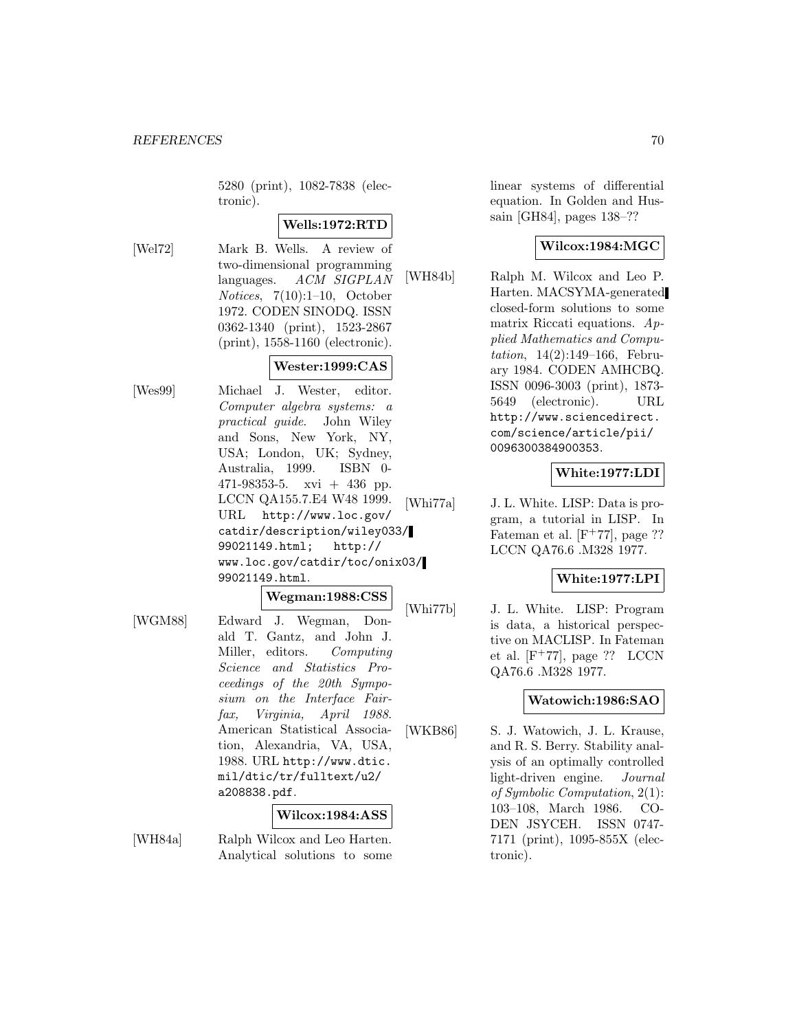5280 (print), 1082-7838 (electronic).

**Wells:1972:RTD**

[Wel72] Mark B. Wells. A review of two-dimensional programming languages. *ACM SIGPLAN Notices*, 7(10):1–10, October 1972. CODEN SINODQ. ISSN 0362-1340 (print), 1523-2867 (print), 1558-1160 (electronic).

**Wester:1999:CAS**

[Wes99] Michael J. Wester, editor. *Computer algebra systems: a practical guide*. John Wiley and Sons, New York, NY, USA; London, UK; Sydney, Australia, 1999. ISBN 0-471-98353-5. xvi + 436 pp. LCCN QA155.7.E4 W48 1999. URL http://www.loc.gov/catdir/description/wiley033/99021149.html; http://www.loc.gov/catdir/toc/onix03/99021149.html.

**Wegman:1988:CSS**

[WGM88] Edward J. Wegman, Donald T. Gantz, and John J. Miller, editors. *Computing Science and Statistics Proceedings of the 20th Symposium on the Interface Fairfax, Virginia, April 1988*. American Statistical Association, Alexandria, VA, USA, 1988. URL http://www.dtic.mil/dtic/tr/fulltext/u2/a208838.pdf.

**Wilcox:1984:ASS**

[WH84a] Ralph Wilcox and Leo Harten. Analytical solutions to some linear systems of differential equation. In Golden and Hussain [GH84], pages 138–??

**Wilcox:1984:MGC**

[WH84b] Ralph M. Wilcox and Leo P. Harten. MACSYMA-generated closed-form solutions to some matrix Riccati equations. *Applied Mathematics and Computation*, 14(2):149–166, February 1984. CODEN AMHCBQ. ISSN 0096-3003 (print), 1873-5649 (electronic). URL http://www.sciencedirect.com/science/article/pii/0096300384900353.

**White:1977:LDI**

[Whi77a] J. L. White. LISP: Data is program, a tutorial in LISP. In Fateman et al. [F+77], page ?? LCCN QA76.6 .M328 1977.

**White:1977:LPI**

[Whi77b] J. L. White. LISP: Program is data, a historical perspective on MACLISP. In Fateman et al. [F+77], page ?? LCCN QA76.6 .M328 1977.

**Watowich:1986:SAO**

[WKB86] S. J. Watowich, J. L. Krause, and R. S. Berry. Stability analysis of an optimally controlled light-driven engine. *Journal of Symbolic Computation*, 2(1):103–108, March 1986. CODEN JSYCEH. ISSN 0747-7171 (print), 1095-855X (electronic).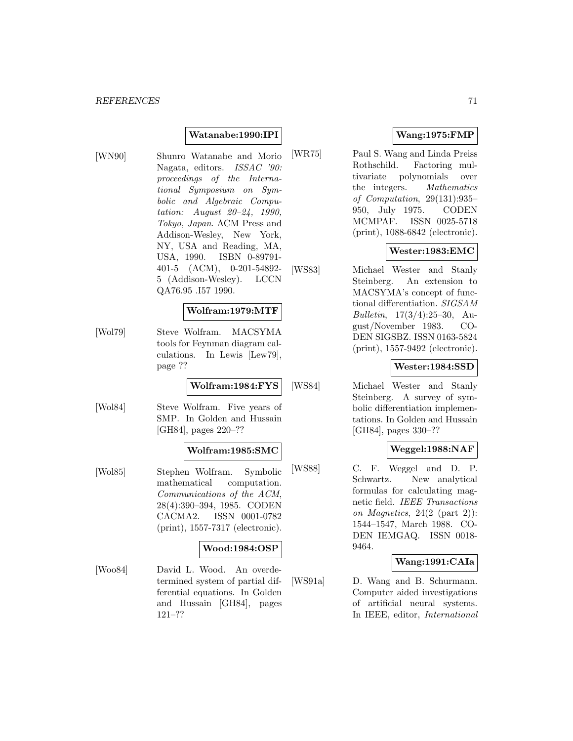**Watanabe:1990:IPI**

[WN90] Shunro Watanabe and Morio Nagata, editors. *ISSAC '90: proceedings of the International Symposium on Symbolic and Algebraic Computation: August 20–24, 1990, Tokyo, Japan*. ACM Press and Addison-Wesley, New York, NY, USA and Reading, MA, USA, 1990. ISBN 0-89791-401-5 (ACM), 0-201-54892-5 (Addison-Wesley). LCCN QA76.95 .I57 1990.

**Wolfram:1979:MTF**

[Wol79] Steve Wolfram. MACSYMA tools for Feynman diagram calculations. In Lewis [Lew79], page ??

**Wolfram:1984:FYS**

[Wol84] Steve Wolfram. Five years of SMP. In Golden and Hussain [GH84], pages 220–??

**Wolfram:1985:SMC**

[Wol85] Stephen Wolfram. Symbolic mathematical computation. *Communications of the ACM*, 28(4):390–394, 1985. CODEN CACMA2. ISSN 0001-0782 (print), 1557-7317 (electronic).

**Wood:1984:OSP**

[Woo84] David L. Wood. An overdetermined system of partial differential equations. In Golden and Hussain [GH84], pages 121–??

**Wang:1975:FMP**

[WR75] Paul S. Wang and Linda Preiss Rothschild. Factoring multivariate polynomials over the integers. *Mathematics of Computation*, 29(131):935–950, July 1975. CODEN MCMPAF. ISSN 0025-5718 (print), 1088-6842 (electronic).

**Wester:1983:EMC**

[WS83] Michael Wester and Stanly Steinberg. An extension to MACSYMA's concept of functional differentiation. *SIGSAM Bulletin*, 17(3/4):25–30, August/November 1983. CODEN SIGSBZ. ISSN 0163-5824 (print), 1557-9492 (electronic).

**Wester:1984:SSD**

[WS84] Michael Wester and Stanly Steinberg. A survey of symbolic differentiation implementations. In Golden and Hussain [GH84], pages 330–??

**Weggel:1988:NAF**

[WS88] C. F. Weggel and D. P. Schwartz. New analytical formulas for calculating magnetic field. *IEEE Transactions on Magnetics*, 24(2 (part 2)): 1544–1547, March 1988. CODEN IEMGAQ. ISSN 0018-9464.

**Wang:1991:CAIa**

[WS91a] D. Wang and B. Schurmann. Computer aided investigations of artificial neural systems. In IEEE, editor, *International*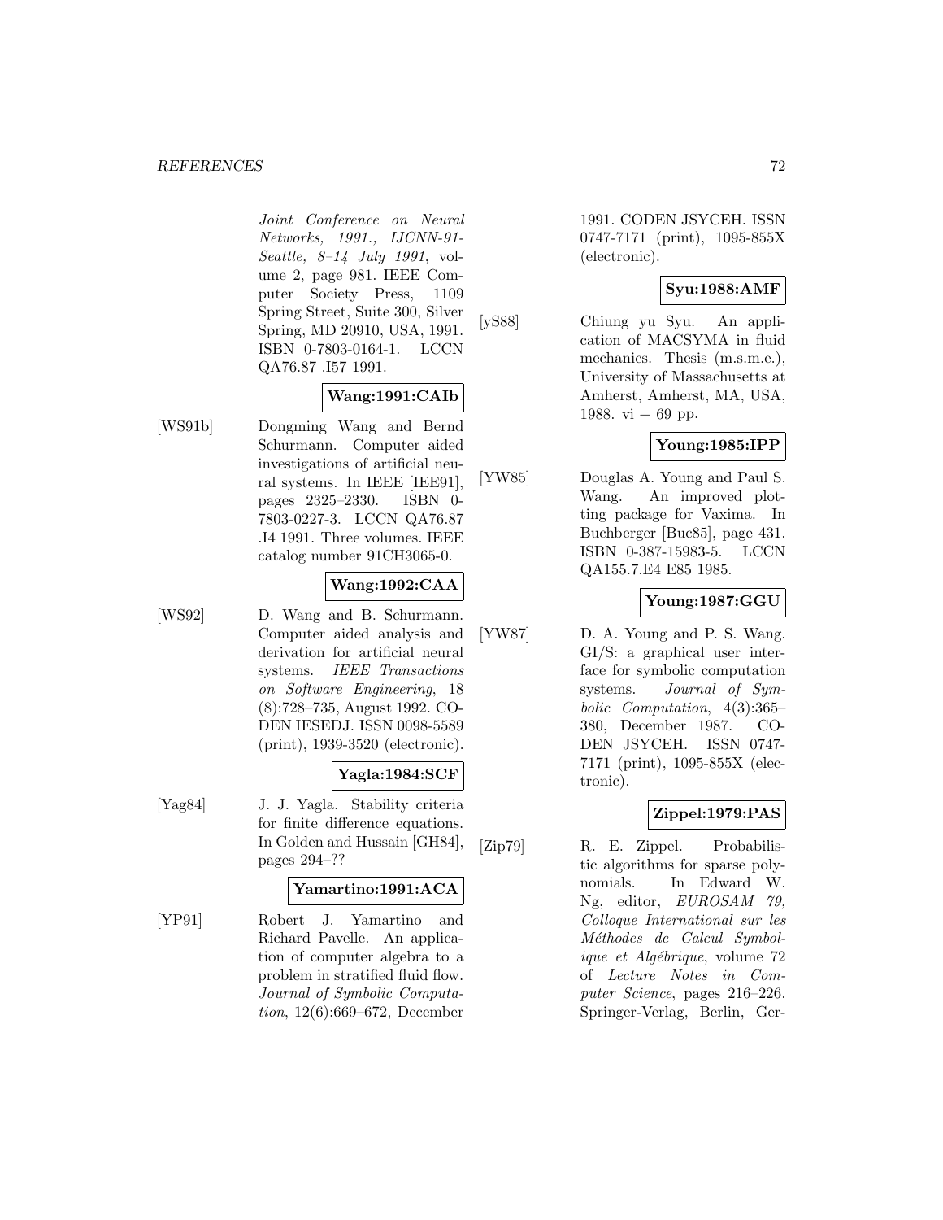*Joint Conference on Neural Networks, 1991., IJCNN-91-Seattle, 8–14 July 1991*, volume 2, page 981. IEEE Computer Society Press, 1109 Spring Street, Suite 300, Silver Spring, MD 20910, USA, 1991. ISBN 0-7803-0164-1. LCCN QA76.87 .I57 1991.

**Wang:1991:CAIb**

[WS91b] Dongming Wang and Bernd Schurmann. Computer aided investigations of artificial neural systems. In IEEE [IEE91], pages 2325–2330. ISBN 0-7803-0227-3. LCCN QA76.87 .I4 1991. Three volumes. IEEE catalog number 91CH3065-0.

**Wang:1992:CAA**

[WS92] D. Wang and B. Schurmann. Computer aided analysis and derivation for artificial neural systems. *IEEE Transactions on Software Engineering*, 18 (8):728–735, August 1992. CODEN IESEDJ. ISSN 0098-5589 (print), 1939-3520 (electronic).

**Yagla:1984:SCF**

[Yag84] J. J. Yagla. Stability criteria for finite difference equations. In Golden and Hussain [GH84], pages 294–??

**Yamartino:1991:ACA**

[YP91] Robert J. Yamartino and Richard Pavelle. An application of computer algebra to a problem in stratified fluid flow. *Journal of Symbolic Computation*, 12(6):669–672, December 1991. CODEN JSYCEH. ISSN 0747-7171 (print), 1095-855X (electronic).

**Syu:1988:AMF**

[yS88] Chiung yu Syu. An application of MACSYMA in fluid mechanics. Thesis (m.s.m.e.), University of Massachusetts at Amherst, Amherst, MA, USA, 1988. vi + 69 pp.

**Young:1985:IPP**

[YW85] Douglas A. Young and Paul S. Wang. An improved plotting package for Vaxima. In Buchberger [Buc85], page 431. ISBN 0-387-15983-5. LCCN QA155.7.E4 E85 1985.

**Young:1987:GGU**

[YW87] D. A. Young and P. S. Wang. GI/S: a graphical user interface for symbolic computation systems. *Journal of Symbolic Computation*, 4(3):365–380, December 1987. CODEN JSYCEH. ISSN 0747-7171 (print), 1095-855X (electronic).

**Zippel:1979:PAS**

[Zip79] R. E. Zippel. Probabilistic algorithms for sparse polynomials. In Edward W. Ng, editor, *EUROSAM 79, Colloque International sur les Méthodes de Calcul Symbolique et Algébrique*, volume 72 of *Lecture Notes in Computer Science*, pages 216–226. Springer-Verlag, Berlin, Ger-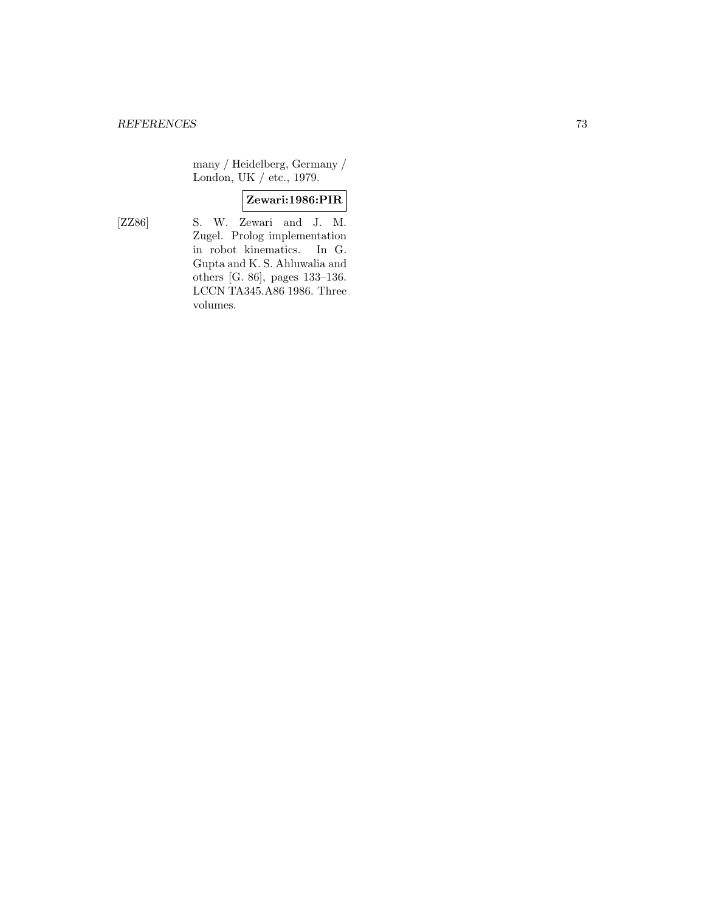many / Heidelberg, Germany / London, UK / etc., 1979.

**Zewari:1986:PIR**

[ZZ86] S. W. Zewari and J. M. Zugel. Prolog implementation in robot kinematics. In G. Gupta and K. S. Ahluwalia and others [G. 86], pages 133–136. LCCN TA345.A86 1986. Three volumes.